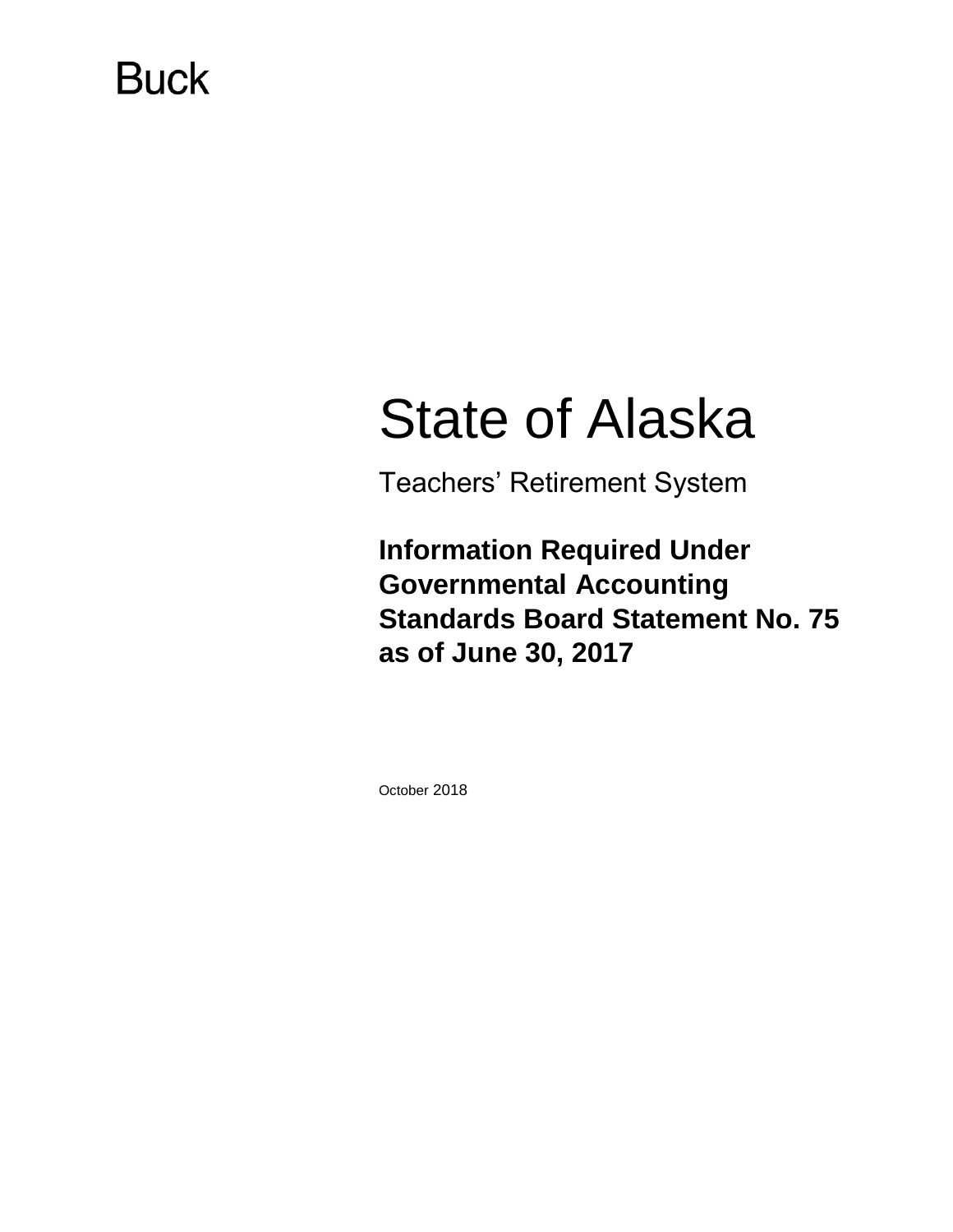Buck

# State of Alaska

Teachers' Retirement System

## Information Required Under Governmental Accounting Standards Board Statement No. 75 as of June 30, 2017

October 2018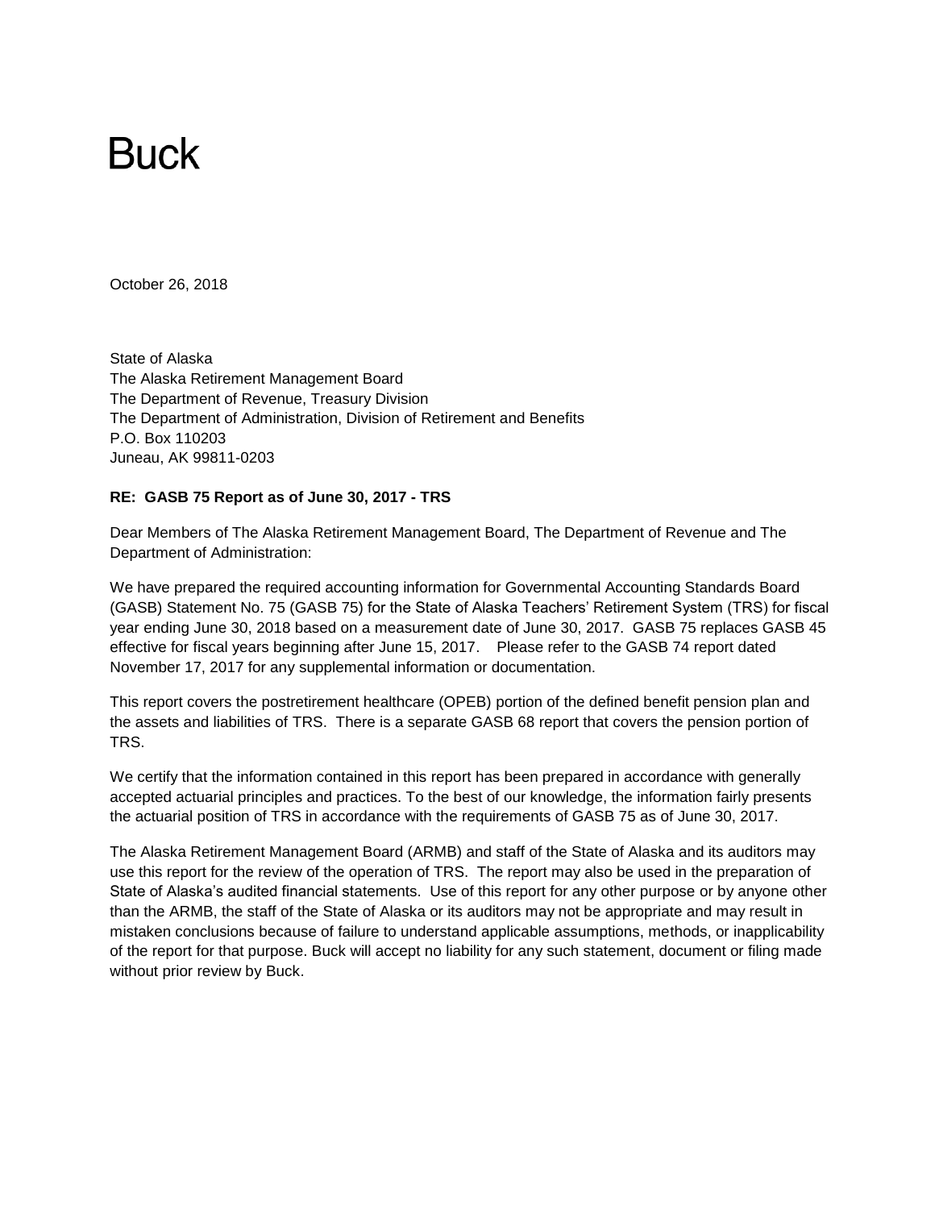# Buck

October 26, 2018

State of Alaska  
The Alaska Retirement Management Board  
The Department of Revenue, Treasury Division  
The Department of Administration, Division of Retirement and Benefits  
P.O. Box 110203  
Juneau, AK 99811-0203

**RE: GASB 75 Report as of June 30, 2017 - TRS**

Dear Members of The Alaska Retirement Management Board, The Department of Revenue and The Department of Administration:

We have prepared the required accounting information for Governmental Accounting Standards Board (GASB) Statement No. 75 (GASB 75) for the State of Alaska Teachers' Retirement System (TRS) for fiscal year ending June 30, 2018 based on a measurement date of June 30, 2017. GASB 75 replaces GASB 45 effective for fiscal years beginning after June 15, 2017. Please refer to the GASB 74 report dated November 17, 2017 for any supplemental information or documentation.

This report covers the postretirement healthcare (OPEB) portion of the defined benefit pension plan and the assets and liabilities of TRS. There is a separate GASB 68 report that covers the pension portion of TRS.

We certify that the information contained in this report has been prepared in accordance with generally accepted actuarial principles and practices. To the best of our knowledge, the information fairly presents the actuarial position of TRS in accordance with the requirements of GASB 75 as of June 30, 2017.

The Alaska Retirement Management Board (ARMB) and staff of the State of Alaska and its auditors may use this report for the review of the operation of TRS. The report may also be used in the preparation of State of Alaska's audited financial statements. Use of this report for any other purpose or by anyone other than the ARMB, the staff of the State of Alaska or its auditors may not be appropriate and may result in mistaken conclusions because of failure to understand applicable assumptions, methods, or inapplicability of the report for that purpose. Buck will accept no liability for any such statement, document or filing made without prior review by Buck.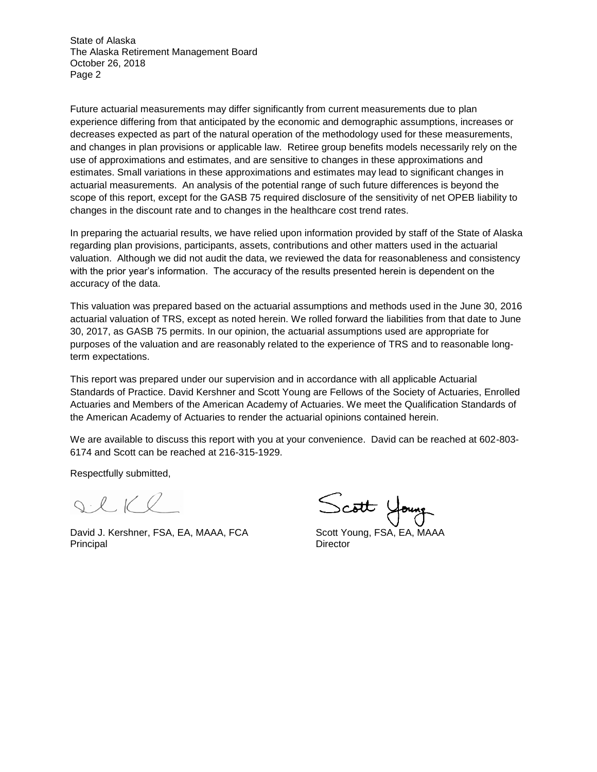Future actuarial measurements may differ significantly from current measurements due to plan experience differing from that anticipated by the economic and demographic assumptions, increases or decreases expected as part of the natural operation of the methodology used for these measurements, and changes in plan provisions or applicable law. Retiree group benefits models necessarily rely on the use of approximations and estimates, and are sensitive to changes in these approximations and estimates. Small variations in these approximations and estimates may lead to significant changes in actuarial measurements. An analysis of the potential range of such future differences is beyond the scope of this report, except for the GASB 75 required disclosure of the sensitivity of net OPEB liability to changes in the discount rate and to changes in the healthcare cost trend rates.

In preparing the actuarial results, we have relied upon information provided by staff of the State of Alaska regarding plan provisions, participants, assets, contributions and other matters used in the actuarial valuation. Although we did not audit the data, we reviewed the data for reasonableness and consistency with the prior year's information. The accuracy of the results presented herein is dependent on the accuracy of the data.

This valuation was prepared based on the actuarial assumptions and methods used in the June 30, 2016 actuarial valuation of TRS, except as noted herein. We rolled forward the liabilities from that date to June 30, 2017, as GASB 75 permits. In our opinion, the actuarial assumptions used are appropriate for purposes of the valuation and are reasonably related to the experience of TRS and to reasonable long-term expectations.

This report was prepared under our supervision and in accordance with all applicable Actuarial Standards of Practice. David Kershner and Scott Young are Fellows of the Society of Actuaries, Enrolled Actuaries and Members of the American Academy of Actuaries. We meet the Qualification Standards of the American Academy of Actuaries to render the actuarial opinions contained herein.

We are available to discuss this report with you at your convenience. David can be reached at 602-803-6174 and Scott can be reached at 216-315-1929.

Respectfully submitted,

David J. Kershner, FSA, EA, MAAA, FCA
Principal

Scott Young, FSA, EA, MAAA
Director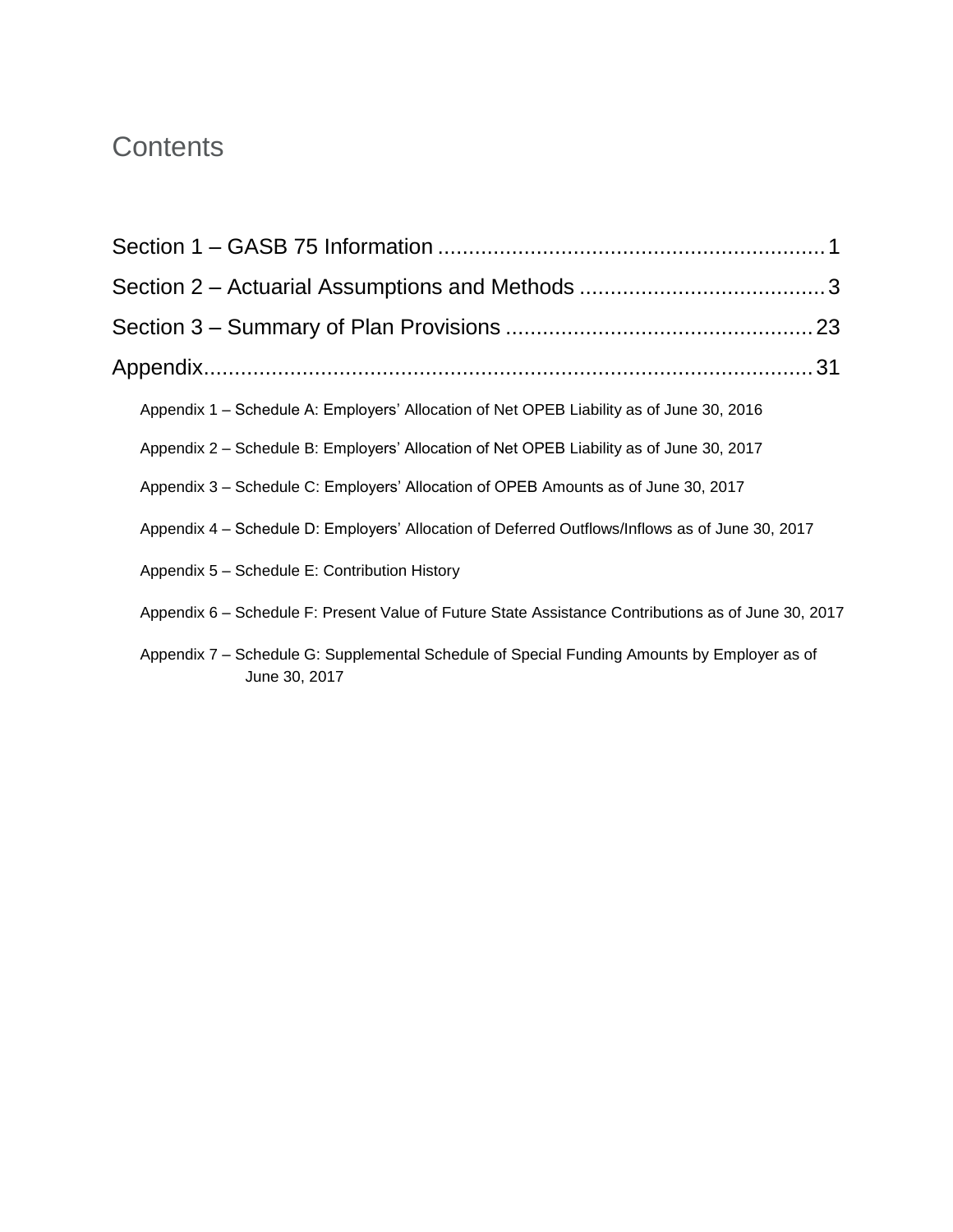# Contents

Section 1 – GASB 75 Information ........................................................ 1

Section 2 – Actuarial Assumptions and Methods ........................................ 3

Section 3 – Summary of Plan Provisions ................................................. 23

Appendix ........................................................................................ 31

- Appendix 1 – Schedule A: Employers' Allocation of Net OPEB Liability as of June 30, 2016
- Appendix 2 – Schedule B: Employers' Allocation of Net OPEB Liability as of June 30, 2017
- Appendix 3 – Schedule C: Employers' Allocation of OPEB Amounts as of June 30, 2017
- Appendix 4 – Schedule D: Employers' Allocation of Deferred Outflows/Inflows as of June 30, 2017
- Appendix 5 – Schedule E: Contribution History
- Appendix 6 – Schedule F: Present Value of Future State Assistance Contributions as of June 30, 2017
- Appendix 7 – Schedule G: Supplemental Schedule of Special Funding Amounts by Employer as of June 30, 2017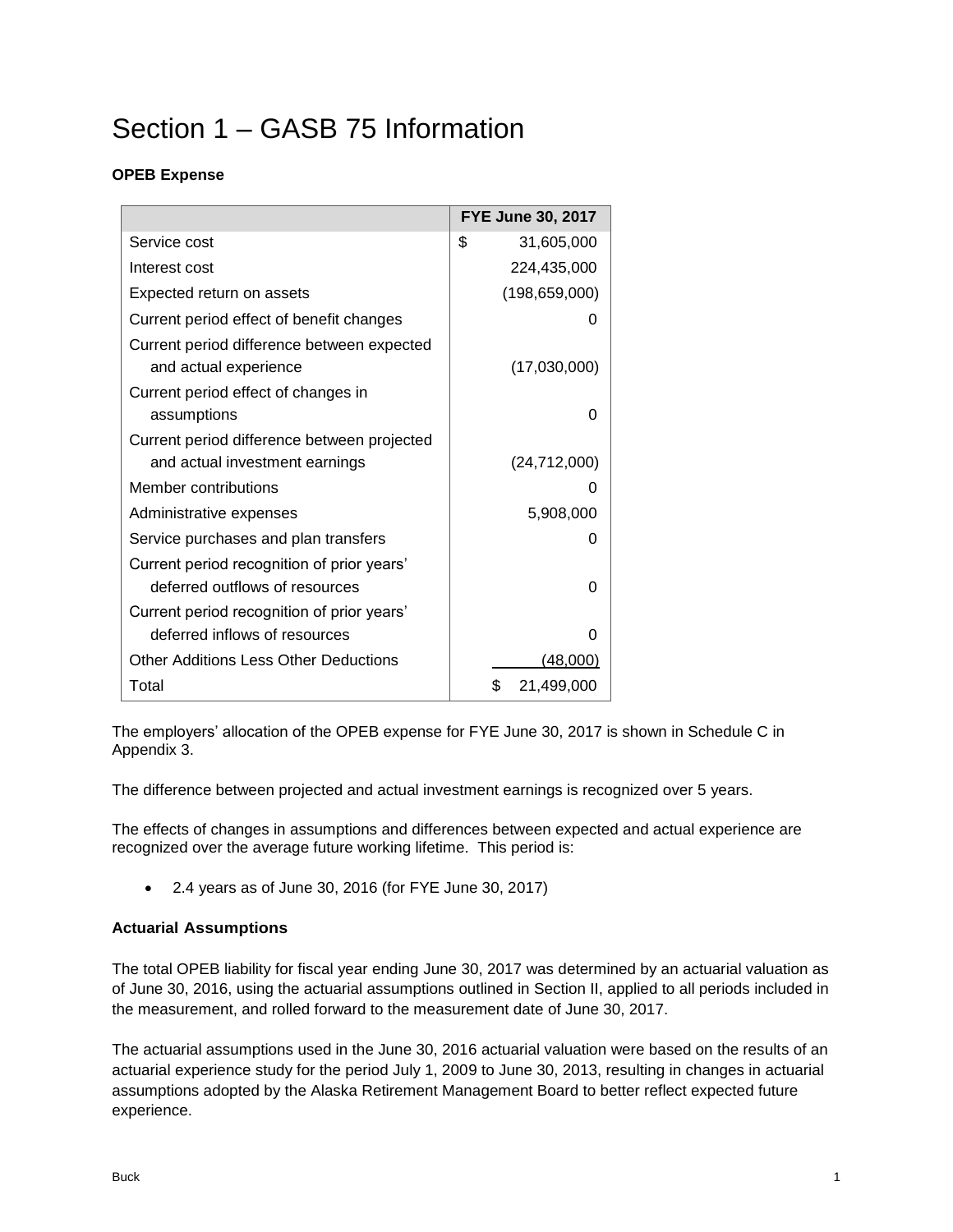# Section 1 – GASB 75 Information

**OPEB Expense**

| | FYE June 30, 2017 |
|---|---|
| Service cost | $ 31,605,000 |
| Interest cost | 224,435,000 |
| Expected return on assets | (198,659,000) |
| Current period effect of benefit changes | 0 |
| Current period difference between expected and actual experience | (17,030,000) |
| Current period effect of changes in assumptions | 0 |
| Current period difference between projected and actual investment earnings | (24,712,000) |
| Member contributions | 0 |
| Administrative expenses | 5,908,000 |
| Service purchases and plan transfers | 0 |
| Current period recognition of prior years' deferred outflows of resources | 0 |
| Current period recognition of prior years' deferred inflows of resources | 0 |
| Other Additions Less Other Deductions | (48,000) |
| Total | $ 21,499,000 |

The employers' allocation of the OPEB expense for FYE June 30, 2017 is shown in Schedule C in Appendix 3.

The difference between projected and actual investment earnings is recognized over 5 years.

The effects of changes in assumptions and differences between expected and actual experience are recognized over the average future working lifetime. This period is:

- 2.4 years as of June 30, 2016 (for FYE June 30, 2017)

**Actuarial Assumptions**

The total OPEB liability for fiscal year ending June 30, 2017 was determined by an actuarial valuation as of June 30, 2016, using the actuarial assumptions outlined in Section II, applied to all periods included in the measurement, and rolled forward to the measurement date of June 30, 2017.

The actuarial assumptions used in the June 30, 2016 actuarial valuation were based on the results of an actuarial experience study for the period July 1, 2009 to June 30, 2013, resulting in changes in actuarial assumptions adopted by the Alaska Retirement Management Board to better reflect expected future experience.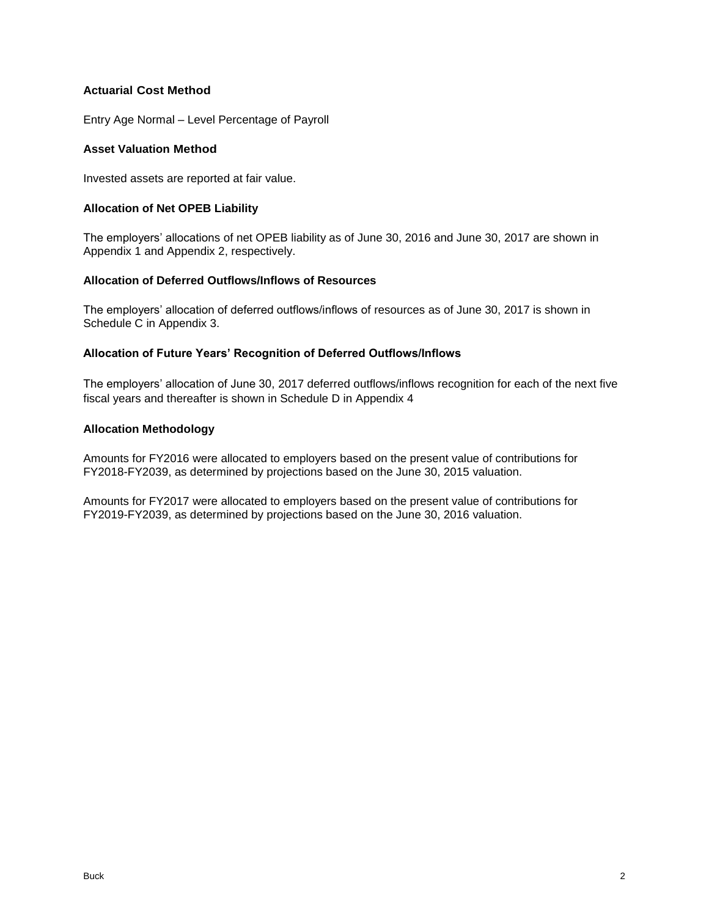### Actuarial Cost Method

Entry Age Normal – Level Percentage of Payroll

### Asset Valuation Method

Invested assets are reported at fair value.

### Allocation of Net OPEB Liability

The employers' allocations of net OPEB liability as of June 30, 2016 and June 30, 2017 are shown in Appendix 1 and Appendix 2, respectively.

### Allocation of Deferred Outflows/Inflows of Resources

The employers' allocation of deferred outflows/inflows of resources as of June 30, 2017 is shown in Schedule C in Appendix 3.

### Allocation of Future Years' Recognition of Deferred Outflows/Inflows

The employers' allocation of June 30, 2017 deferred outflows/inflows recognition for each of the next five fiscal years and thereafter is shown in Schedule D in Appendix 4

### Allocation Methodology

Amounts for FY2016 were allocated to employers based on the present value of contributions for FY2018-FY2039, as determined by projections based on the June 30, 2015 valuation.

Amounts for FY2017 were allocated to employers based on the present value of contributions for FY2019-FY2039, as determined by projections based on the June 30, 2016 valuation.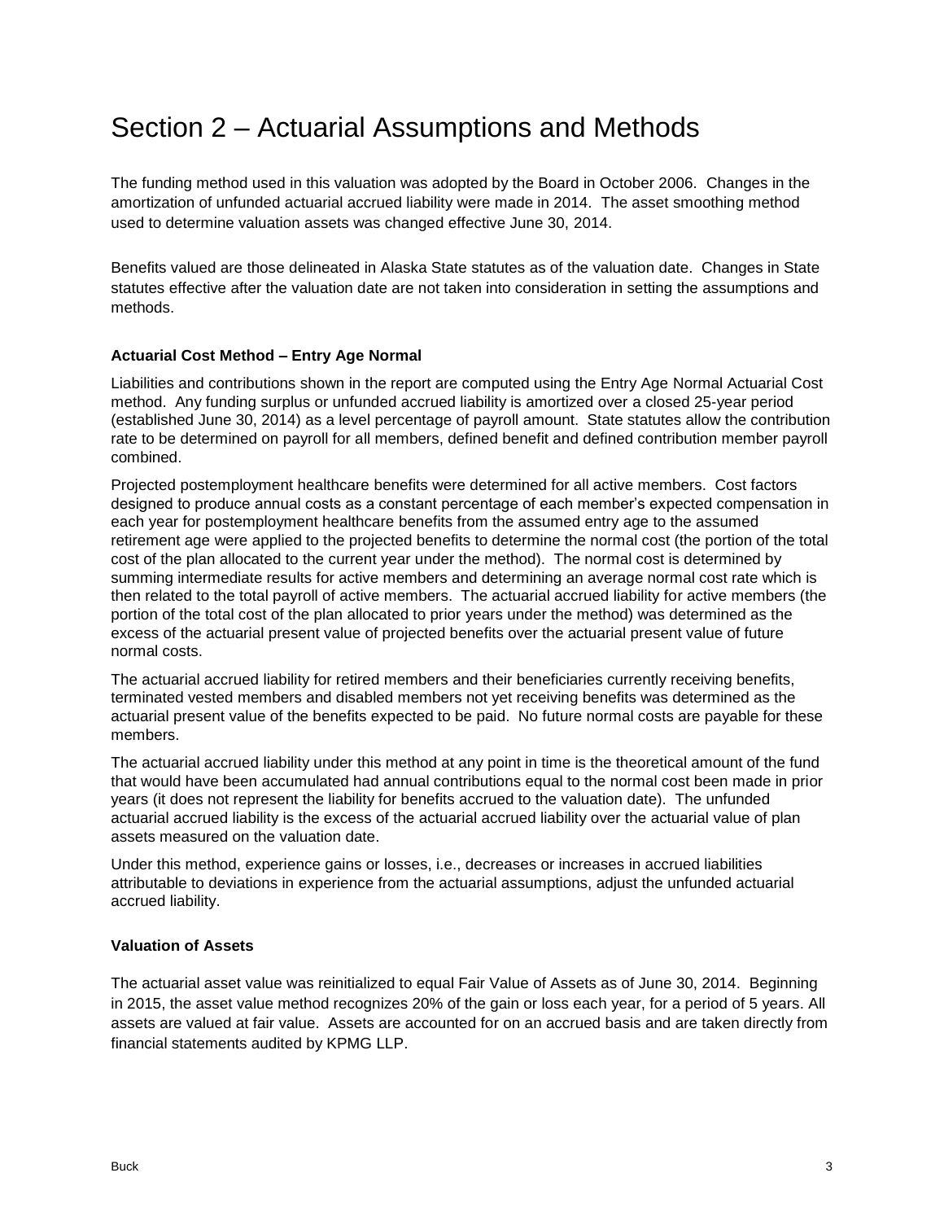# Section 2 – Actuarial Assumptions and Methods

The funding method used in this valuation was adopted by the Board in October 2006. Changes in the amortization of unfunded actuarial accrued liability were made in 2014. The asset smoothing method used to determine valuation assets was changed effective June 30, 2014.

Benefits valued are those delineated in Alaska State statutes as of the valuation date. Changes in State statutes effective after the valuation date are not taken into consideration in setting the assumptions and methods.

**Actuarial Cost Method – Entry Age Normal**

Liabilities and contributions shown in the report are computed using the Entry Age Normal Actuarial Cost method. Any funding surplus or unfunded accrued liability is amortized over a closed 25-year period (established June 30, 2014) as a level percentage of payroll amount. State statutes allow the contribution rate to be determined on payroll for all members, defined benefit and defined contribution member payroll combined.

Projected postemployment healthcare benefits were determined for all active members. Cost factors designed to produce annual costs as a constant percentage of each member's expected compensation in each year for postemployment healthcare benefits from the assumed entry age to the assumed retirement age were applied to the projected benefits to determine the normal cost (the portion of the total cost of the plan allocated to the current year under the method). The normal cost is determined by summing intermediate results for active members and determining an average normal cost rate which is then related to the total payroll of active members. The actuarial accrued liability for active members (the portion of the total cost of the plan allocated to prior years under the method) was determined as the excess of the actuarial present value of projected benefits over the actuarial present value of future normal costs.

The actuarial accrued liability for retired members and their beneficiaries currently receiving benefits, terminated vested members and disabled members not yet receiving benefits was determined as the actuarial present value of the benefits expected to be paid. No future normal costs are payable for these members.

The actuarial accrued liability under this method at any point in time is the theoretical amount of the fund that would have been accumulated had annual contributions equal to the normal cost been made in prior years (it does not represent the liability for benefits accrued to the valuation date). The unfunded actuarial accrued liability is the excess of the actuarial accrued liability over the actuarial value of plan assets measured on the valuation date.

Under this method, experience gains or losses, i.e., decreases or increases in accrued liabilities attributable to deviations in experience from the actuarial assumptions, adjust the unfunded actuarial accrued liability.

**Valuation of Assets**

The actuarial asset value was reinitialized to equal Fair Value of Assets as of June 30, 2014. Beginning in 2015, the asset value method recognizes 20% of the gain or loss each year, for a period of 5 years. All assets are valued at fair value. Assets are accounted for on an accrued basis and are taken directly from financial statements audited by KPMG LLP.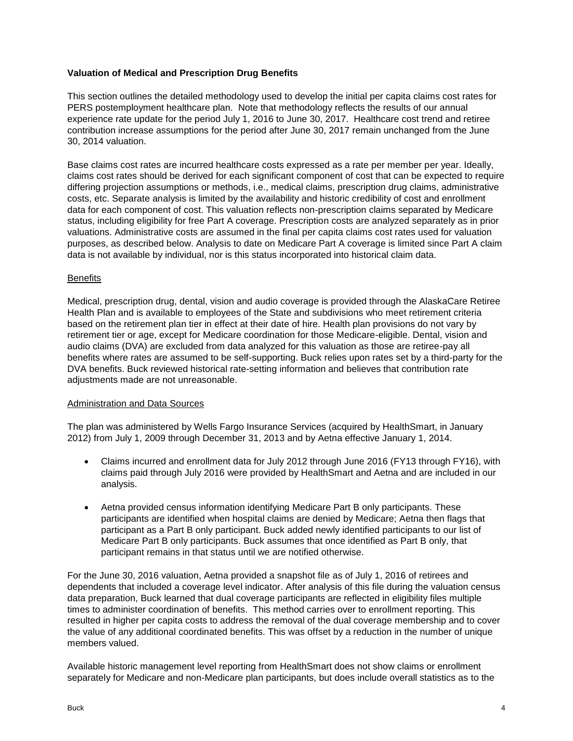**Valuation of Medical and Prescription Drug Benefits**

This section outlines the detailed methodology used to develop the initial per capita claims cost rates for PERS postemployment healthcare plan. Note that methodology reflects the results of our annual experience rate update for the period July 1, 2016 to June 30, 2017. Healthcare cost trend and retiree contribution increase assumptions for the period after June 30, 2017 remain unchanged from the June 30, 2014 valuation.

Base claims cost rates are incurred healthcare costs expressed as a rate per member per year. Ideally, claims cost rates should be derived for each significant component of cost that can be expected to require differing projection assumptions or methods, i.e., medical claims, prescription drug claims, administrative costs, etc. Separate analysis is limited by the availability and historic credibility of cost and enrollment data for each component of cost. This valuation reflects non-prescription claims separated by Medicare status, including eligibility for free Part A coverage. Prescription costs are analyzed separately as in prior valuations. Administrative costs are assumed in the final per capita claims cost rates used for valuation purposes, as described below. Analysis to date on Medicare Part A coverage is limited since Part A claim data is not available by individual, nor is this status incorporated into historical claim data.

<u>Benefits</u>

Medical, prescription drug, dental, vision and audio coverage is provided through the AlaskaCare Retiree Health Plan and is available to employees of the State and subdivisions who meet retirement criteria based on the retirement plan tier in effect at their date of hire. Health plan provisions do not vary by retirement tier or age, except for Medicare coordination for those Medicare-eligible. Dental, vision and audio claims (DVA) are excluded from data analyzed for this valuation as those are retiree-pay all benefits where rates are assumed to be self-supporting. Buck relies upon rates set by a third-party for the DVA benefits. Buck reviewed historical rate-setting information and believes that contribution rate adjustments made are not unreasonable.

<u>Administration and Data Sources</u>

The plan was administered by Wells Fargo Insurance Services (acquired by HealthSmart, in January 2012) from July 1, 2009 through December 31, 2013 and by Aetna effective January 1, 2014.

- Claims incurred and enrollment data for July 2012 through June 2016 (FY13 through FY16), with claims paid through July 2016 were provided by HealthSmart and Aetna and are included in our analysis.
- Aetna provided census information identifying Medicare Part B only participants. These participants are identified when hospital claims are denied by Medicare; Aetna then flags that participant as a Part B only participant. Buck added newly identified participants to our list of Medicare Part B only participants. Buck assumes that once identified as Part B only, that participant remains in that status until we are notified otherwise.

For the June 30, 2016 valuation, Aetna provided a snapshot file as of July 1, 2016 of retirees and dependents that included a coverage level indicator. After analysis of this file during the valuation census data preparation, Buck learned that dual coverage participants are reflected in eligibility files multiple times to administer coordination of benefits. This method carries over to enrollment reporting. This resulted in higher per capita costs to address the removal of the dual coverage membership and to cover the value of any additional coordinated benefits. This was offset by a reduction in the number of unique members valued.

Available historic management level reporting from HealthSmart does not show claims or enrollment separately for Medicare and non-Medicare plan participants, but does include overall statistics as to the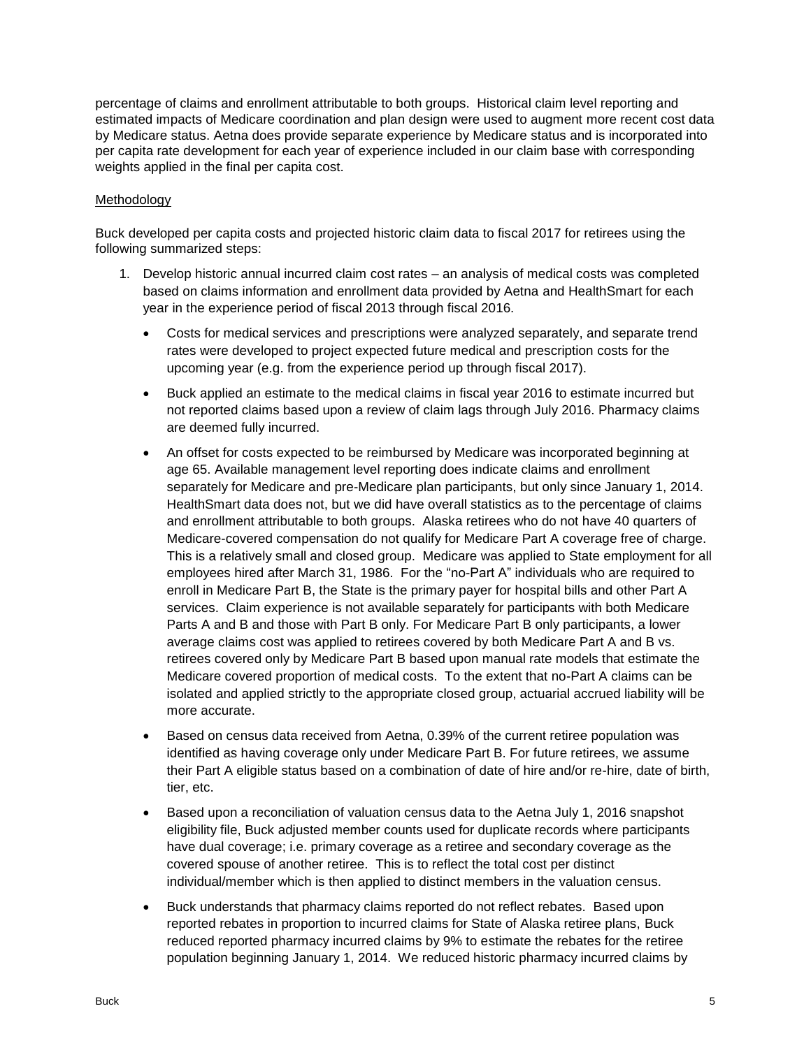percentage of claims and enrollment attributable to both groups. Historical claim level reporting and estimated impacts of Medicare coordination and plan design were used to augment more recent cost data by Medicare status. Aetna does provide separate experience by Medicare status and is incorporated into per capita rate development for each year of experience included in our claim base with corresponding weights applied in the final per capita cost.

Methodology

Buck developed per capita costs and projected historic claim data to fiscal 2017 for retirees using the following summarized steps:

1. Develop historic annual incurred claim cost rates – an analysis of medical costs was completed based on claims information and enrollment data provided by Aetna and HealthSmart for each year in the experience period of fiscal 2013 through fiscal 2016.

   - Costs for medical services and prescriptions were analyzed separately, and separate trend rates were developed to project expected future medical and prescription costs for the upcoming year (e.g. from the experience period up through fiscal 2017).

   - Buck applied an estimate to the medical claims in fiscal year 2016 to estimate incurred but not reported claims based upon a review of claim lags through July 2016. Pharmacy claims are deemed fully incurred.

   - An offset for costs expected to be reimbursed by Medicare was incorporated beginning at age 65. Available management level reporting does indicate claims and enrollment separately for Medicare and pre-Medicare plan participants, but only since January 1, 2014. HealthSmart data does not, but we did have overall statistics as to the percentage of claims and enrollment attributable to both groups. Alaska retirees who do not have 40 quarters of Medicare-covered compensation do not qualify for Medicare Part A coverage free of charge. This is a relatively small and closed group. Medicare was applied to State employment for all employees hired after March 31, 1986. For the "no-Part A" individuals who are required to enroll in Medicare Part B, the State is the primary payer for hospital bills and other Part A services. Claim experience is not available separately for participants with both Medicare Parts A and B and those with Part B only. For Medicare Part B only participants, a lower average claims cost was applied to retirees covered by both Medicare Part A and B vs. retirees covered only by Medicare Part B based upon manual rate models that estimate the Medicare covered proportion of medical costs. To the extent that no-Part A claims can be isolated and applied strictly to the appropriate closed group, actuarial accrued liability will be more accurate.

   - Based on census data received from Aetna, 0.39% of the current retiree population was identified as having coverage only under Medicare Part B. For future retirees, we assume their Part A eligible status based on a combination of date of hire and/or re-hire, date of birth, tier, etc.

   - Based upon a reconciliation of valuation census data to the Aetna July 1, 2016 snapshot eligibility file, Buck adjusted member counts used for duplicate records where participants have dual coverage; i.e. primary coverage as a retiree and secondary coverage as the covered spouse of another retiree. This is to reflect the total cost per distinct individual/member which is then applied to distinct members in the valuation census.

   - Buck understands that pharmacy claims reported do not reflect rebates. Based upon reported rebates in proportion to incurred claims for State of Alaska retiree plans, Buck reduced reported pharmacy incurred claims by 9% to estimate the rebates for the retiree population beginning January 1, 2014. We reduced historic pharmacy incurred claims by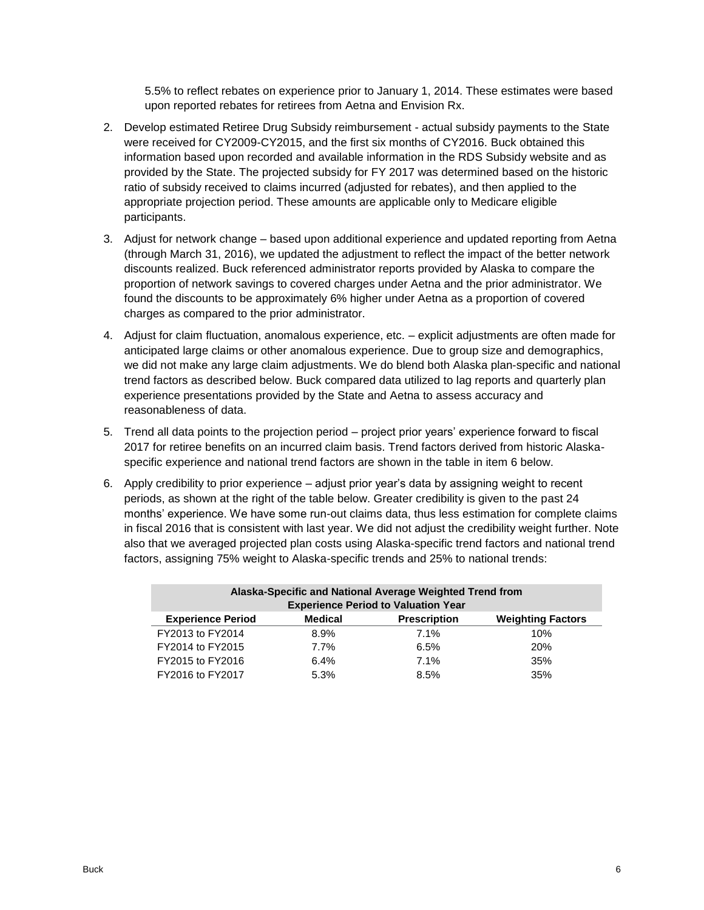5.5% to reflect rebates on experience prior to January 1, 2014. These estimates were based upon reported rebates for retirees from Aetna and Envision Rx.

2. Develop estimated Retiree Drug Subsidy reimbursement - actual subsidy payments to the State were received for CY2009-CY2015, and the first six months of CY2016. Buck obtained this information based upon recorded and available information in the RDS Subsidy website and as provided by the State. The projected subsidy for FY 2017 was determined based on the historic ratio of subsidy received to claims incurred (adjusted for rebates), and then applied to the appropriate projection period. These amounts are applicable only to Medicare eligible participants.

3. Adjust for network change – based upon additional experience and updated reporting from Aetna (through March 31, 2016), we updated the adjustment to reflect the impact of the better network discounts realized. Buck referenced administrator reports provided by Alaska to compare the proportion of network savings to covered charges under Aetna and the prior administrator. We found the discounts to be approximately 6% higher under Aetna as a proportion of covered charges as compared to the prior administrator.

4. Adjust for claim fluctuation, anomalous experience, etc. – explicit adjustments are often made for anticipated large claims or other anomalous experience. Due to group size and demographics, we did not make any large claim adjustments. We do blend both Alaska plan-specific and national trend factors as described below. Buck compared data utilized to lag reports and quarterly plan experience presentations provided by the State and Aetna to assess accuracy and reasonableness of data.

5. Trend all data points to the projection period – project prior years' experience forward to fiscal 2017 for retiree benefits on an incurred claim basis. Trend factors derived from historic Alaska-specific experience and national trend factors are shown in the table in item 6 below.

6. Apply credibility to prior experience – adjust prior year's data by assigning weight to recent periods, as shown at the right of the table below. Greater credibility is given to the past 24 months' experience. We have some run-out claims data, thus less estimation for complete claims in fiscal 2016 that is consistent with last year. We did not adjust the credibility weight further. Note also that we averaged projected plan costs using Alaska-specific trend factors and national trend factors, assigning 75% weight to Alaska-specific trends and 25% to national trends:

| Alaska-Specific and National Average Weighted Trend from Experience Period to Valuation Year | | | |
|---|---|---|---|
| **Experience Period** | **Medical** | **Prescription** | **Weighting Factors** |
| FY2013 to FY2014 | 8.9% | 7.1% | 10% |
| FY2014 to FY2015 | 7.7% | 6.5% | 20% |
| FY2015 to FY2016 | 6.4% | 7.1% | 35% |
| FY2016 to FY2017 | 5.3% | 8.5% | 35% |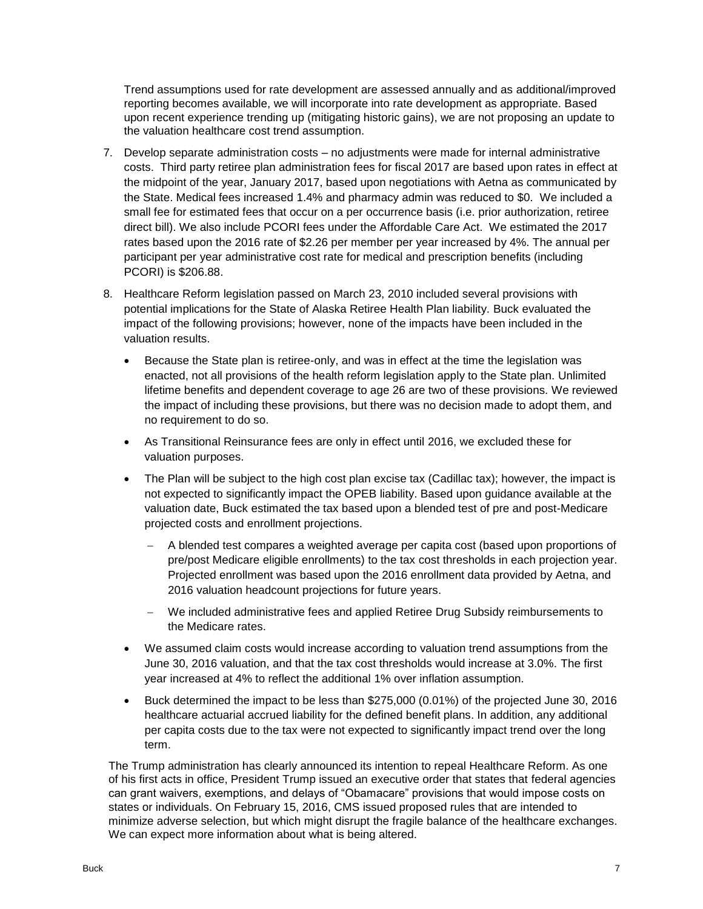Trend assumptions used for rate development are assessed annually and as additional/improved reporting becomes available, we will incorporate into rate development as appropriate. Based upon recent experience trending up (mitigating historic gains), we are not proposing an update to the valuation healthcare cost trend assumption.

7. Develop separate administration costs – no adjustments were made for internal administrative costs. Third party retiree plan administration fees for fiscal 2017 are based upon rates in effect at the midpoint of the year, January 2017, based upon negotiations with Aetna as communicated by the State. Medical fees increased 1.4% and pharmacy admin was reduced to $0. We included a small fee for estimated fees that occur on a per occurrence basis (i.e. prior authorization, retiree direct bill). We also include PCORI fees under the Affordable Care Act. We estimated the 2017 rates based upon the 2016 rate of $2.26 per member per year increased by 4%. The annual per participant per year administrative cost rate for medical and prescription benefits (including PCORI) is $206.88.

8. Healthcare Reform legislation passed on March 23, 2010 included several provisions with potential implications for the State of Alaska Retiree Health Plan liability. Buck evaluated the impact of the following provisions; however, none of the impacts have been included in the valuation results.

   - Because the State plan is retiree-only, and was in effect at the time the legislation was enacted, not all provisions of the health reform legislation apply to the State plan. Unlimited lifetime benefits and dependent coverage to age 26 are two of these provisions. We reviewed the impact of including these provisions, but there was no decision made to adopt them, and no requirement to do so.
   - As Transitional Reinsurance fees are only in effect until 2016, we excluded these for valuation purposes.
   - The Plan will be subject to the high cost plan excise tax (Cadillac tax); however, the impact is not expected to significantly impact the OPEB liability. Based upon guidance available at the valuation date, Buck estimated the tax based upon a blended test of pre and post-Medicare projected costs and enrollment projections.
     - A blended test compares a weighted average per capita cost (based upon proportions of pre/post Medicare eligible enrollments) to the tax cost thresholds in each projection year. Projected enrollment was based upon the 2016 enrollment data provided by Aetna, and 2016 valuation headcount projections for future years.
     - We included administrative fees and applied Retiree Drug Subsidy reimbursements to the Medicare rates.
   - We assumed claim costs would increase according to valuation trend assumptions from the June 30, 2016 valuation, and that the tax cost thresholds would increase at 3.0%. The first year increased at 4% to reflect the additional 1% over inflation assumption.
   - Buck determined the impact to be less than $275,000 (0.01%) of the projected June 30, 2016 healthcare actuarial accrued liability for the defined benefit plans. In addition, any additional per capita costs due to the tax were not expected to significantly impact trend over the long term.

The Trump administration has clearly announced its intention to repeal Healthcare Reform. As one of his first acts in office, President Trump issued an executive order that states that federal agencies can grant waivers, exemptions, and delays of "Obamacare" provisions that would impose costs on states or individuals. On February 15, 2016, CMS issued proposed rules that are intended to minimize adverse selection, but which might disrupt the fragile balance of the healthcare exchanges. We can expect more information about what is being altered.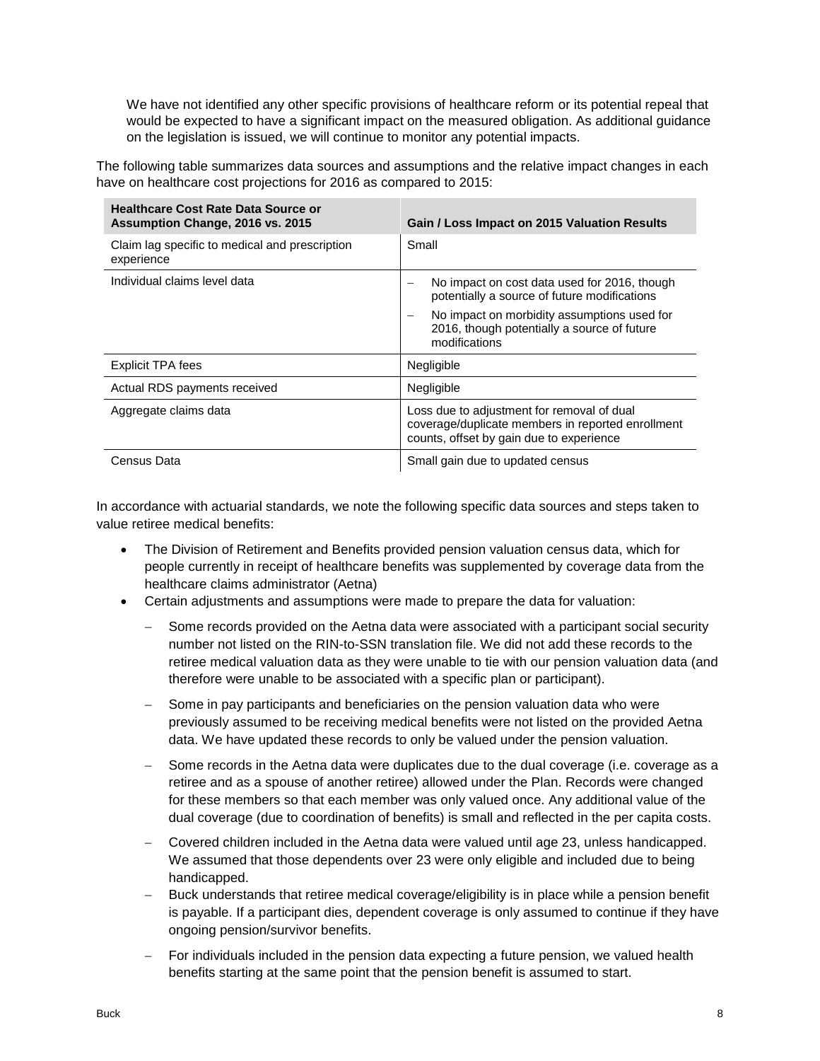We have not identified any other specific provisions of healthcare reform or its potential repeal that would be expected to have a significant impact on the measured obligation. As additional guidance on the legislation is issued, we will continue to monitor any potential impacts.

The following table summarizes data sources and assumptions and the relative impact changes in each have on healthcare cost projections for 2016 as compared to 2015:

| Healthcare Cost Rate Data Source or Assumption Change, 2016 vs. 2015 | Gain / Loss Impact on 2015 Valuation Results |
|---|---|
| Claim lag specific to medical and prescription experience | Small |
| Individual claims level data | – No impact on cost data used for 2016, though potentially a source of future modifications<br>– No impact on morbidity assumptions used for 2016, though potentially a source of future modifications |
| Explicit TPA fees | Negligible |
| Actual RDS payments received | Negligible |
| Aggregate claims data | Loss due to adjustment for removal of dual coverage/duplicate members in reported enrollment counts, offset by gain due to experience |
| Census Data | Small gain due to updated census |

In accordance with actuarial standards, we note the following specific data sources and steps taken to value retiree medical benefits:

- The Division of Retirement and Benefits provided pension valuation census data, which for people currently in receipt of healthcare benefits was supplemented by coverage data from the healthcare claims administrator (Aetna)
- Certain adjustments and assumptions were made to prepare the data for valuation:
  - Some records provided on the Aetna data were associated with a participant social security number not listed on the RIN-to-SSN translation file. We did not add these records to the retiree medical valuation data as they were unable to tie with our pension valuation data (and therefore were unable to be associated with a specific plan or participant).
  - Some in pay participants and beneficiaries on the pension valuation data who were previously assumed to be receiving medical benefits were not listed on the provided Aetna data. We have updated these records to only be valued under the pension valuation.
  - Some records in the Aetna data were duplicates due to the dual coverage (i.e. coverage as a retiree and as a spouse of another retiree) allowed under the Plan. Records were changed for these members so that each member was only valued once. Any additional value of the dual coverage (due to coordination of benefits) is small and reflected in the per capita costs.
  - Covered children included in the Aetna data were valued until age 23, unless handicapped. We assumed that those dependents over 23 were only eligible and included due to being handicapped.
  - Buck understands that retiree medical coverage/eligibility is in place while a pension benefit is payable. If a participant dies, dependent coverage is only assumed to continue if they have ongoing pension/survivor benefits.
  - For individuals included in the pension data expecting a future pension, we valued health benefits starting at the same point that the pension benefit is assumed to start.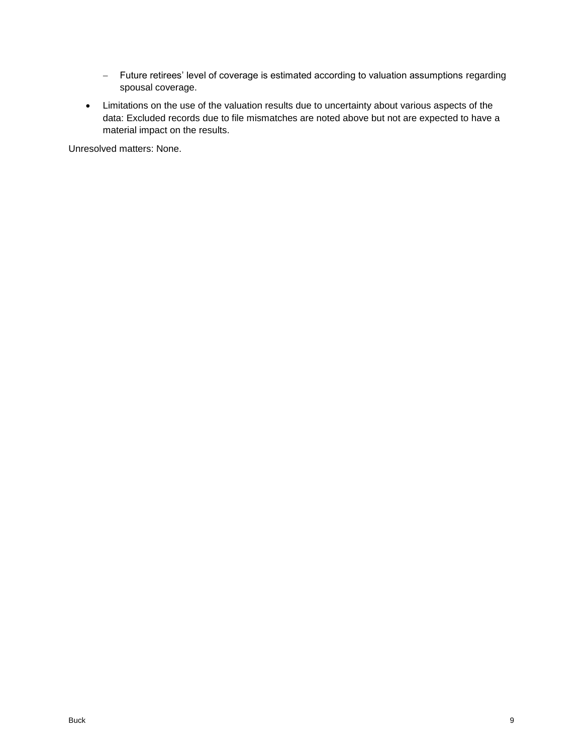- Future retirees' level of coverage is estimated according to valuation assumptions regarding spousal coverage.
- Limitations on the use of the valuation results due to uncertainty about various aspects of the data: Excluded records due to file mismatches are noted above but not are expected to have a material impact on the results.

Unresolved matters: None.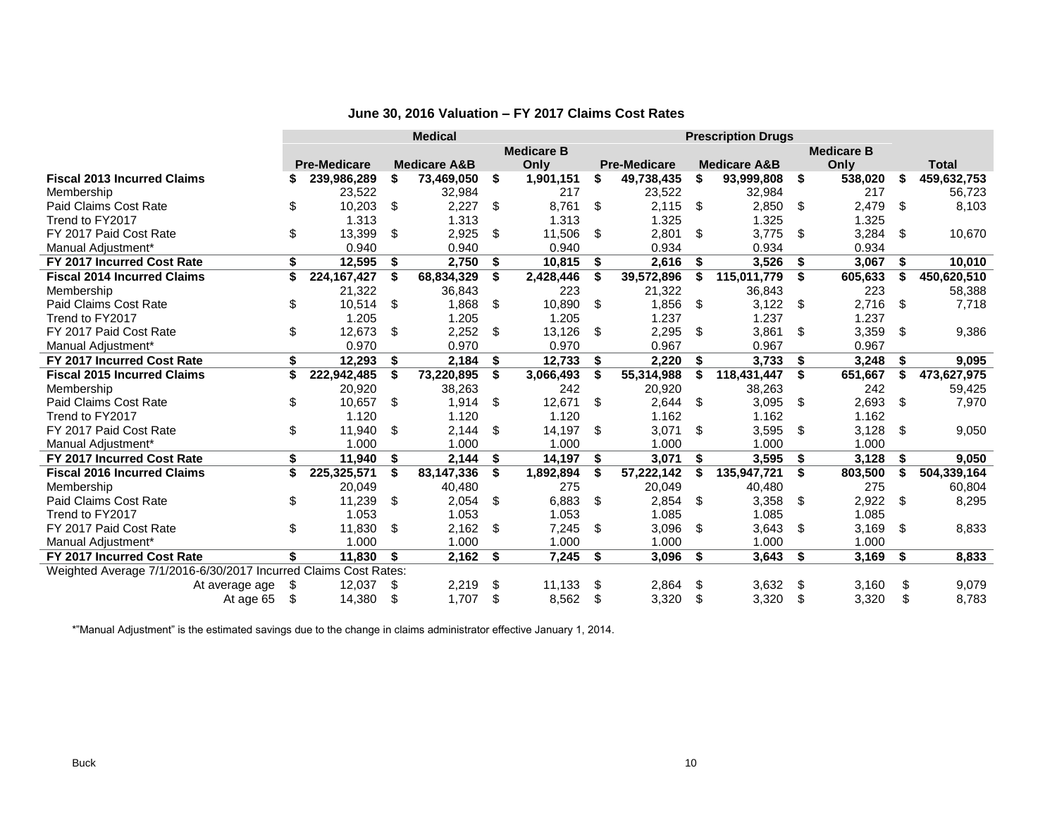## June 30, 2016 Valuation – FY 2017 Claims Cost Rates

| | Medical | | | Prescription Drugs | | | |
|---|---|---|---|---|---|---|---|
| | Pre-Medicare | Medicare A&B | Medicare B Only | Pre-Medicare | Medicare A&B | Medicare B Only | Total |
| **Fiscal 2013 Incurred Claims** | **$ 239,986,289** | **$ 73,469,050** | **$ 1,901,151** | **$ 49,738,435** | **$ 93,999,808** | **$ 538,020** | **$ 459,632,753** |
| Membership | 23,522 | 32,984 | 217 | 23,522 | 32,984 | 217 | 56,723 |
| Paid Claims Cost Rate | $ 10,203 | $ 2,227 | $ 8,761 | $ 2,115 | $ 2,850 | $ 2,479 | $ 8,103 |
| Trend to FY2017 | 1.313 | 1.313 | 1.313 | 1.325 | 1.325 | 1.325 | |
| FY 2017 Paid Cost Rate | $ 13,399 | $ 2,925 | $ 11,506 | $ 2,801 | $ 3,775 | $ 3,284 | $ 10,670 |
| Manual Adjustment* | 0.940 | 0.940 | 0.940 | 0.934 | 0.934 | 0.934 | |
| **FY 2017 Incurred Cost Rate** | **$ 12,595** | **$ 2,750** | **$ 10,815** | **$ 2,616** | **$ 3,526** | **$ 3,067** | **$ 10,010** |
| **Fiscal 2014 Incurred Claims** | **$ 224,167,427** | **$ 68,834,329** | **$ 2,428,446** | **$ 39,572,896** | **$ 115,011,779** | **$ 605,633** | **$ 450,620,510** |
| Membership | 21,322 | 36,843 | 223 | 21,322 | 36,843 | 223 | 58,388 |
| Paid Claims Cost Rate | $ 10,514 | $ 1,868 | $ 10,890 | $ 1,856 | $ 3,122 | $ 2,716 | $ 7,718 |
| Trend to FY2017 | 1.205 | 1.205 | 1.205 | 1.237 | 1.237 | 1.237 | |
| FY 2017 Paid Cost Rate | $ 12,673 | $ 2,252 | $ 13,126 | $ 2,295 | $ 3,861 | $ 3,359 | $ 9,386 |
| Manual Adjustment* | 0.970 | 0.970 | 0.970 | 0.967 | 0.967 | 0.967 | |
| **FY 2017 Incurred Cost Rate** | **$ 12,293** | **$ 2,184** | **$ 12,733** | **$ 2,220** | **$ 3,733** | **$ 3,248** | **$ 9,095** |
| **Fiscal 2015 Incurred Claims** | **$ 222,942,485** | **$ 73,220,895** | **$ 3,066,493** | **$ 55,314,988** | **$ 118,431,447** | **$ 651,667** | **$ 473,627,975** |
| Membership | 20,920 | 38,263 | 242 | 20,920 | 38,263 | 242 | 59,425 |
| Paid Claims Cost Rate | $ 10,657 | $ 1,914 | $ 12,671 | $ 2,644 | $ 3,095 | $ 2,693 | $ 7,970 |
| Trend to FY2017 | 1.120 | 1.120 | 1.120 | 1.162 | 1.162 | 1.162 | |
| FY 2017 Paid Cost Rate | $ 11,940 | $ 2,144 | $ 14,197 | $ 3,071 | $ 3,595 | $ 3,128 | $ 9,050 |
| Manual Adjustment* | 1.000 | 1.000 | 1.000 | 1.000 | 1.000 | 1.000 | |
| **FY 2017 Incurred Cost Rate** | **$ 11,940** | **$ 2,144** | **$ 14,197** | **$ 3,071** | **$ 3,595** | **$ 3,128** | **$ 9,050** |
| **Fiscal 2016 Incurred Claims** | **$ 225,325,571** | **$ 83,147,336** | **$ 1,892,894** | **$ 57,222,142** | **$ 135,947,721** | **$ 803,500** | **$ 504,339,164** |
| Membership | 20,049 | 40,480 | 275 | 20,049 | 40,480 | 275 | 60,804 |
| Paid Claims Cost Rate | $ 11,239 | $ 2,054 | $ 6,883 | $ 2,854 | $ 3,358 | $ 2,922 | $ 8,295 |
| Trend to FY2017 | 1.053 | 1.053 | 1.053 | 1.085 | 1.085 | 1.085 | |
| FY 2017 Paid Cost Rate | $ 11,830 | $ 2,162 | $ 7,245 | $ 3,096 | $ 3,643 | $ 3,169 | $ 8,833 |
| Manual Adjustment* | 1.000 | 1.000 | 1.000 | 1.000 | 1.000 | 1.000 | |
| **FY 2017 Incurred Cost Rate** | **$ 11,830** | **$ 2,162** | **$ 7,245** | **$ 3,096** | **$ 3,643** | **$ 3,169** | **$ 8,833** |
| Weighted Average 7/1/2016-6/30/2017 Incurred Claims Cost Rates: | | | | | | | |
| At average age | $ 12,037 | $ 2,219 | $ 11,133 | $ 2,864 | $ 3,632 | $ 3,160 | $ 9,079 |
| At age 65 | $ 14,380 | $ 1,707 | $ 8,562 | $ 3,320 | $ 3,320 | $ 3,320 | $ 8,783 |

*"Manual Adjustment" is the estimated savings due to the change in claims administrator effective January 1, 2014.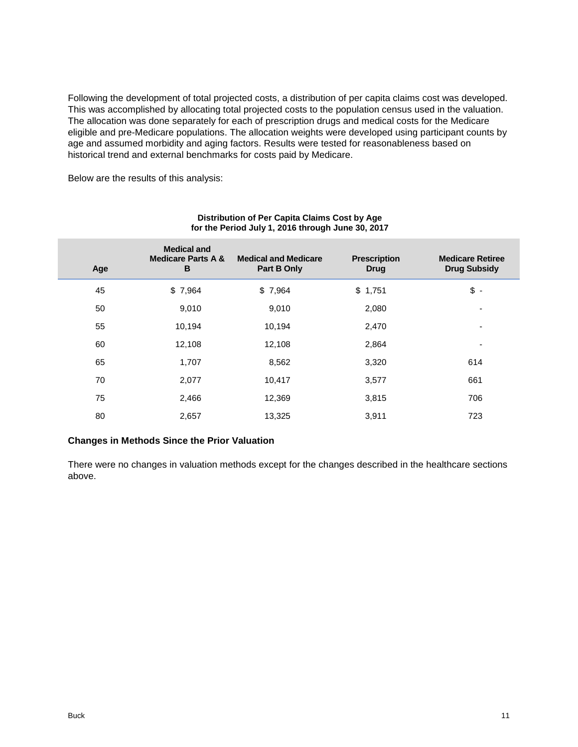Following the development of total projected costs, a distribution of per capita claims cost was developed. This was accomplished by allocating total projected costs to the population census used in the valuation. The allocation was done separately for each of prescription drugs and medical costs for the Medicare eligible and pre-Medicare populations. The allocation weights were developed using participant counts by age and assumed morbidity and aging factors. Results were tested for reasonableness based on historical trend and external benchmarks for costs paid by Medicare.

Below are the results of this analysis:

**Distribution of Per Capita Claims Cost by Age**
**for the Period July 1, 2016 through June 30, 2017**

| Age | Medical and Medicare Parts A & B | Medical and Medicare Part B Only | Prescription Drug | Medicare Retiree Drug Subsidy |
|---|---|---|---|---|
| 45 | $ 7,964 | $ 7,964 | $ 1,751 | $ - |
| 50 | 9,010 | 9,010 | 2,080 | - |
| 55 | 10,194 | 10,194 | 2,470 | - |
| 60 | 12,108 | 12,108 | 2,864 | - |
| 65 | 1,707 | 8,562 | 3,320 | 614 |
| 70 | 2,077 | 10,417 | 3,577 | 661 |
| 75 | 2,466 | 12,369 | 3,815 | 706 |
| 80 | 2,657 | 13,325 | 3,911 | 723 |

**Changes in Methods Since the Prior Valuation**

There were no changes in valuation methods except for the changes described in the healthcare sections above.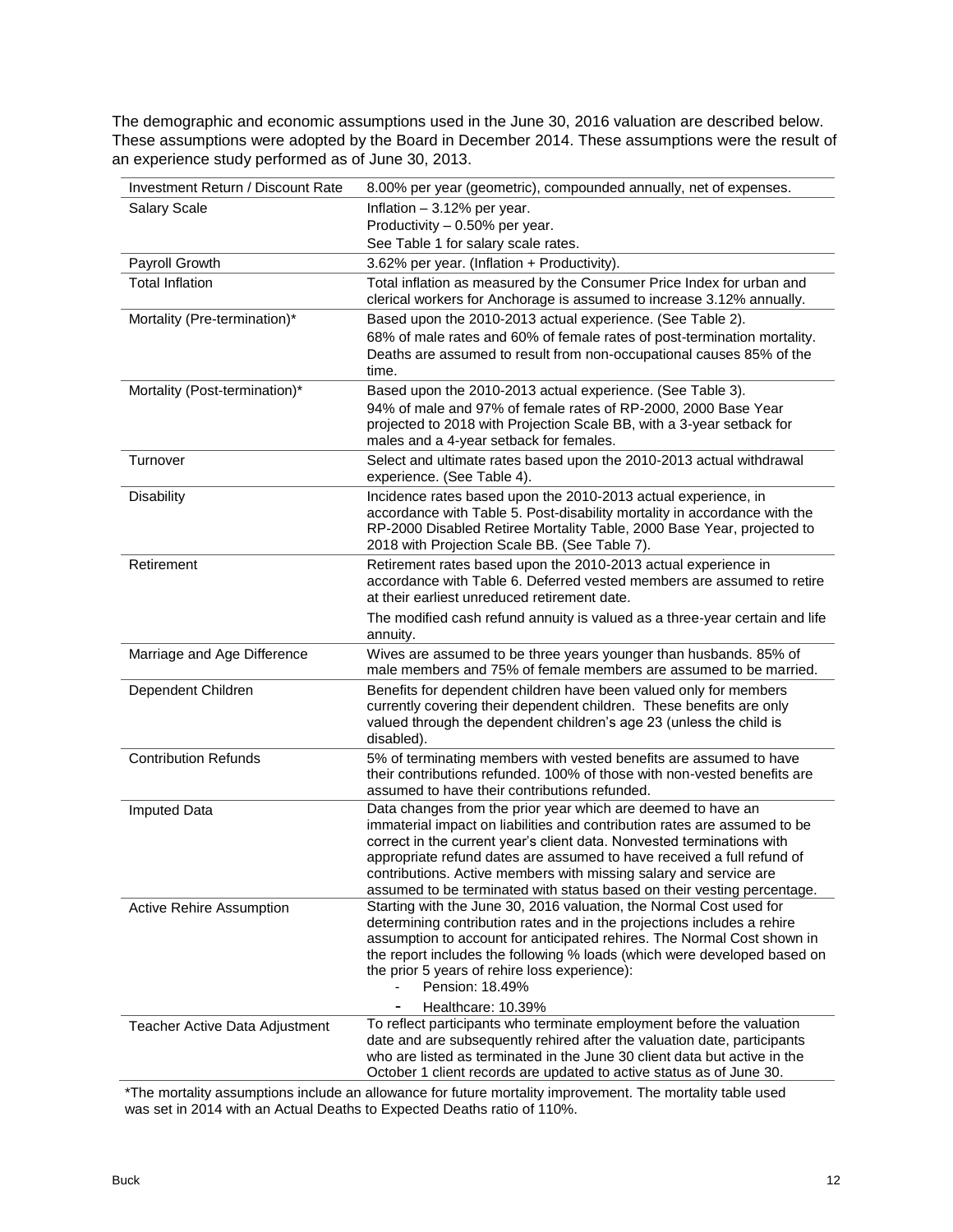The demographic and economic assumptions used in the June 30, 2016 valuation are described below. These assumptions were adopted by the Board in December 2014. These assumptions were the result of an experience study performed as of June 30, 2013.

| | |
|---|---|
| Investment Return / Discount Rate | 8.00% per year (geometric), compounded annually, net of expenses. |
| Salary Scale | Inflation – 3.12% per year.<br>Productivity – 0.50% per year.<br>See Table 1 for salary scale rates. |
| Payroll Growth | 3.62% per year. (Inflation + Productivity). |
| Total Inflation | Total inflation as measured by the Consumer Price Index for urban and clerical workers for Anchorage is assumed to increase 3.12% annually. |
| Mortality (Pre-termination)* | Based upon the 2010-2013 actual experience. (See Table 2).<br>68% of male rates and 60% of female rates of post-termination mortality. Deaths are assumed to result from non-occupational causes 85% of the time. |
| Mortality (Post-termination)* | Based upon the 2010-2013 actual experience. (See Table 3).<br>94% of male and 97% of female rates of RP-2000, 2000 Base Year projected to 2018 with Projection Scale BB, with a 3-year setback for males and a 4-year setback for females. |
| Turnover | Select and ultimate rates based upon the 2010-2013 actual withdrawal experience. (See Table 4). |
| Disability | Incidence rates based upon the 2010-2013 actual experience, in accordance with Table 5. Post-disability mortality in accordance with the RP-2000 Disabled Retiree Mortality Table, 2000 Base Year, projected to 2018 with Projection Scale BB. (See Table 7). |
| Retirement | Retirement rates based upon the 2010-2013 actual experience in accordance with Table 6. Deferred vested members are assumed to retire at their earliest unreduced retirement date.<br>The modified cash refund annuity is valued as a three-year certain and life annuity. |
| Marriage and Age Difference | Wives are assumed to be three years younger than husbands. 85% of male members and 75% of female members are assumed to be married. |
| Dependent Children | Benefits for dependent children have been valued only for members currently covering their dependent children. These benefits are only valued through the dependent children's age 23 (unless the child is disabled). |
| Contribution Refunds | 5% of terminating members with vested benefits are assumed to have their contributions refunded. 100% of those with non-vested benefits are assumed to have their contributions refunded. |
| Imputed Data | Data changes from the prior year which are deemed to have an immaterial impact on liabilities and contribution rates are assumed to be correct in the current year's client data. Nonvested terminations with appropriate refund dates are assumed to have received a full refund of contributions. Active members with missing salary and service are assumed to be terminated with status based on their vesting percentage. |
| Active Rehire Assumption | Starting with the June 30, 2016 valuation, the Normal Cost used for determining contribution rates and in the projections includes a rehire assumption to account for anticipated rehires. The Normal Cost shown in the report includes the following % loads (which were developed based on the prior 5 years of rehire loss experience):<br>- Pension: 18.49%<br>- Healthcare: 10.39% |
| Teacher Active Data Adjustment | To reflect participants who terminate employment before the valuation date and are subsequently rehired after the valuation date, participants who are listed as terminated in the June 30 client data but active in the October 1 client records are updated to active status as of June 30. |

*The mortality assumptions include an allowance for future mortality improvement. The mortality table used was set in 2014 with an Actual Deaths to Expected Deaths ratio of 110%.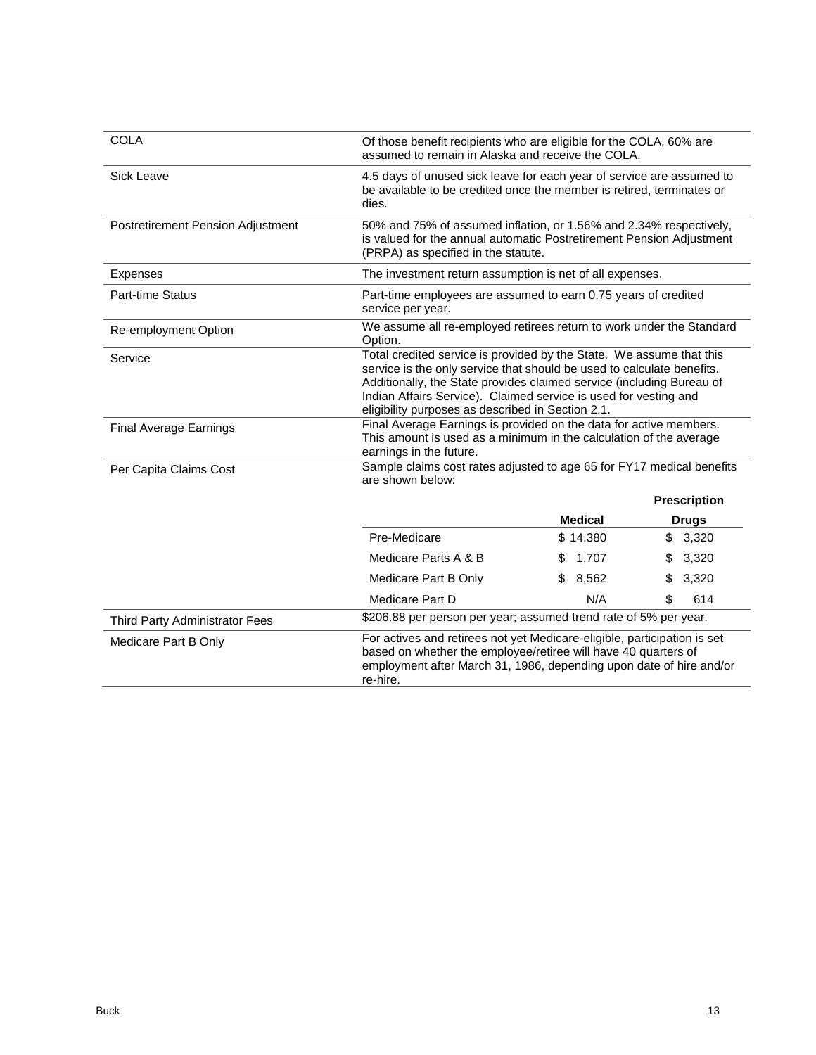| | |
|---|---|
| COLA | Of those benefit recipients who are eligible for the COLA, 60% are assumed to remain in Alaska and receive the COLA. |
| Sick Leave | 4.5 days of unused sick leave for each year of service are assumed to be available to be credited once the member is retired, terminates or dies. |
| Postretirement Pension Adjustment | 50% and 75% of assumed inflation, or 1.56% and 2.34% respectively, is valued for the annual automatic Postretirement Pension Adjustment (PRPA) as specified in the statute. |
| Expenses | The investment return assumption is net of all expenses. |
| Part-time Status | Part-time employees are assumed to earn 0.75 years of credited service per year. |
| Re-employment Option | We assume all re-employed retirees return to work under the Standard Option. |
| Service | Total credited service is provided by the State. We assume that this service is the only service that should be used to calculate benefits. Additionally, the State provides claimed service (including Bureau of Indian Affairs Service). Claimed service is used for vesting and eligibility purposes as described in Section 2.1. |
| Final Average Earnings | Final Average Earnings is provided on the data for active members. This amount is used as a minimum in the calculation of the average earnings in the future. |
| Per Capita Claims Cost | Sample claims cost rates adjusted to age 65 for FY17 medical benefits are shown below: |

| | Medical | Prescription Drugs |
|---|---|---|
| Pre-Medicare | $ 14,380 | $ 3,320 |
| Medicare Parts A & B | $ 1,707 | $ 3,320 |
| Medicare Part B Only | $ 8,562 | $ 3,320 |
| Medicare Part D | N/A | $ 614 |

| | |
|---|---|
| Third Party Administrator Fees | $206.88 per person per year; assumed trend rate of 5% per year. |
| Medicare Part B Only | For actives and retirees not yet Medicare-eligible, participation is set based on whether the employee/retiree will have 40 quarters of employment after March 31, 1986, depending upon date of hire and/or re-hire. |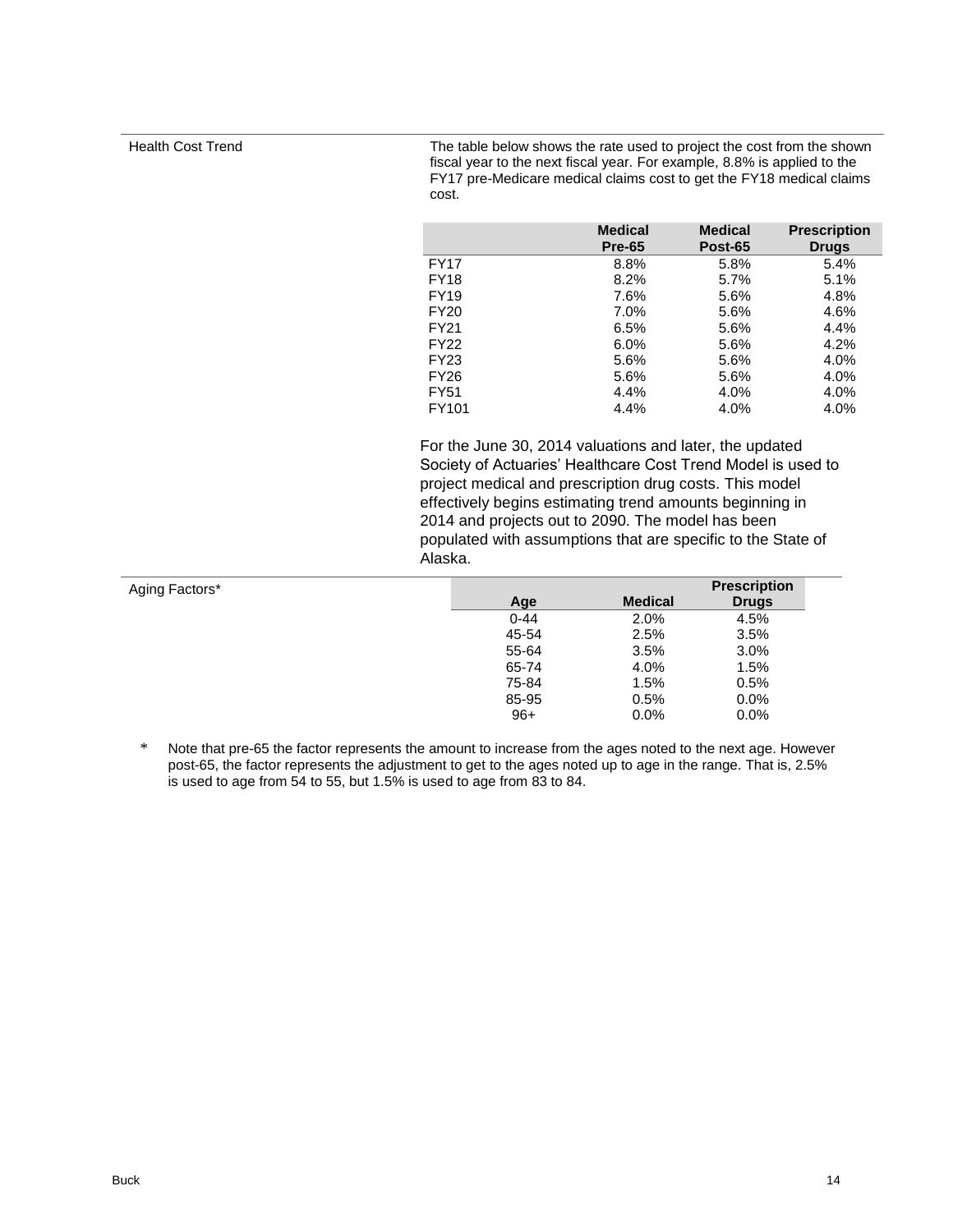Health Cost Trend

The table below shows the rate used to project the cost from the shown fiscal year to the next fiscal year. For example, 8.8% is applied to the FY17 pre-Medicare medical claims cost to get the FY18 medical claims cost.

| | Medical Pre-65 | Medical Post-65 | Prescription Drugs |
|---|---|---|---|
| FY17 | 8.8% | 5.8% | 5.4% |
| FY18 | 8.2% | 5.7% | 5.1% |
| FY19 | 7.6% | 5.6% | 4.8% |
| FY20 | 7.0% | 5.6% | 4.6% |
| FY21 | 6.5% | 5.6% | 4.4% |
| FY22 | 6.0% | 5.6% | 4.2% |
| FY23 | 5.6% | 5.6% | 4.0% |
| FY26 | 5.6% | 5.6% | 4.0% |
| FY51 | 4.4% | 4.0% | 4.0% |
| FY101 | 4.4% | 4.0% | 4.0% |

For the June 30, 2014 valuations and later, the updated Society of Actuaries' Healthcare Cost Trend Model is used to project medical and prescription drug costs. This model effectively begins estimating trend amounts beginning in 2014 and projects out to 2090. The model has been populated with assumptions that are specific to the State of Alaska.

Aging Factors*

| Age | Medical | Prescription Drugs |
|---|---|---|
| 0-44 | 2.0% | 4.5% |
| 45-54 | 2.5% | 3.5% |
| 55-64 | 3.5% | 3.0% |
| 65-74 | 4.0% | 1.5% |
| 75-84 | 1.5% | 0.5% |
| 85-95 | 0.5% | 0.0% |
| 96+ | 0.0% | 0.0% |

\* Note that pre-65 the factor represents the amount to increase from the ages noted to the next age. However post-65, the factor represents the adjustment to get to the ages noted up to age in the range. That is, 2.5% is used to age from 54 to 55, but 1.5% is used to age from 83 to 84.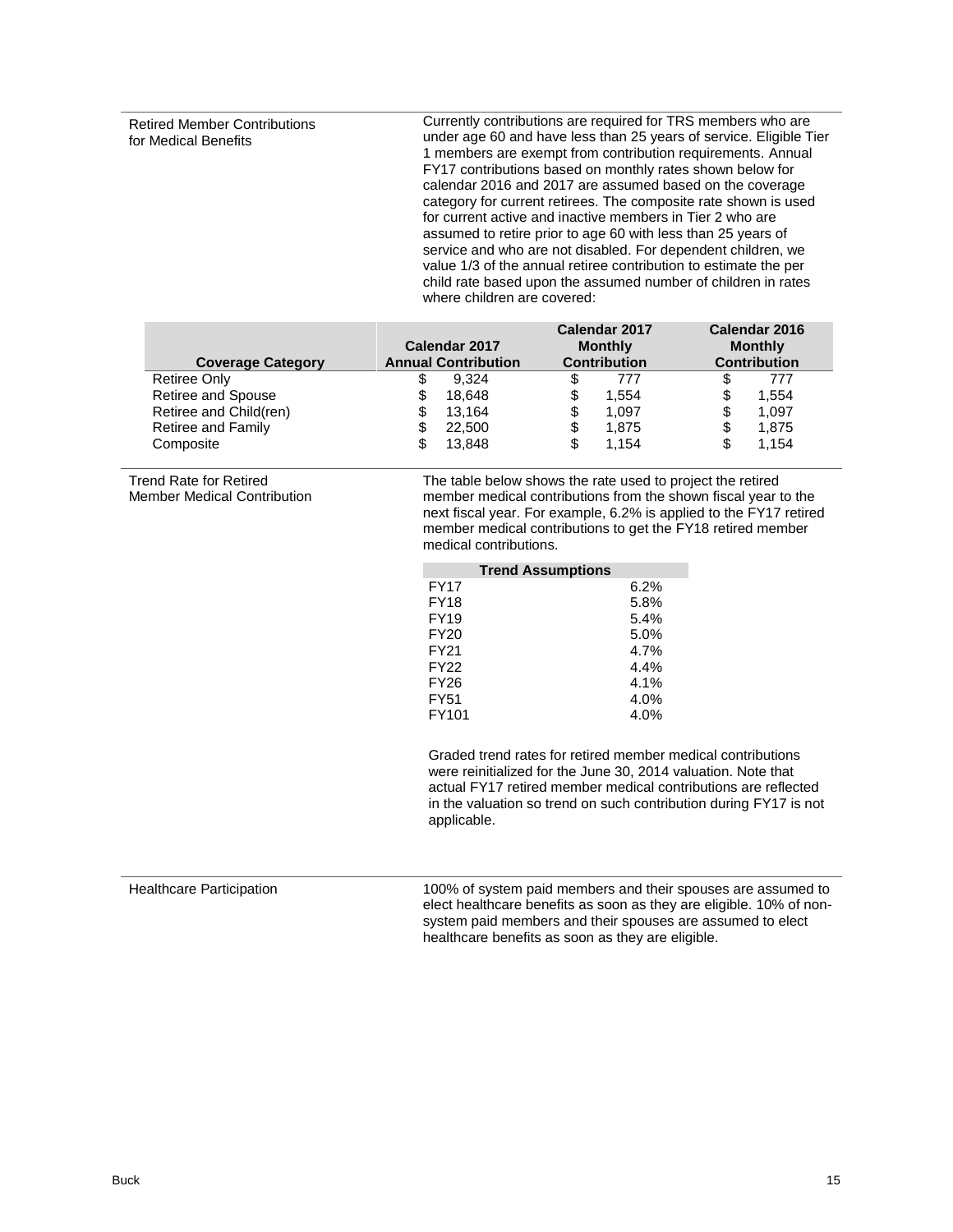**Retired Member Contributions for Medical Benefits**

Currently contributions are required for TRS members who are under age 60 and have less than 25 years of service. Eligible Tier 1 members are exempt from contribution requirements. Annual FY17 contributions based on monthly rates shown below for calendar 2016 and 2017 are assumed based on the coverage category for current retirees. The composite rate shown is used for current active and inactive members in Tier 2 who are assumed to retire prior to age 60 with less than 25 years of service and who are not disabled. For dependent children, we value 1/3 of the annual retiree contribution to estimate the per child rate based upon the assumed number of children in rates where children are covered:

| Coverage Category | Calendar 2017 Annual Contribution | Calendar 2017 Monthly Contribution | Calendar 2016 Monthly Contribution |
|---|---|---|---|
| Retiree Only | $ 9,324 | $ 777 | $ 777 |
| Retiree and Spouse | $ 18,648 | $ 1,554 | $ 1,554 |
| Retiree and Child(ren) | $ 13,164 | $ 1,097 | $ 1,097 |
| Retiree and Family | $ 22,500 | $ 1,875 | $ 1,875 |
| Composite | $ 13,848 | $ 1,154 | $ 1,154 |

**Trend Rate for Retired Member Medical Contribution**

The table below shows the rate used to project the retired member medical contributions from the shown fiscal year to the next fiscal year. For example, 6.2% is applied to the FY17 retired member medical contributions to get the FY18 retired member medical contributions.

| Trend Assumptions | |
|---|---|
| FY17 | 6.2% |
| FY18 | 5.8% |
| FY19 | 5.4% |
| FY20 | 5.0% |
| FY21 | 4.7% |
| FY22 | 4.4% |
| FY26 | 4.1% |
| FY51 | 4.0% |
| FY101 | 4.0% |

Graded trend rates for retired member medical contributions were reinitialized for the June 30, 2014 valuation. Note that actual FY17 retired member medical contributions are reflected in the valuation so trend on such contribution during FY17 is not applicable.

**Healthcare Participation**

100% of system paid members and their spouses are assumed to elect healthcare benefits as soon as they are eligible. 10% of non-system paid members and their spouses are assumed to elect healthcare benefits as soon as they are eligible.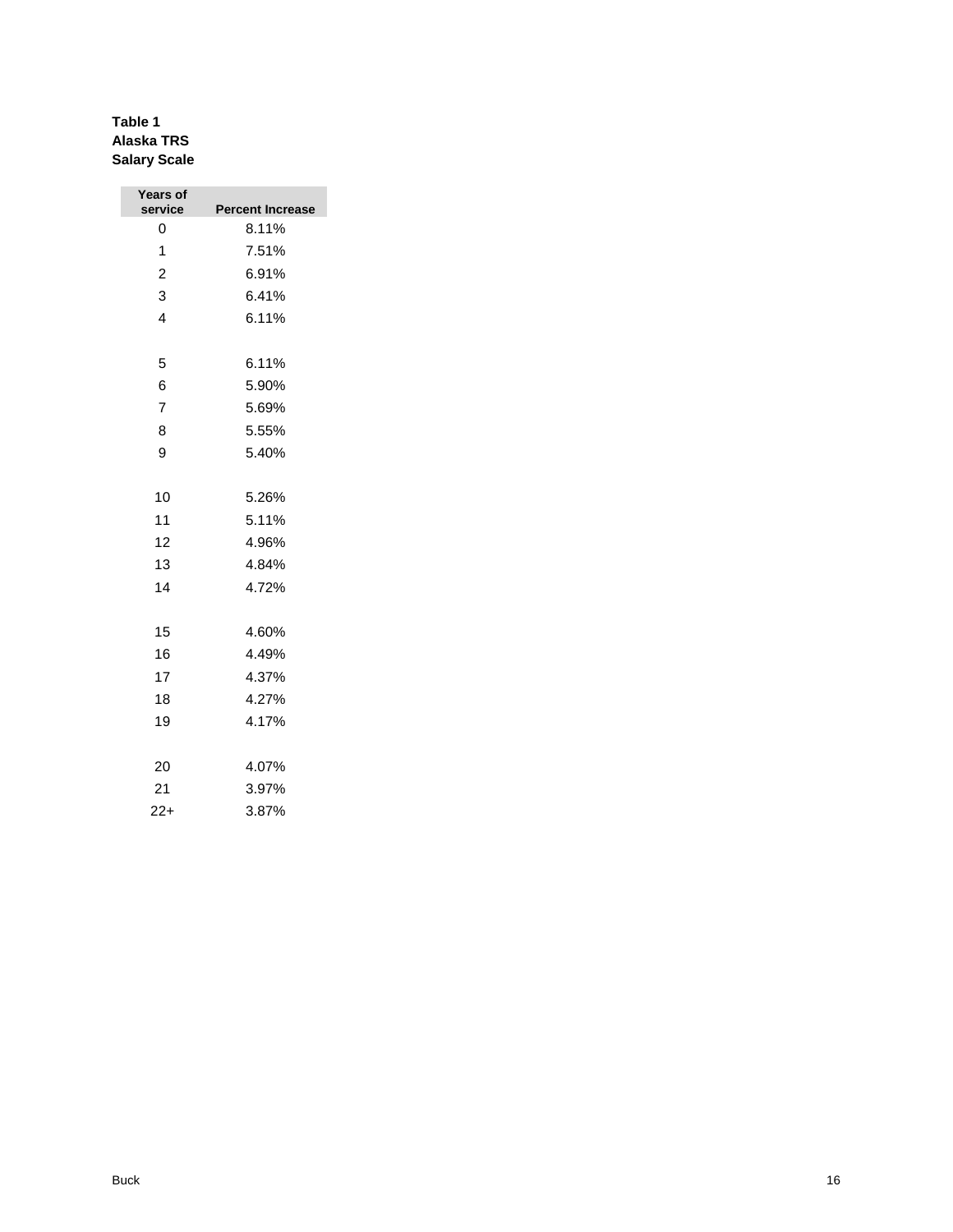**Table 1**
**Alaska TRS**
**Salary Scale**

| Years of service | Percent Increase |
|---|---|
| 0 | 8.11% |
| 1 | 7.51% |
| 2 | 6.91% |
| 3 | 6.41% |
| 4 | 6.11% |
| 5 | 6.11% |
| 6 | 5.90% |
| 7 | 5.69% |
| 8 | 5.55% |
| 9 | 5.40% |
| 10 | 5.26% |
| 11 | 5.11% |
| 12 | 4.96% |
| 13 | 4.84% |
| 14 | 4.72% |
| 15 | 4.60% |
| 16 | 4.49% |
| 17 | 4.37% |
| 18 | 4.27% |
| 19 | 4.17% |
| 20 | 4.07% |
| 21 | 3.97% |
| 22+ | 3.87% |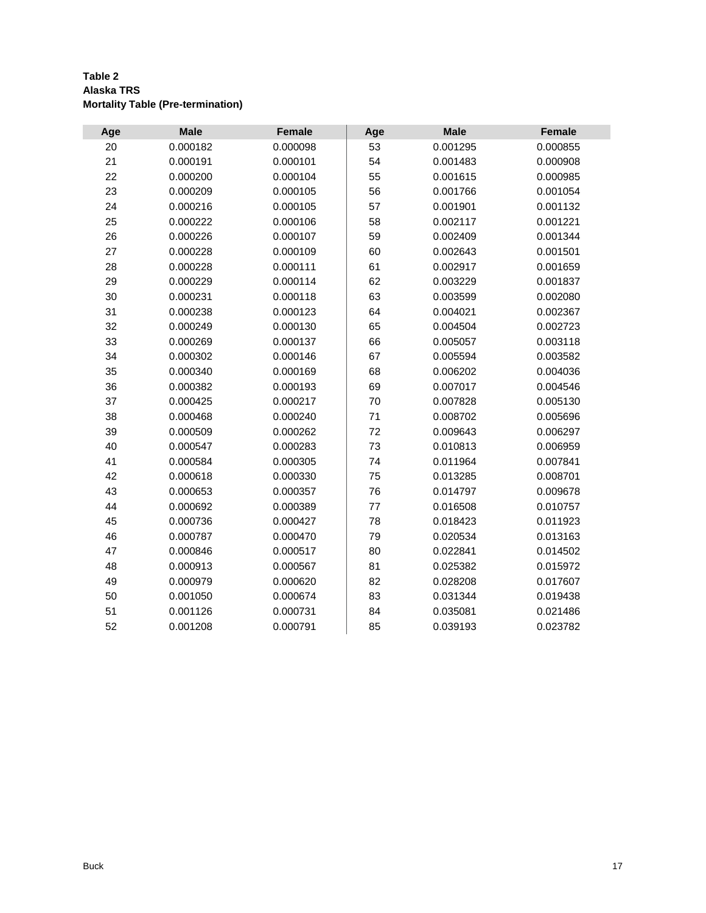**Table 2**
**Alaska TRS**
**Mortality Table (Pre-termination)**

| Age | Male | Female | Age | Male | Female |
|---|---|---|---|---|---|
| 20 | 0.000182 | 0.000098 | 53 | 0.001295 | 0.000855 |
| 21 | 0.000191 | 0.000101 | 54 | 0.001483 | 0.000908 |
| 22 | 0.000200 | 0.000104 | 55 | 0.001615 | 0.000985 |
| 23 | 0.000209 | 0.000105 | 56 | 0.001766 | 0.001054 |
| 24 | 0.000216 | 0.000105 | 57 | 0.001901 | 0.001132 |
| 25 | 0.000222 | 0.000106 | 58 | 0.002117 | 0.001221 |
| 26 | 0.000226 | 0.000107 | 59 | 0.002409 | 0.001344 |
| 27 | 0.000228 | 0.000109 | 60 | 0.002643 | 0.001501 |
| 28 | 0.000228 | 0.000111 | 61 | 0.002917 | 0.001659 |
| 29 | 0.000229 | 0.000114 | 62 | 0.003229 | 0.001837 |
| 30 | 0.000231 | 0.000118 | 63 | 0.003599 | 0.002080 |
| 31 | 0.000238 | 0.000123 | 64 | 0.004021 | 0.002367 |
| 32 | 0.000249 | 0.000130 | 65 | 0.004504 | 0.002723 |
| 33 | 0.000269 | 0.000137 | 66 | 0.005057 | 0.003118 |
| 34 | 0.000302 | 0.000146 | 67 | 0.005594 | 0.003582 |
| 35 | 0.000340 | 0.000169 | 68 | 0.006202 | 0.004036 |
| 36 | 0.000382 | 0.000193 | 69 | 0.007017 | 0.004546 |
| 37 | 0.000425 | 0.000217 | 70 | 0.007828 | 0.005130 |
| 38 | 0.000468 | 0.000240 | 71 | 0.008702 | 0.005696 |
| 39 | 0.000509 | 0.000262 | 72 | 0.009643 | 0.006297 |
| 40 | 0.000547 | 0.000283 | 73 | 0.010813 | 0.006959 |
| 41 | 0.000584 | 0.000305 | 74 | 0.011964 | 0.007841 |
| 42 | 0.000618 | 0.000330 | 75 | 0.013285 | 0.008701 |
| 43 | 0.000653 | 0.000357 | 76 | 0.014797 | 0.009678 |
| 44 | 0.000692 | 0.000389 | 77 | 0.016508 | 0.010757 |
| 45 | 0.000736 | 0.000427 | 78 | 0.018423 | 0.011923 |
| 46 | 0.000787 | 0.000470 | 79 | 0.020534 | 0.013163 |
| 47 | 0.000846 | 0.000517 | 80 | 0.022841 | 0.014502 |
| 48 | 0.000913 | 0.000567 | 81 | 0.025382 | 0.015972 |
| 49 | 0.000979 | 0.000620 | 82 | 0.028208 | 0.017607 |
| 50 | 0.001050 | 0.000674 | 83 | 0.031344 | 0.019438 |
| 51 | 0.001126 | 0.000731 | 84 | 0.035081 | 0.021486 |
| 52 | 0.001208 | 0.000791 | 85 | 0.039193 | 0.023782 |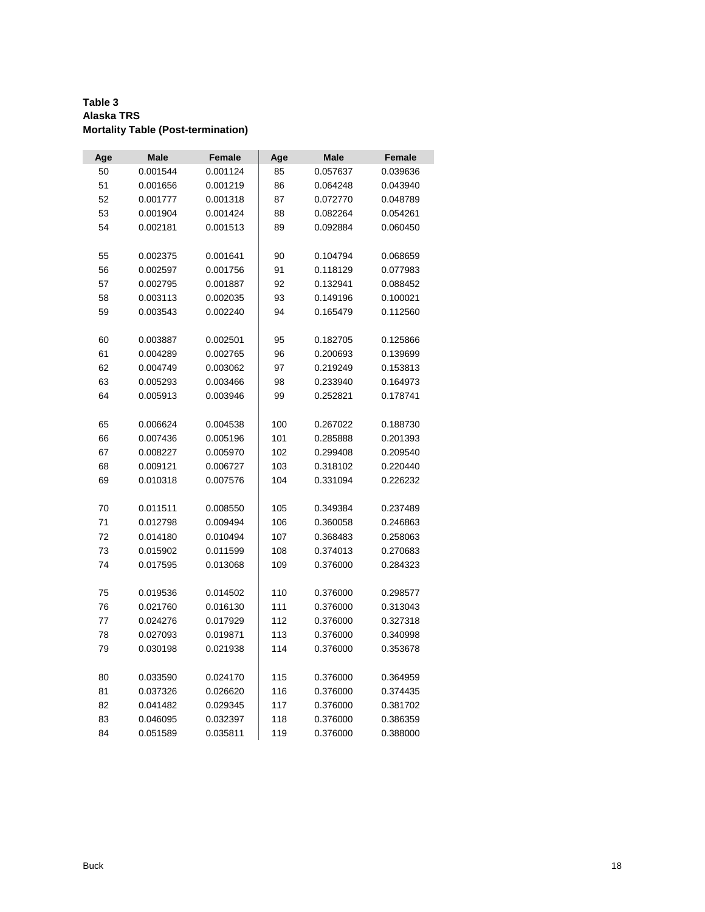**Table 3**
**Alaska TRS**
**Mortality Table (Post-termination)**

| Age | Male | Female | Age | Male | Female |
|---|---|---|---|---|---|
| 50 | 0.001544 | 0.001124 | 85 | 0.057637 | 0.039636 |
| 51 | 0.001656 | 0.001219 | 86 | 0.064248 | 0.043940 |
| 52 | 0.001777 | 0.001318 | 87 | 0.072770 | 0.048789 |
| 53 | 0.001904 | 0.001424 | 88 | 0.082264 | 0.054261 |
| 54 | 0.002181 | 0.001513 | 89 | 0.092884 | 0.060450 |
| 55 | 0.002375 | 0.001641 | 90 | 0.104794 | 0.068659 |
| 56 | 0.002597 | 0.001756 | 91 | 0.118129 | 0.077983 |
| 57 | 0.002795 | 0.001887 | 92 | 0.132941 | 0.088452 |
| 58 | 0.003113 | 0.002035 | 93 | 0.149196 | 0.100021 |
| 59 | 0.003543 | 0.002240 | 94 | 0.165479 | 0.112560 |
| 60 | 0.003887 | 0.002501 | 95 | 0.182705 | 0.125866 |
| 61 | 0.004289 | 0.002765 | 96 | 0.200693 | 0.139699 |
| 62 | 0.004749 | 0.003062 | 97 | 0.219249 | 0.153813 |
| 63 | 0.005293 | 0.003466 | 98 | 0.233940 | 0.164973 |
| 64 | 0.005913 | 0.003946 | 99 | 0.252821 | 0.178741 |
| 65 | 0.006624 | 0.004538 | 100 | 0.267022 | 0.188730 |
| 66 | 0.007436 | 0.005196 | 101 | 0.285888 | 0.201393 |
| 67 | 0.008227 | 0.005970 | 102 | 0.299408 | 0.209540 |
| 68 | 0.009121 | 0.006727 | 103 | 0.318102 | 0.220440 |
| 69 | 0.010318 | 0.007576 | 104 | 0.331094 | 0.226232 |
| 70 | 0.011511 | 0.008550 | 105 | 0.349384 | 0.237489 |
| 71 | 0.012798 | 0.009494 | 106 | 0.360058 | 0.246863 |
| 72 | 0.014180 | 0.010494 | 107 | 0.368483 | 0.258063 |
| 73 | 0.015902 | 0.011599 | 108 | 0.374013 | 0.270683 |
| 74 | 0.017595 | 0.013068 | 109 | 0.376000 | 0.284323 |
| 75 | 0.019536 | 0.014502 | 110 | 0.376000 | 0.298577 |
| 76 | 0.021760 | 0.016130 | 111 | 0.376000 | 0.313043 |
| 77 | 0.024276 | 0.017929 | 112 | 0.376000 | 0.327318 |
| 78 | 0.027093 | 0.019871 | 113 | 0.376000 | 0.340998 |
| 79 | 0.030198 | 0.021938 | 114 | 0.376000 | 0.353678 |
| 80 | 0.033590 | 0.024170 | 115 | 0.376000 | 0.364959 |
| 81 | 0.037326 | 0.026620 | 116 | 0.376000 | 0.374435 |
| 82 | 0.041482 | 0.029345 | 117 | 0.376000 | 0.381702 |
| 83 | 0.046095 | 0.032397 | 118 | 0.376000 | 0.386359 |
| 84 | 0.051589 | 0.035811 | 119 | 0.376000 | 0.388000 |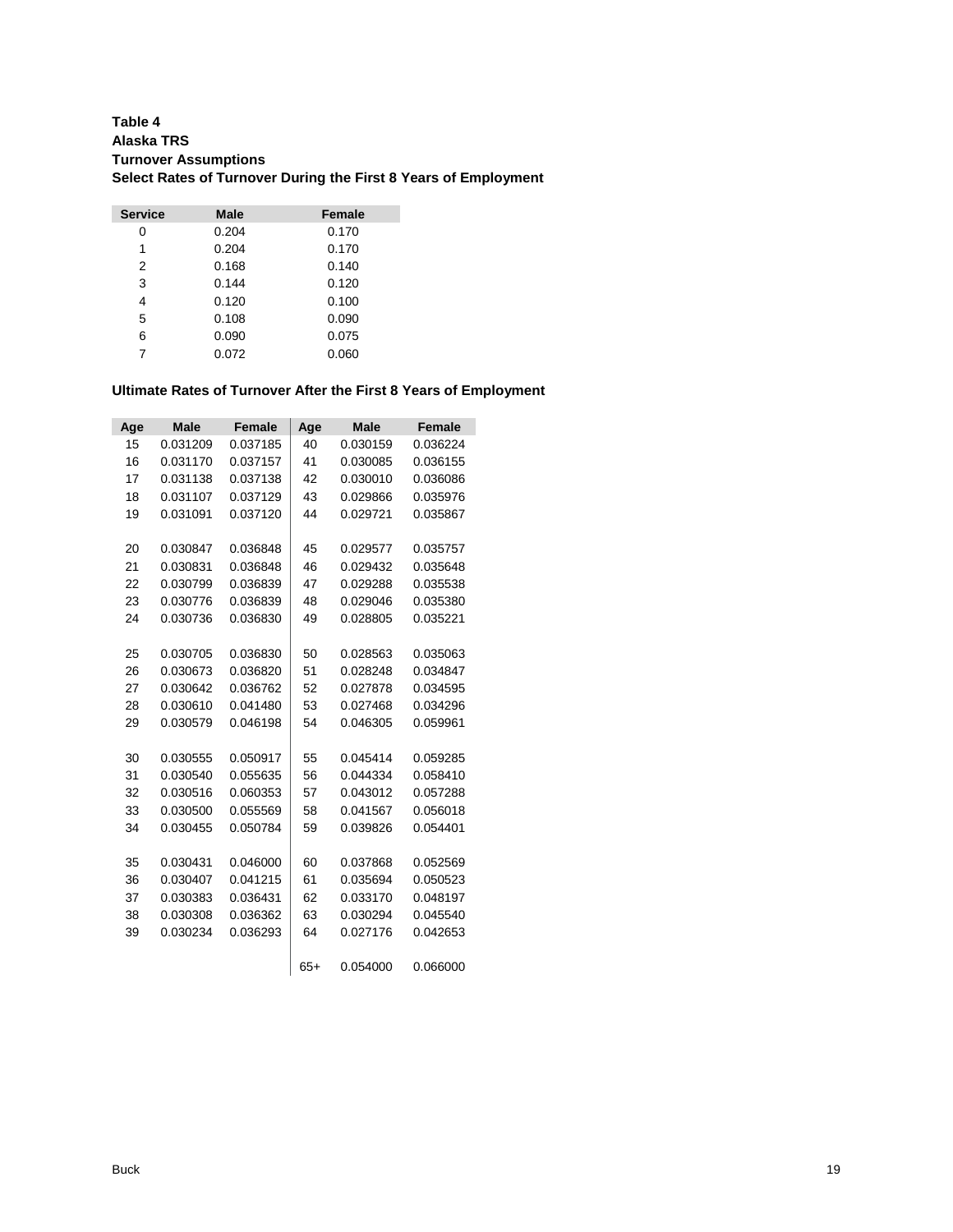**Table 4**
**Alaska TRS**
**Turnover Assumptions**
**Select Rates of Turnover During the First 8 Years of Employment**

| Service | Male | Female |
|---|---|---|
| 0 | 0.204 | 0.170 |
| 1 | 0.204 | 0.170 |
| 2 | 0.168 | 0.140 |
| 3 | 0.144 | 0.120 |
| 4 | 0.120 | 0.100 |
| 5 | 0.108 | 0.090 |
| 6 | 0.090 | 0.075 |
| 7 | 0.072 | 0.060 |

**Ultimate Rates of Turnover After the First 8 Years of Employment**

| Age | Male | Female | Age | Male | Female |
|---|---|---|---|---|---|
| 15 | 0.031209 | 0.037185 | 40 | 0.030159 | 0.036224 |
| 16 | 0.031170 | 0.037157 | 41 | 0.030085 | 0.036155 |
| 17 | 0.031138 | 0.037138 | 42 | 0.030010 | 0.036086 |
| 18 | 0.031107 | 0.037129 | 43 | 0.029866 | 0.035976 |
| 19 | 0.031091 | 0.037120 | 44 | 0.029721 | 0.035867 |
| 20 | 0.030847 | 0.036848 | 45 | 0.029577 | 0.035757 |
| 21 | 0.030831 | 0.036848 | 46 | 0.029432 | 0.035648 |
| 22 | 0.030799 | 0.036839 | 47 | 0.029288 | 0.035538 |
| 23 | 0.030776 | 0.036839 | 48 | 0.029046 | 0.035380 |
| 24 | 0.030736 | 0.036830 | 49 | 0.028805 | 0.035221 |
| 25 | 0.030705 | 0.036830 | 50 | 0.028563 | 0.035063 |
| 26 | 0.030673 | 0.036820 | 51 | 0.028248 | 0.034847 |
| 27 | 0.030642 | 0.036762 | 52 | 0.027878 | 0.034595 |
| 28 | 0.030610 | 0.041480 | 53 | 0.027468 | 0.034296 |
| 29 | 0.030579 | 0.046198 | 54 | 0.046305 | 0.059961 |
| 30 | 0.030555 | 0.050917 | 55 | 0.045414 | 0.059285 |
| 31 | 0.030540 | 0.055635 | 56 | 0.044334 | 0.058410 |
| 32 | 0.030516 | 0.060353 | 57 | 0.043012 | 0.057288 |
| 33 | 0.030500 | 0.055569 | 58 | 0.041567 | 0.056018 |
| 34 | 0.030455 | 0.050784 | 59 | 0.039826 | 0.054401 |
| 35 | 0.030431 | 0.046000 | 60 | 0.037868 | 0.052569 |
| 36 | 0.030407 | 0.041215 | 61 | 0.035694 | 0.050523 |
| 37 | 0.030383 | 0.036431 | 62 | 0.033170 | 0.048197 |
| 38 | 0.030308 | 0.036362 | 63 | 0.030294 | 0.045540 |
| 39 | 0.030234 | 0.036293 | 64 | 0.027176 | 0.042653 |
| | | | 65+ | 0.054000 | 0.066000 |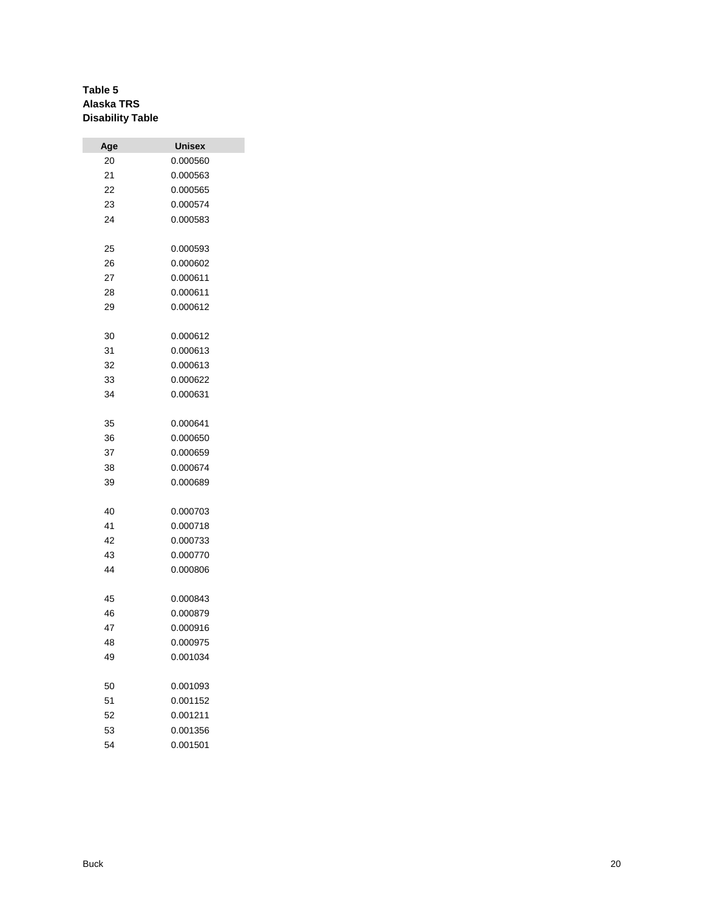**Table 5**
**Alaska TRS**
**Disability Table**

| Age | Unisex |
|---|---|
| 20 | 0.000560 |
| 21 | 0.000563 |
| 22 | 0.000565 |
| 23 | 0.000574 |
| 24 | 0.000583 |
| 25 | 0.000593 |
| 26 | 0.000602 |
| 27 | 0.000611 |
| 28 | 0.000611 |
| 29 | 0.000612 |
| 30 | 0.000612 |
| 31 | 0.000613 |
| 32 | 0.000613 |
| 33 | 0.000622 |
| 34 | 0.000631 |
| 35 | 0.000641 |
| 36 | 0.000650 |
| 37 | 0.000659 |
| 38 | 0.000674 |
| 39 | 0.000689 |
| 40 | 0.000703 |
| 41 | 0.000718 |
| 42 | 0.000733 |
| 43 | 0.000770 |
| 44 | 0.000806 |
| 45 | 0.000843 |
| 46 | 0.000879 |
| 47 | 0.000916 |
| 48 | 0.000975 |
| 49 | 0.001034 |
| 50 | 0.001093 |
| 51 | 0.001152 |
| 52 | 0.001211 |
| 53 | 0.001356 |
| 54 | 0.001501 |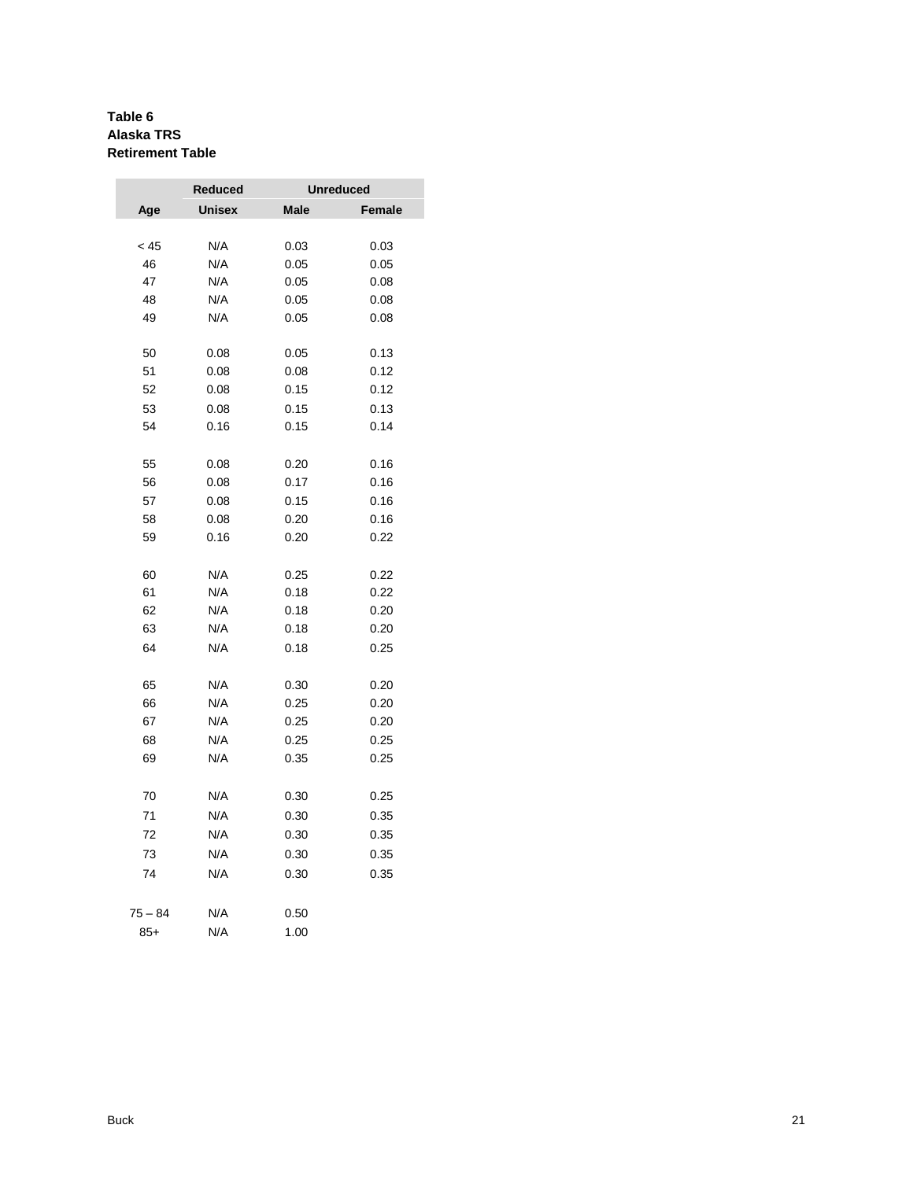**Table 6**
**Alaska TRS**
**Retirement Table**

| | Reduced | Unreduced | |
|---|---|---|---|
| Age | Unisex | Male | Female |
| < 45 | N/A | 0.03 | 0.03 |
| 46 | N/A | 0.05 | 0.05 |
| 47 | N/A | 0.05 | 0.08 |
| 48 | N/A | 0.05 | 0.08 |
| 49 | N/A | 0.05 | 0.08 |
| 50 | 0.08 | 0.05 | 0.13 |
| 51 | 0.08 | 0.08 | 0.12 |
| 52 | 0.08 | 0.15 | 0.12 |
| 53 | 0.08 | 0.15 | 0.13 |
| 54 | 0.16 | 0.15 | 0.14 |
| 55 | 0.08 | 0.20 | 0.16 |
| 56 | 0.08 | 0.17 | 0.16 |
| 57 | 0.08 | 0.15 | 0.16 |
| 58 | 0.08 | 0.20 | 0.16 |
| 59 | 0.16 | 0.20 | 0.22 |
| 60 | N/A | 0.25 | 0.22 |
| 61 | N/A | 0.18 | 0.22 |
| 62 | N/A | 0.18 | 0.20 |
| 63 | N/A | 0.18 | 0.20 |
| 64 | N/A | 0.18 | 0.25 |
| 65 | N/A | 0.30 | 0.20 |
| 66 | N/A | 0.25 | 0.20 |
| 67 | N/A | 0.25 | 0.20 |
| 68 | N/A | 0.25 | 0.25 |
| 69 | N/A | 0.35 | 0.25 |
| 70 | N/A | 0.30 | 0.25 |
| 71 | N/A | 0.30 | 0.35 |
| 72 | N/A | 0.30 | 0.35 |
| 73 | N/A | 0.30 | 0.35 |
| 74 | N/A | 0.30 | 0.35 |
| 75 – 84 | N/A | 0.50 | |
| 85+ | N/A | 1.00 | |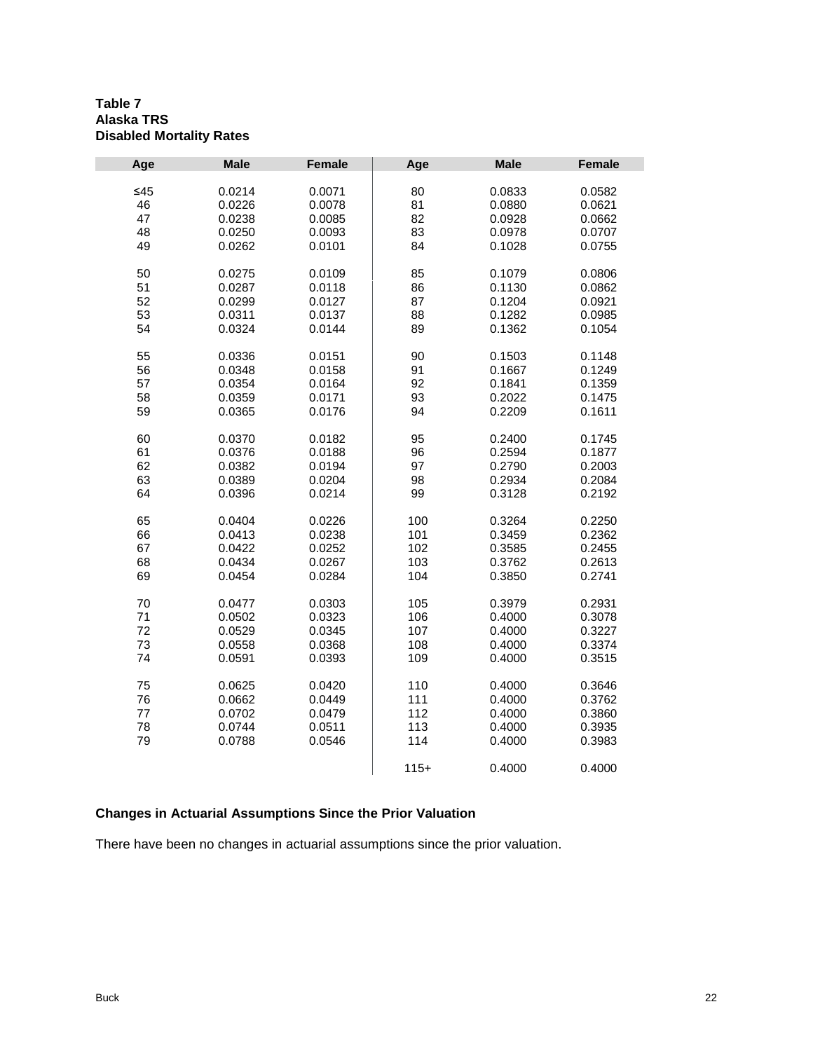**Table 7**
**Alaska TRS**
**Disabled Mortality Rates**

| Age | Male | Female | Age | Male | Female |
|---|---|---|---|---|---|
| ≤45 | 0.0214 | 0.0071 | 80 | 0.0833 | 0.0582 |
| 46 | 0.0226 | 0.0078 | 81 | 0.0880 | 0.0621 |
| 47 | 0.0238 | 0.0085 | 82 | 0.0928 | 0.0662 |
| 48 | 0.0250 | 0.0093 | 83 | 0.0978 | 0.0707 |
| 49 | 0.0262 | 0.0101 | 84 | 0.1028 | 0.0755 |
| 50 | 0.0275 | 0.0109 | 85 | 0.1079 | 0.0806 |
| 51 | 0.0287 | 0.0118 | 86 | 0.1130 | 0.0862 |
| 52 | 0.0299 | 0.0127 | 87 | 0.1204 | 0.0921 |
| 53 | 0.0311 | 0.0137 | 88 | 0.1282 | 0.0985 |
| 54 | 0.0324 | 0.0144 | 89 | 0.1362 | 0.1054 |
| 55 | 0.0336 | 0.0151 | 90 | 0.1503 | 0.1148 |
| 56 | 0.0348 | 0.0158 | 91 | 0.1667 | 0.1249 |
| 57 | 0.0354 | 0.0164 | 92 | 0.1841 | 0.1359 |
| 58 | 0.0359 | 0.0171 | 93 | 0.2022 | 0.1475 |
| 59 | 0.0365 | 0.0176 | 94 | 0.2209 | 0.1611 |
| 60 | 0.0370 | 0.0182 | 95 | 0.2400 | 0.1745 |
| 61 | 0.0376 | 0.0188 | 96 | 0.2594 | 0.1877 |
| 62 | 0.0382 | 0.0194 | 97 | 0.2790 | 0.2003 |
| 63 | 0.0389 | 0.0204 | 98 | 0.2934 | 0.2084 |
| 64 | 0.0396 | 0.0214 | 99 | 0.3128 | 0.2192 |
| 65 | 0.0404 | 0.0226 | 100 | 0.3264 | 0.2250 |
| 66 | 0.0413 | 0.0238 | 101 | 0.3459 | 0.2362 |
| 67 | 0.0422 | 0.0252 | 102 | 0.3585 | 0.2455 |
| 68 | 0.0434 | 0.0267 | 103 | 0.3762 | 0.2613 |
| 69 | 0.0454 | 0.0284 | 104 | 0.3850 | 0.2741 |
| 70 | 0.0477 | 0.0303 | 105 | 0.3979 | 0.2931 |
| 71 | 0.0502 | 0.0323 | 106 | 0.4000 | 0.3078 |
| 72 | 0.0529 | 0.0345 | 107 | 0.4000 | 0.3227 |
| 73 | 0.0558 | 0.0368 | 108 | 0.4000 | 0.3374 |
| 74 | 0.0591 | 0.0393 | 109 | 0.4000 | 0.3515 |
| 75 | 0.0625 | 0.0420 | 110 | 0.4000 | 0.3646 |
| 76 | 0.0662 | 0.0449 | 111 | 0.4000 | 0.3762 |
| 77 | 0.0702 | 0.0479 | 112 | 0.4000 | 0.3860 |
| 78 | 0.0744 | 0.0511 | 113 | 0.4000 | 0.3935 |
| 79 | 0.0788 | 0.0546 | 114 | 0.4000 | 0.3983 |
| | | | 115+ | 0.4000 | 0.4000 |

### Changes in Actuarial Assumptions Since the Prior Valuation

There have been no changes in actuarial assumptions since the prior valuation.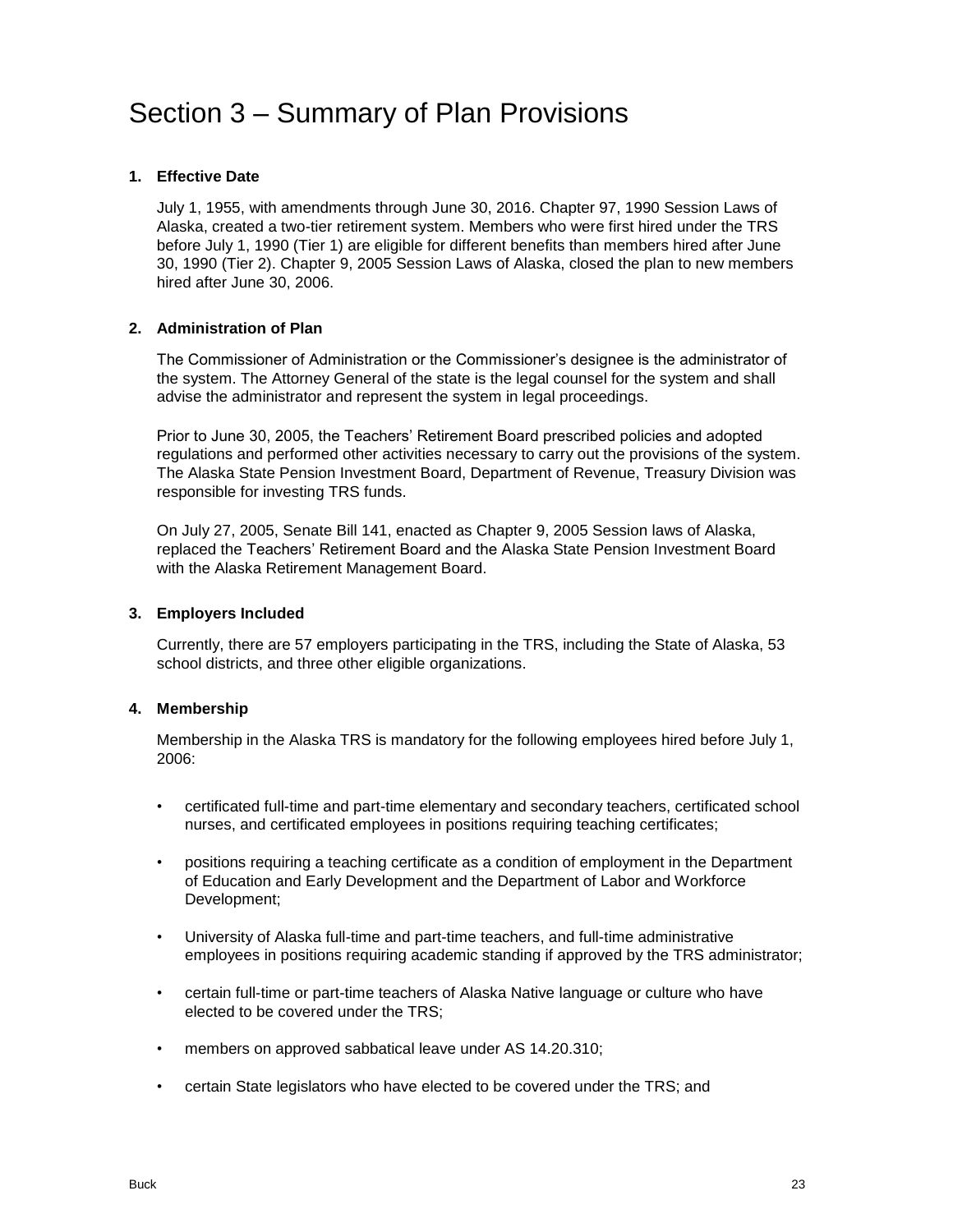# Section 3 – Summary of Plan Provisions

**1. Effective Date**

July 1, 1955, with amendments through June 30, 2016. Chapter 97, 1990 Session Laws of Alaska, created a two-tier retirement system. Members who were first hired under the TRS before July 1, 1990 (Tier 1) are eligible for different benefits than members hired after June 30, 1990 (Tier 2). Chapter 9, 2005 Session Laws of Alaska, closed the plan to new members hired after June 30, 2006.

**2. Administration of Plan**

The Commissioner of Administration or the Commissioner's designee is the administrator of the system. The Attorney General of the state is the legal counsel for the system and shall advise the administrator and represent the system in legal proceedings.

Prior to June 30, 2005, the Teachers' Retirement Board prescribed policies and adopted regulations and performed other activities necessary to carry out the provisions of the system. The Alaska State Pension Investment Board, Department of Revenue, Treasury Division was responsible for investing TRS funds.

On July 27, 2005, Senate Bill 141, enacted as Chapter 9, 2005 Session laws of Alaska, replaced the Teachers' Retirement Board and the Alaska State Pension Investment Board with the Alaska Retirement Management Board.

**3. Employers Included**

Currently, there are 57 employers participating in the TRS, including the State of Alaska, 53 school districts, and three other eligible organizations.

**4. Membership**

Membership in the Alaska TRS is mandatory for the following employees hired before July 1, 2006:

- certificated full-time and part-time elementary and secondary teachers, certificated school nurses, and certificated employees in positions requiring teaching certificates;
- positions requiring a teaching certificate as a condition of employment in the Department of Education and Early Development and the Department of Labor and Workforce Development;
- University of Alaska full-time and part-time teachers, and full-time administrative employees in positions requiring academic standing if approved by the TRS administrator;
- certain full-time or part-time teachers of Alaska Native language or culture who have elected to be covered under the TRS;
- members on approved sabbatical leave under AS 14.20.310;
- certain State legislators who have elected to be covered under the TRS; and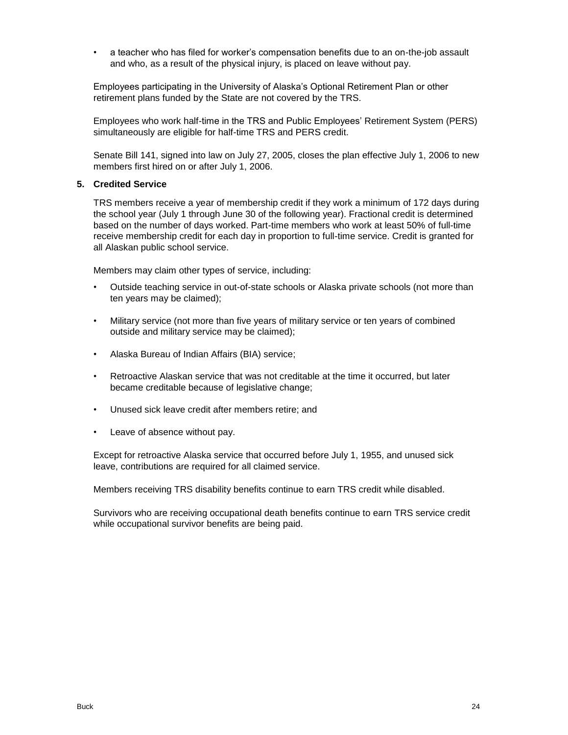- a teacher who has filed for worker's compensation benefits due to an on-the-job assault and who, as a result of the physical injury, is placed on leave without pay.

Employees participating in the University of Alaska's Optional Retirement Plan or other retirement plans funded by the State are not covered by the TRS.

Employees who work half-time in the TRS and Public Employees' Retirement System (PERS) simultaneously are eligible for half-time TRS and PERS credit.

Senate Bill 141, signed into law on July 27, 2005, closes the plan effective July 1, 2006 to new members first hired on or after July 1, 2006.

**5. Credited Service**

TRS members receive a year of membership credit if they work a minimum of 172 days during the school year (July 1 through June 30 of the following year). Fractional credit is determined based on the number of days worked. Part-time members who work at least 50% of full-time receive membership credit for each day in proportion to full-time service. Credit is granted for all Alaskan public school service.

Members may claim other types of service, including:

- Outside teaching service in out-of-state schools or Alaska private schools (not more than ten years may be claimed);
- Military service (not more than five years of military service or ten years of combined outside and military service may be claimed);
- Alaska Bureau of Indian Affairs (BIA) service;
- Retroactive Alaskan service that was not creditable at the time it occurred, but later became creditable because of legislative change;
- Unused sick leave credit after members retire; and
- Leave of absence without pay.

Except for retroactive Alaska service that occurred before July 1, 1955, and unused sick leave, contributions are required for all claimed service.

Members receiving TRS disability benefits continue to earn TRS credit while disabled.

Survivors who are receiving occupational death benefits continue to earn TRS service credit while occupational survivor benefits are being paid.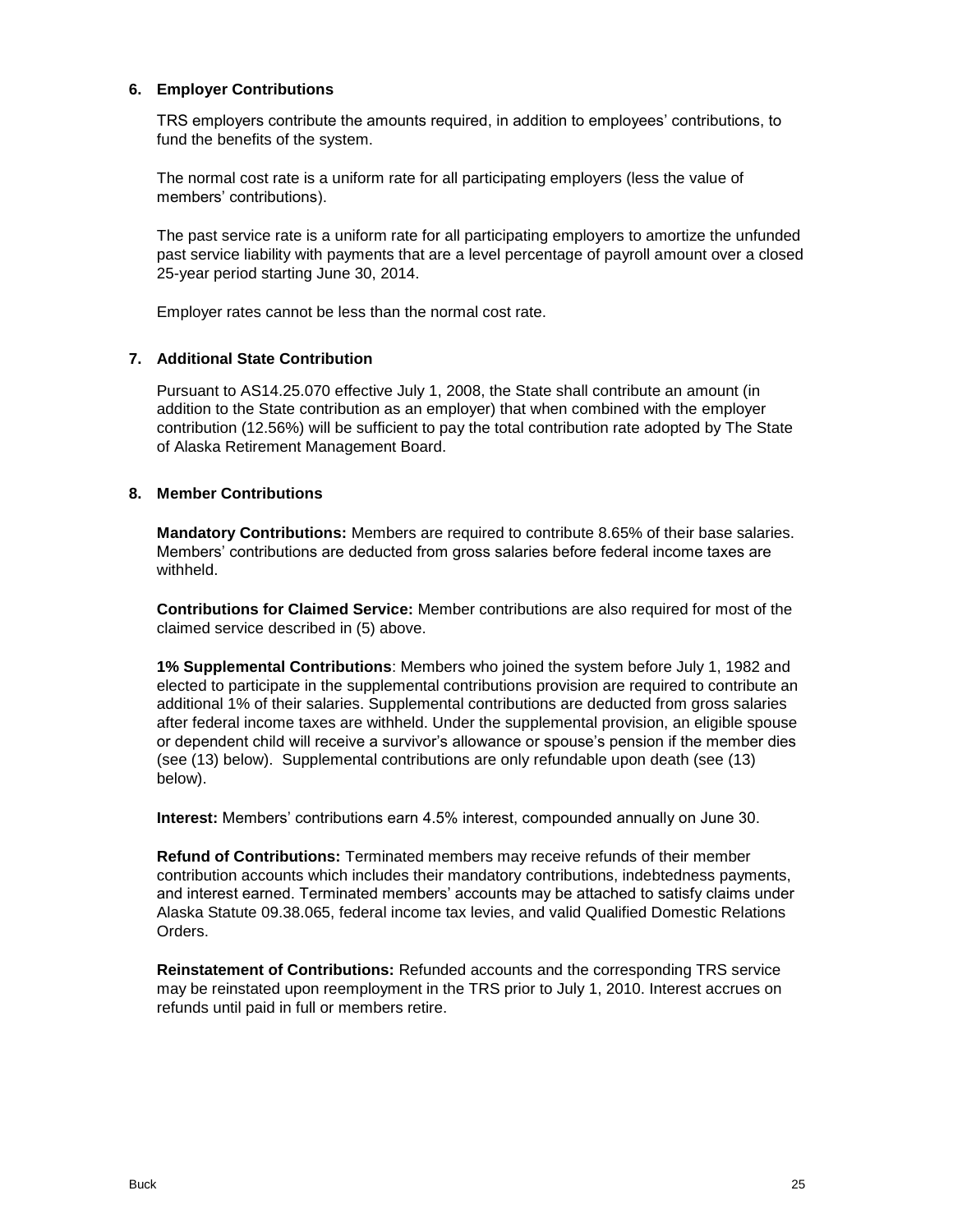### 6. Employer Contributions

TRS employers contribute the amounts required, in addition to employees' contributions, to fund the benefits of the system.

The normal cost rate is a uniform rate for all participating employers (less the value of members' contributions).

The past service rate is a uniform rate for all participating employers to amortize the unfunded past service liability with payments that are a level percentage of payroll amount over a closed 25-year period starting June 30, 2014.

Employer rates cannot be less than the normal cost rate.

### 7. Additional State Contribution

Pursuant to AS14.25.070 effective July 1, 2008, the State shall contribute an amount (in addition to the State contribution as an employer) that when combined with the employer contribution (12.56%) will be sufficient to pay the total contribution rate adopted by The State of Alaska Retirement Management Board.

### 8. Member Contributions

**Mandatory Contributions:** Members are required to contribute 8.65% of their base salaries. Members' contributions are deducted from gross salaries before federal income taxes are withheld.

**Contributions for Claimed Service:** Member contributions are also required for most of the claimed service described in (5) above.

**1% Supplemental Contributions**: Members who joined the system before July 1, 1982 and elected to participate in the supplemental contributions provision are required to contribute an additional 1% of their salaries. Supplemental contributions are deducted from gross salaries after federal income taxes are withheld. Under the supplemental provision, an eligible spouse or dependent child will receive a survivor's allowance or spouse's pension if the member dies (see (13) below). Supplemental contributions are only refundable upon death (see (13) below).

**Interest:** Members' contributions earn 4.5% interest, compounded annually on June 30.

**Refund of Contributions:** Terminated members may receive refunds of their member contribution accounts which includes their mandatory contributions, indebtedness payments, and interest earned. Terminated members' accounts may be attached to satisfy claims under Alaska Statute 09.38.065, federal income tax levies, and valid Qualified Domestic Relations Orders.

**Reinstatement of Contributions:** Refunded accounts and the corresponding TRS service may be reinstated upon reemployment in the TRS prior to July 1, 2010. Interest accrues on refunds until paid in full or members retire.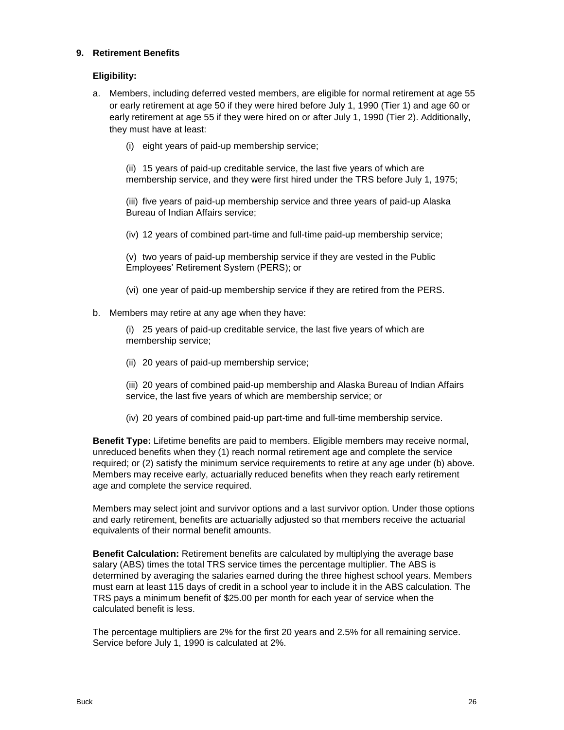## 9. Retirement Benefits

**Eligibility:**

a. Members, including deferred vested members, are eligible for normal retirement at age 55 or early retirement at age 50 if they were hired before July 1, 1990 (Tier 1) and age 60 or early retirement at age 55 if they were hired on or after July 1, 1990 (Tier 2). Additionally, they must have at least:

   (i) eight years of paid-up membership service;

   (ii) 15 years of paid-up creditable service, the last five years of which are membership service, and they were first hired under the TRS before July 1, 1975;

   (iii) five years of paid-up membership service and three years of paid-up Alaska Bureau of Indian Affairs service;

   (iv) 12 years of combined part-time and full-time paid-up membership service;

   (v) two years of paid-up membership service if they are vested in the Public Employees' Retirement System (PERS); or

   (vi) one year of paid-up membership service if they are retired from the PERS.

b. Members may retire at any age when they have:

   (i) 25 years of paid-up creditable service, the last five years of which are membership service;

   (ii) 20 years of paid-up membership service;

   (iii) 20 years of combined paid-up membership and Alaska Bureau of Indian Affairs service, the last five years of which are membership service; or

   (iv) 20 years of combined paid-up part-time and full-time membership service.

**Benefit Type:** Lifetime benefits are paid to members. Eligible members may receive normal, unreduced benefits when they (1) reach normal retirement age and complete the service required; or (2) satisfy the minimum service requirements to retire at any age under (b) above. Members may receive early, actuarially reduced benefits when they reach early retirement age and complete the service required.

Members may select joint and survivor options and a last survivor option. Under those options and early retirement, benefits are actuarially adjusted so that members receive the actuarial equivalents of their normal benefit amounts.

**Benefit Calculation:** Retirement benefits are calculated by multiplying the average base salary (ABS) times the total TRS service times the percentage multiplier. The ABS is determined by averaging the salaries earned during the three highest school years. Members must earn at least 115 days of credit in a school year to include it in the ABS calculation. The TRS pays a minimum benefit of $25.00 per month for each year of service when the calculated benefit is less.

The percentage multipliers are 2% for the first 20 years and 2.5% for all remaining service. Service before July 1, 1990 is calculated at 2%.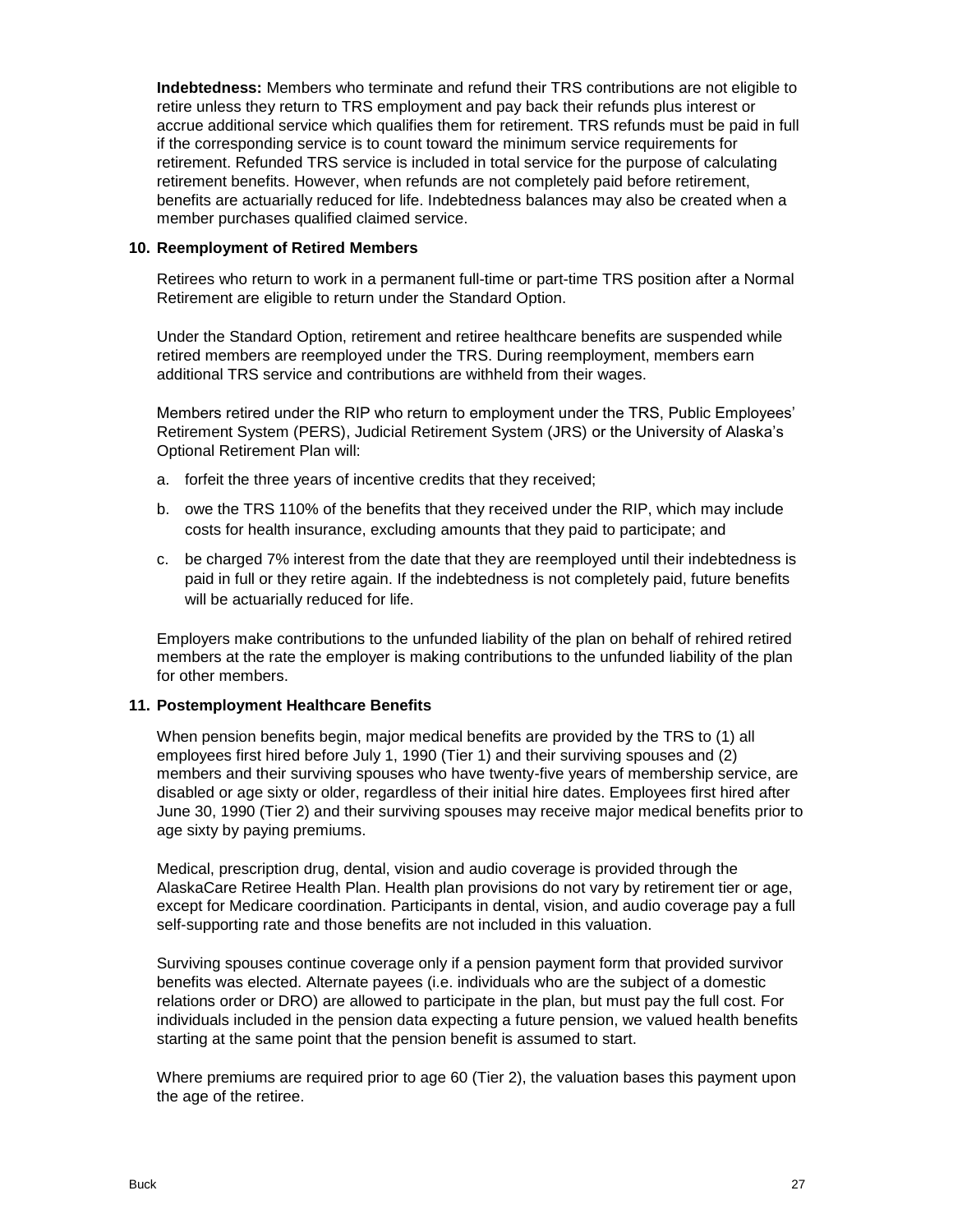**Indebtedness:** Members who terminate and refund their TRS contributions are not eligible to retire unless they return to TRS employment and pay back their refunds plus interest or accrue additional service which qualifies them for retirement. TRS refunds must be paid in full if the corresponding service is to count toward the minimum service requirements for retirement. Refunded TRS service is included in total service for the purpose of calculating retirement benefits. However, when refunds are not completely paid before retirement, benefits are actuarially reduced for life. Indebtedness balances may also be created when a member purchases qualified claimed service.

### 10. Reemployment of Retired Members

Retirees who return to work in a permanent full-time or part-time TRS position after a Normal Retirement are eligible to return under the Standard Option.

Under the Standard Option, retirement and retiree healthcare benefits are suspended while retired members are reemployed under the TRS. During reemployment, members earn additional TRS service and contributions are withheld from their wages.

Members retired under the RIP who return to employment under the TRS, Public Employees' Retirement System (PERS), Judicial Retirement System (JRS) or the University of Alaska's Optional Retirement Plan will:

a. forfeit the three years of incentive credits that they received;

b. owe the TRS 110% of the benefits that they received under the RIP, which may include costs for health insurance, excluding amounts that they paid to participate; and

c. be charged 7% interest from the date that they are reemployed until their indebtedness is paid in full or they retire again. If the indebtedness is not completely paid, future benefits will be actuarially reduced for life.

Employers make contributions to the unfunded liability of the plan on behalf of rehired retired members at the rate the employer is making contributions to the unfunded liability of the plan for other members.

### 11. Postemployment Healthcare Benefits

When pension benefits begin, major medical benefits are provided by the TRS to (1) all employees first hired before July 1, 1990 (Tier 1) and their surviving spouses and (2) members and their surviving spouses who have twenty-five years of membership service, are disabled or age sixty or older, regardless of their initial hire dates. Employees first hired after June 30, 1990 (Tier 2) and their surviving spouses may receive major medical benefits prior to age sixty by paying premiums.

Medical, prescription drug, dental, vision and audio coverage is provided through the AlaskaCare Retiree Health Plan. Health plan provisions do not vary by retirement tier or age, except for Medicare coordination. Participants in dental, vision, and audio coverage pay a full self-supporting rate and those benefits are not included in this valuation.

Surviving spouses continue coverage only if a pension payment form that provided survivor benefits was elected. Alternate payees (i.e. individuals who are the subject of a domestic relations order or DRO) are allowed to participate in the plan, but must pay the full cost. For individuals included in the pension data expecting a future pension, we valued health benefits starting at the same point that the pension benefit is assumed to start.

Where premiums are required prior to age 60 (Tier 2), the valuation bases this payment upon the age of the retiree.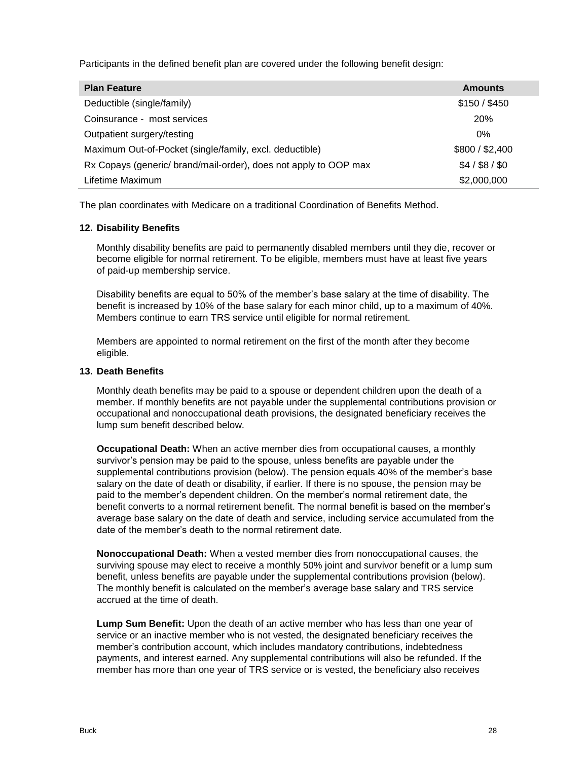Participants in the defined benefit plan are covered under the following benefit design:

| Plan Feature | Amounts |
|---|---|
| Deductible (single/family) | $150 / $450 |
| Coinsurance - most services | 20% |
| Outpatient surgery/testing | 0% |
| Maximum Out-of-Pocket (single/family, excl. deductible) | $800 / $2,400 |
| Rx Copays (generic/ brand/mail-order), does not apply to OOP max | $4 / $8 / $0 |
| Lifetime Maximum | $2,000,000 |

The plan coordinates with Medicare on a traditional Coordination of Benefits Method.

**12. Disability Benefits**

Monthly disability benefits are paid to permanently disabled members until they die, recover or become eligible for normal retirement. To be eligible, members must have at least five years of paid-up membership service.

Disability benefits are equal to 50% of the member's base salary at the time of disability. The benefit is increased by 10% of the base salary for each minor child, up to a maximum of 40%. Members continue to earn TRS service until eligible for normal retirement.

Members are appointed to normal retirement on the first of the month after they become eligible.

**13. Death Benefits**

Monthly death benefits may be paid to a spouse or dependent children upon the death of a member. If monthly benefits are not payable under the supplemental contributions provision or occupational and nonoccupational death provisions, the designated beneficiary receives the lump sum benefit described below.

**Occupational Death:** When an active member dies from occupational causes, a monthly survivor's pension may be paid to the spouse, unless benefits are payable under the supplemental contributions provision (below). The pension equals 40% of the member's base salary on the date of death or disability, if earlier. If there is no spouse, the pension may be paid to the member's dependent children. On the member's normal retirement date, the benefit converts to a normal retirement benefit. The normal benefit is based on the member's average base salary on the date of death and service, including service accumulated from the date of the member's death to the normal retirement date.

**Nonoccupational Death:** When a vested member dies from nonoccupational causes, the surviving spouse may elect to receive a monthly 50% joint and survivor benefit or a lump sum benefit, unless benefits are payable under the supplemental contributions provision (below). The monthly benefit is calculated on the member's average base salary and TRS service accrued at the time of death.

**Lump Sum Benefit:** Upon the death of an active member who has less than one year of service or an inactive member who is not vested, the designated beneficiary receives the member's contribution account, which includes mandatory contributions, indebtedness payments, and interest earned. Any supplemental contributions will also be refunded. If the member has more than one year of TRS service or is vested, the beneficiary also receives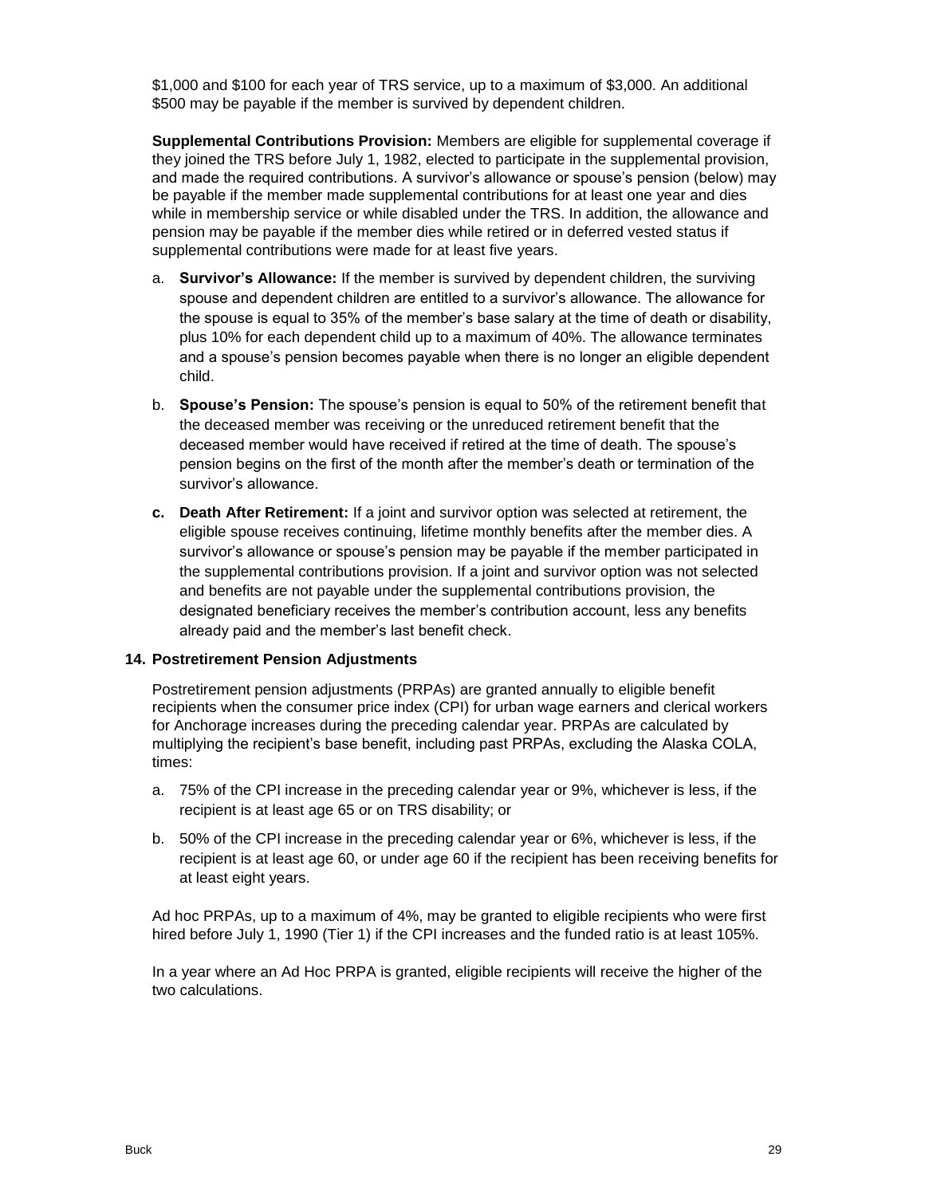$1,000 and $100 for each year of TRS service, up to a maximum of $3,000. An additional $500 may be payable if the member is survived by dependent children.

**Supplemental Contributions Provision:** Members are eligible for supplemental coverage if they joined the TRS before July 1, 1982, elected to participate in the supplemental provision, and made the required contributions. A survivor's allowance or spouse's pension (below) may be payable if the member made supplemental contributions for at least one year and dies while in membership service or while disabled under the TRS. In addition, the allowance and pension may be payable if the member dies while retired or in deferred vested status if supplemental contributions were made for at least five years.

a. **Survivor's Allowance:** If the member is survived by dependent children, the surviving spouse and dependent children are entitled to a survivor's allowance. The allowance for the spouse is equal to 35% of the member's base salary at the time of death or disability, plus 10% for each dependent child up to a maximum of 40%. The allowance terminates and a spouse's pension becomes payable when there is no longer an eligible dependent child.

b. **Spouse's Pension:** The spouse's pension is equal to 50% of the retirement benefit that the deceased member was receiving or the unreduced retirement benefit that the deceased member would have received if retired at the time of death. The spouse's pension begins on the first of the month after the member's death or termination of the survivor's allowance.

c. **Death After Retirement:** If a joint and survivor option was selected at retirement, the eligible spouse receives continuing, lifetime monthly benefits after the member dies. A survivor's allowance or spouse's pension may be payable if the member participated in the supplemental contributions provision. If a joint and survivor option was not selected and benefits are not payable under the supplemental contributions provision, the designated beneficiary receives the member's contribution account, less any benefits already paid and the member's last benefit check.

### 14. Postretirement Pension Adjustments

Postretirement pension adjustments (PRPAs) are granted annually to eligible benefit recipients when the consumer price index (CPI) for urban wage earners and clerical workers for Anchorage increases during the preceding calendar year. PRPAs are calculated by multiplying the recipient's base benefit, including past PRPAs, excluding the Alaska COLA, times:

a. 75% of the CPI increase in the preceding calendar year or 9%, whichever is less, if the recipient is at least age 65 or on TRS disability; or

b. 50% of the CPI increase in the preceding calendar year or 6%, whichever is less, if the recipient is at least age 60, or under age 60 if the recipient has been receiving benefits for at least eight years.

Ad hoc PRPAs, up to a maximum of 4%, may be granted to eligible recipients who were first hired before July 1, 1990 (Tier 1) if the CPI increases and the funded ratio is at least 105%.

In a year where an Ad Hoc PRPA is granted, eligible recipients will receive the higher of the two calculations.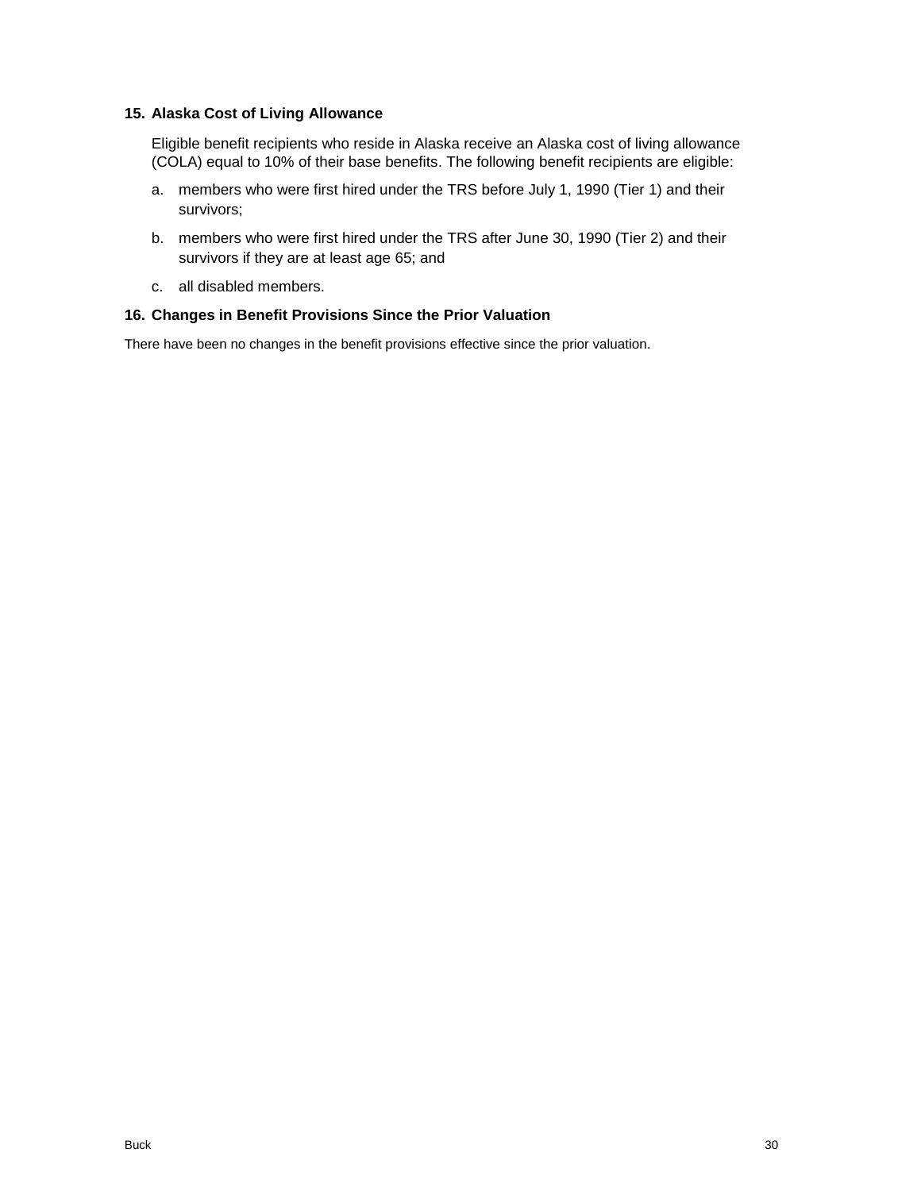### 15. Alaska Cost of Living Allowance

Eligible benefit recipients who reside in Alaska receive an Alaska cost of living allowance (COLA) equal to 10% of their base benefits. The following benefit recipients are eligible:

a. members who were first hired under the TRS before July 1, 1990 (Tier 1) and their survivors;

b. members who were first hired under the TRS after June 30, 1990 (Tier 2) and their survivors if they are at least age 65; and

c. all disabled members.

### 16. Changes in Benefit Provisions Since the Prior Valuation

There have been no changes in the benefit provisions effective since the prior valuation.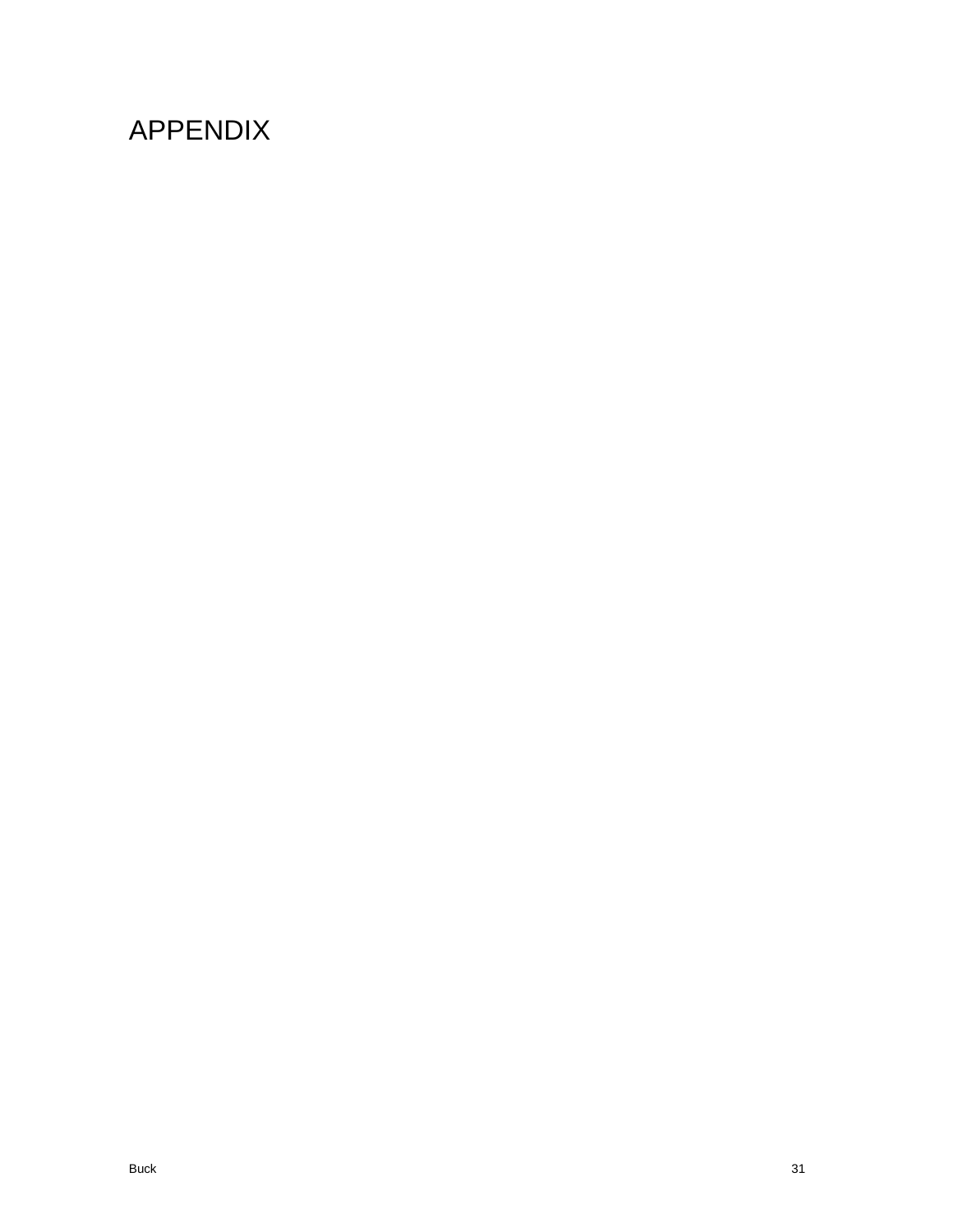# APPENDIX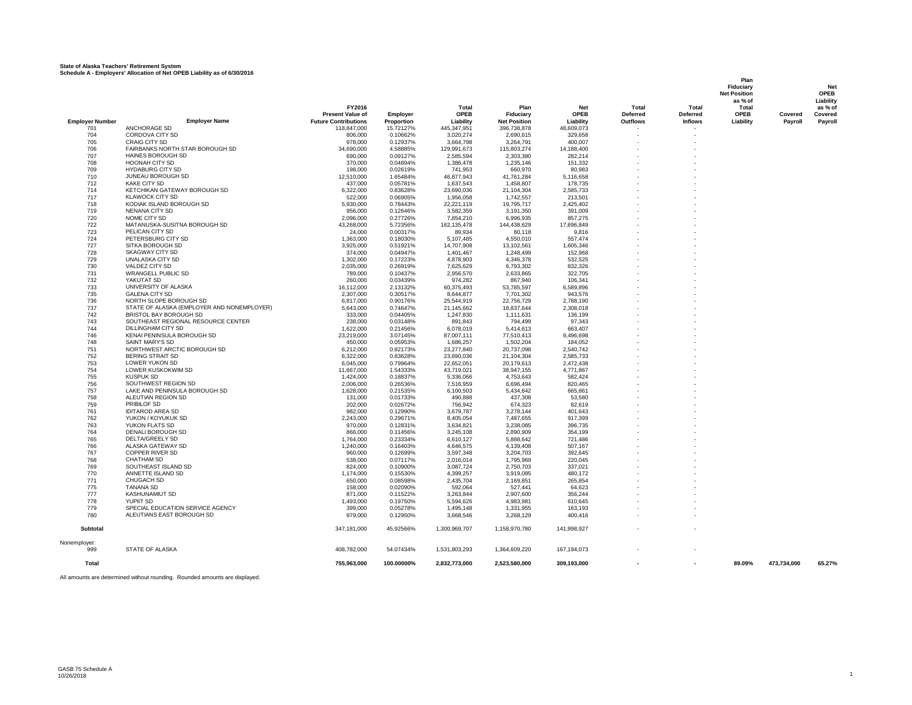**State of Alaska Teachers' Retirement System**
**Schedule A - Employers' Allocation of Net OPEB Liability as of 6/30/2016**

| Employer Number | Employer Name | FY2016 Present Value of Future Contributions | Employer Proportion | Total OPEB Liability | Plan Fiduciary Net Position | Net OPEB Liability | Total Deferred Outflows | Total Deferred Inflows | Plan Fiduciary Net Position as % of Total OPEB Liability | Covered Payroll | Net OPEB Liability as % of Covered Payroll |
|---|---|---|---|---|---|---|---|---|---|---|---|
| 701 | ANCHORAGE SD | 118,847,000 | 15.72127% | 445,347,951 | 396,738,878 | 48,609,073 | - | - | | | |
| 704 | CORDOVA CITY SD | 806,000 | 0.10662% | 3,020,274 | 2,690,615 | 329,658 | - | - | | | |
| 705 | CRAIG CITY SD | 978,000 | 0.12937% | 3,664,798 | 3,264,791 | 400,007 | - | - | | | |
| 706 | FAIRBANKS NORTH STAR BOROUGH SD | 34,690,000 | 4.58885% | 129,991,673 | 115,803,274 | 14,188,400 | - | - | | | |
| 707 | HAINES BOROUGH SD | 690,000 | 0.09127% | 2,585,594 | 2,303,380 | 282,214 | - | - | | | |
| 708 | HOONAH CITY SD | 370,000 | 0.04894% | 1,386,478 | 1,235,146 | 151,332 | - | - | | | |
| 709 | HYDABURG CITY SD | 198,000 | 0.02619% | 741,953 | 660,970 | 80,983 | - | - | | | |
| 710 | JUNEAU BOROUGH SD | 12,510,000 | 1.65484% | 46,877,943 | 41,761,284 | 5,116,658 | - | - | | | |
| 712 | KAKE CITY SD | 437,000 | 0.05781% | 1,637,543 | 1,458,807 | 178,735 | - | - | | | |
| 714 | KETCHIKAN GATEWAY BOROUGH SD | 6,322,000 | 0.83628% | 23,690,036 | 21,104,304 | 2,585,733 | - | - | | | |
| 717 | KLAWOCK CITY SD | 522,000 | 0.06905% | 1,956,058 | 1,742,557 | 213,501 | - | - | | | |
| 718 | KODIAK ISLAND BOROUGH SD | 5,930,000 | 0.78443% | 22,221,119 | 19,795,717 | 2,425,402 | - | - | | | |
| 719 | NENANA CITY SD | 956,000 | 0.12646% | 3,582,359 | 3,191,350 | 391,009 | - | - | | | |
| 720 | NOME CITY SD | 2,096,000 | 0.27726% | 7,854,210 | 6,996,935 | 857,275 | - | - | | | |
| 722 | MATANUSKA-SUSITNA BOROUGH SD | 43,268,000 | 5.72356% | 162,135,478 | 144,438,629 | 17,696,849 | - | - | | | |
| 723 | PELICAN CITY SD | 24,000 | 0.00317% | 89,934 | 80,118 | 9,816 | - | - | | | |
| 724 | PETERSBURG CITY SD | 1,363,000 | 0.18030% | 5,107,485 | 4,550,010 | 557,474 | - | - | | | |
| 727 | SITKA BOROUGH SD | 3,925,000 | 0.51921% | 14,707,908 | 13,102,561 | 1,605,346 | - | - | | | |
| 728 | SKAGWAY CITY SD | 374,000 | 0.04947% | 1,401,467 | 1,248,499 | 152,968 | - | - | | | |
| 729 | UNALASKA CITY SD | 1,302,000 | 0.17223% | 4,878,903 | 4,346,378 | 532,525 | - | - | | | |
| 730 | VALDEZ CITY SD | 2,035,000 | 0.26919% | 7,625,629 | 6,793,302 | 832,326 | - | - | | | |
| 731 | WRANGELL PUBLIC SD | 789,000 | 0.10437% | 2,956,570 | 2,633,865 | 322,705 | - | - | | | |
| 732 | YAKUTAT SD | 260,000 | 0.03439% | 974,282 | 867,940 | 106,341 | - | - | | | |
| 733 | UNIVERSITY OF ALASKA | 16,112,000 | 2.13132% | 60,375,493 | 53,785,597 | 6,589,896 | - | - | | | |
| 735 | GALENA CITY SD | 2,307,000 | 0.30517% | 8,644,877 | 7,701,302 | 943,576 | - | - | | | |
| 736 | NORTH SLOPE BOROUGH SD | 6,817,000 | 0.90176% | 25,544,919 | 22,756,729 | 2,788,190 | - | - | | | |
| 737 | STATE OF ALASKA (EMPLOYER AND NONEMPLOYER) | 5,643,000 | 0.74647% | 21,145,662 | 18,837,644 | 2,308,018 | - | - | | | |
| 742 | BRISTOL BAY BOROUGH SD | 333,000 | 0.04405% | 1,247,830 | 1,111,631 | 136,199 | - | - | | | |
| 743 | SOUTHEAST REGIONAL RESOURCE CENTER | 238,000 | 0.03148% | 891,843 | 794,499 | 97,343 | - | - | | | |
| 744 | DILLINGHAM CITY SD | 1,622,000 | 0.21456% | 6,078,019 | 5,414,613 | 663,407 | - | - | | | |
| 746 | KENAI PENINSULA BOROUGH SD | 23,219,000 | 3.07145% | 87,007,111 | 77,510,413 | 9,496,698 | - | - | | | |
| 748 | SAINT MARY'S SD | 450,000 | 0.05953% | 1,686,257 | 1,502,204 | 184,052 | - | - | | | |
| 751 | NORTHWEST ARCTIC BOROUGH SD | 6,212,000 | 0.82173% | 23,277,840 | 20,737,098 | 2,540,742 | - | - | | | |
| 752 | BERING STRAIT SD | 6,322,000 | 0.83628% | 23,690,036 | 21,104,304 | 2,585,733 | - | - | | | |
| 753 | LOWER YUKON SD | 6,045,000 | 0.79964% | 22,652,051 | 20,179,613 | 2,472,438 | - | - | | | |
| 754 | LOWER KUSKOKWIM SD | 11,667,000 | 1.54333% | 43,719,021 | 38,947,155 | 4,771,867 | - | - | | | |
| 755 | KUSPUK SD | 1,424,000 | 0.18837% | 5,336,066 | 4,753,643 | 582,424 | - | - | | | |
| 756 | SOUTHWEST REGION SD | 2,006,000 | 0.26536% | 7,516,959 | 6,696,494 | 820,465 | - | - | | | |
| 757 | LAKE AND PENINSULA BOROUGH SD | 1,628,000 | 0.21535% | 6,100,503 | 5,434,642 | 665,861 | - | - | | | |
| 758 | ALEUTIAN REGION SD | 131,000 | 0.01733% | 490,888 | 437,308 | 53,580 | - | - | | | |
| 759 | PRIBILOF SD | 202,000 | 0.02672% | 756,942 | 674,323 | 82,619 | - | - | | | |
| 761 | IDITAROD AREA SD | 982,000 | 0.12990% | 3,679,787 | 3,278,144 | 401,643 | - | - | | | |
| 762 | YUKON / KOYUKUK SD | 2,243,000 | 0.29671% | 8,405,054 | 7,487,655 | 917,399 | - | - | | | |
| 763 | YUKON FLATS SD | 970,000 | 0.12831% | 3,634,821 | 3,238,085 | 396,735 | - | - | | | |
| 764 | DENALI BOROUGH SD | 866,000 | 0.11456% | 3,245,108 | 2,890,909 | 354,199 | - | - | | | |
| 765 | DELTA/GREELY SD | 1,764,000 | 0.23334% | 6,610,127 | 5,888,642 | 721,486 | - | - | | | |
| 766 | ALASKA GATEWAY SD | 1,240,000 | 0.16403% | 4,646,575 | 4,139,408 | 507,167 | - | - | | | |
| 767 | COPPER RIVER SD | 960,000 | 0.12699% | 3,597,348 | 3,204,703 | 392,645 | - | - | | | |
| 768 | CHATHAM SD | 538,000 | 0.07117% | 2,016,014 | 1,795,969 | 220,045 | - | - | | | |
| 769 | SOUTHEAST ISLAND SD | 824,000 | 0.10900% | 3,087,724 | 2,750,703 | 337,021 | - | - | | | |
| 770 | ANNETTE ISLAND SD | 1,174,000 | 0.15530% | 4,399,257 | 3,919,085 | 480,172 | - | - | | | |
| 771 | CHUGACH SD | 650,000 | 0.08598% | 2,435,704 | 2,169,851 | 265,854 | - | - | | | |
| 775 | TANANA SD | 158,000 | 0.02090% | 592,064 | 527,441 | 64,623 | - | - | | | |
| 777 | KASHUNAMIUT SD | 871,000 | 0.11522% | 3,263,844 | 2,907,600 | 356,244 | - | - | | | |
| 778 | YUPIIT SD | 1,493,000 | 0.19750% | 5,594,626 | 4,983,981 | 610,645 | - | - | | | |
| 779 | SPECIAL EDUCATION SERVICE AGENCY | 399,000 | 0.05278% | 1,495,148 | 1,331,955 | 163,193 | - | - | | | |
| 780 | ALEUTIANS EAST BOROUGH SD | 979,000 | 0.12950% | 3,668,546 | 3,268,129 | 400,416 | - | - | | | |
| **Subtotal** | | 347,181,000 | 45.92566% | 1,300,969,707 | 1,158,970,780 | 141,998,927 | - | - | | | |
| Nonemployer: | | | | | | | | | | | |
| 999 | STATE OF ALASKA | 408,782,000 | 54.07434% | 1,531,803,293 | 1,364,609,220 | 167,194,073 | - | - | | | |
| **Total** | | **755,963,000** | **100.00000%** | **2,832,773,000** | **2,523,580,000** | **309,193,000** | **-** | **-** | **89.09%** | **473,734,000** | **65.27%** |

All amounts are determined without rounding. Rounded amounts are displayed.

GASB 75 Schedule A
10/26/2018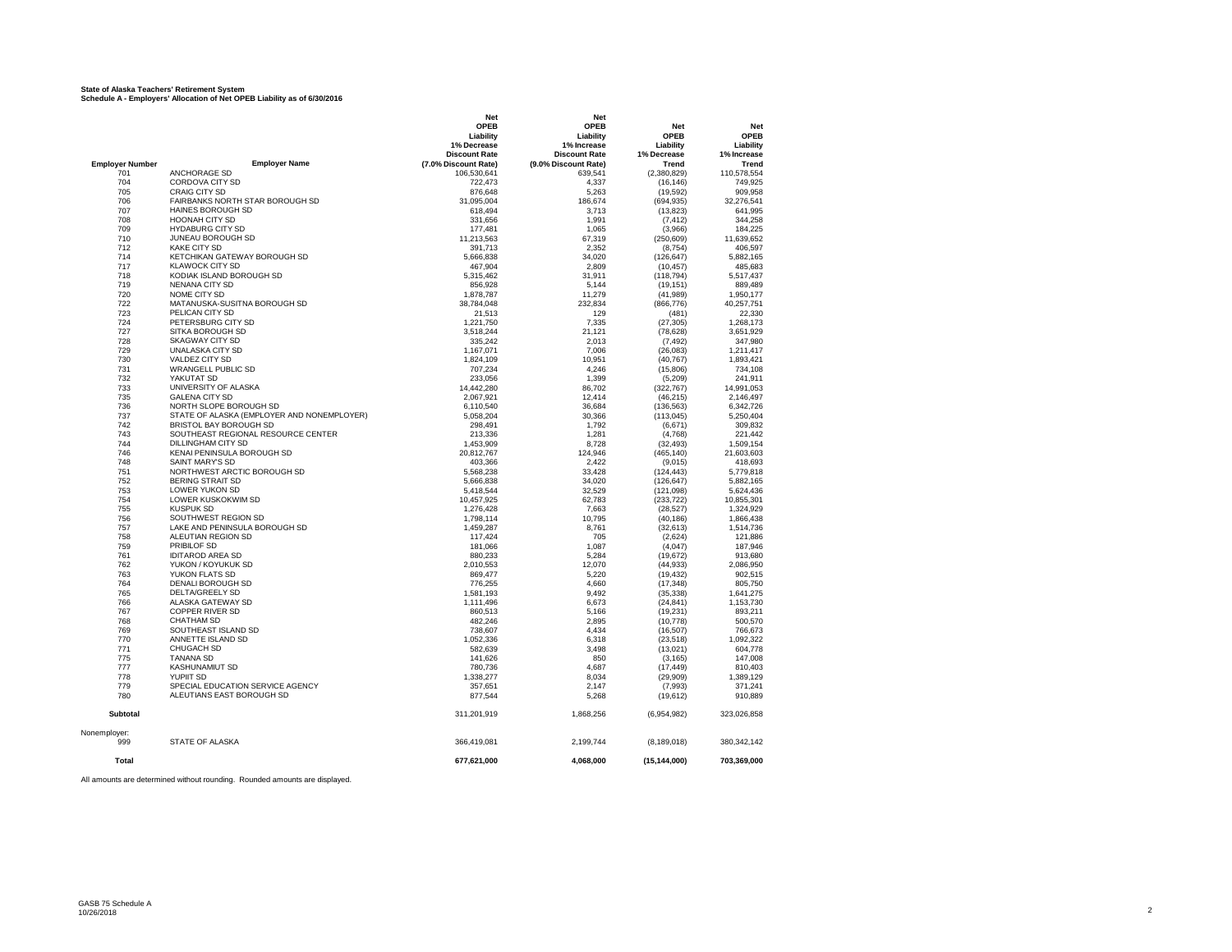**State of Alaska Teachers' Retirement System**
**Schedule A - Employers' Allocation of Net OPEB Liability as of 6/30/2016**

| Employer Number | Employer Name | Net OPEB Liability 1% Decrease Discount Rate (7.0% Discount Rate) | Net OPEB Liability 1% Increase Discount Rate (9.0% Discount Rate) | Net OPEB Liability 1% Decrease Trend | Net OPEB Liability 1% Increase Trend |
|---|---|---|---|---|---|
| 701 | ANCHORAGE SD | 106,530,641 | 639,541 | (2,380,829) | 110,578,554 |
| 704 | CORDOVA CITY SD | 722,473 | 4,337 | (16,146) | 749,925 |
| 705 | CRAIG CITY SD | 876,648 | 5,263 | (19,592) | 909,958 |
| 706 | FAIRBANKS NORTH STAR BOROUGH SD | 31,095,004 | 186,674 | (694,935) | 32,276,541 |
| 707 | HAINES BOROUGH SD | 618,494 | 3,713 | (13,823) | 641,995 |
| 708 | HOONAH CITY SD | 331,656 | 1,991 | (7,412) | 344,258 |
| 709 | HYDABURG CITY SD | 177,481 | 1,065 | (3,966) | 184,225 |
| 710 | JUNEAU BOROUGH SD | 11,213,563 | 67,319 | (250,609) | 11,639,652 |
| 712 | KAKE CITY SD | 391,713 | 2,352 | (8,754) | 406,597 |
| 714 | KETCHIKAN GATEWAY BOROUGH SD | 5,666,838 | 34,020 | (126,647) | 5,882,165 |
| 717 | KLAWOCK CITY SD | 467,904 | 2,809 | (10,457) | 485,683 |
| 718 | KODIAK ISLAND BOROUGH SD | 5,315,462 | 31,911 | (118,794) | 5,517,437 |
| 719 | NENANA CITY SD | 856,928 | 5,144 | (19,151) | 889,489 |
| 720 | NOME CITY SD | 1,878,787 | 11,279 | (41,989) | 1,950,177 |
| 722 | MATANUSKA-SUSITNA BOROUGH SD | 38,784,048 | 232,834 | (866,776) | 40,257,751 |
| 723 | PELICAN CITY SD | 21,513 | 129 | (481) | 22,330 |
| 724 | PETERSBURG CITY SD | 1,221,750 | 7,335 | (27,305) | 1,268,173 |
| 727 | SITKA BOROUGH SD | 3,518,244 | 21,121 | (78,628) | 3,651,929 |
| 728 | SKAGWAY CITY SD | 335,242 | 2,013 | (7,492) | 347,980 |
| 729 | UNALASKA CITY SD | 1,167,071 | 7,006 | (26,083) | 1,211,417 |
| 730 | VALDEZ CITY SD | 1,824,109 | 10,951 | (40,767) | 1,893,421 |
| 731 | WRANGELL PUBLIC SD | 707,234 | 4,246 | (15,806) | 734,108 |
| 732 | YAKUTAT SD | 233,056 | 1,399 | (5,209) | 241,911 |
| 733 | UNIVERSITY OF ALASKA | 14,442,280 | 86,702 | (322,767) | 14,991,053 |
| 735 | GALENA CITY SD | 2,067,921 | 12,414 | (46,215) | 2,146,497 |
| 736 | NORTH SLOPE BOROUGH SD | 6,110,540 | 36,684 | (136,563) | 6,342,726 |
| 737 | STATE OF ALASKA (EMPLOYER AND NONEMPLOYER) | 5,058,204 | 30,366 | (113,045) | 5,250,404 |
| 742 | BRISTOL BAY BOROUGH SD | 298,491 | 1,792 | (6,671) | 309,832 |
| 743 | SOUTHEAST REGIONAL RESOURCE CENTER | 213,336 | 1,281 | (4,768) | 221,442 |
| 744 | DILLINGHAM CITY SD | 1,453,909 | 8,728 | (32,493) | 1,509,154 |
| 746 | KENAI PENINSULA BOROUGH SD | 20,812,767 | 124,946 | (465,140) | 21,603,603 |
| 748 | SAINT MARY'S SD | 403,366 | 2,422 | (9,015) | 418,693 |
| 751 | NORTHWEST ARCTIC BOROUGH SD | 5,568,238 | 33,428 | (124,443) | 5,779,818 |
| 752 | BERING STRAIT SD | 5,666,838 | 34,020 | (126,647) | 5,882,165 |
| 753 | LOWER YUKON SD | 5,418,544 | 32,529 | (121,098) | 5,624,436 |
| 754 | LOWER KUSKOKWIM SD | 10,457,925 | 62,783 | (233,722) | 10,855,301 |
| 755 | KUSPUK SD | 1,276,428 | 7,663 | (28,527) | 1,324,929 |
| 756 | SOUTHWEST REGION SD | 1,798,114 | 10,795 | (40,186) | 1,866,438 |
| 757 | LAKE AND PENINSULA BOROUGH SD | 1,459,287 | 8,761 | (32,613) | 1,514,736 |
| 758 | ALEUTIAN REGION SD | 117,424 | 705 | (2,624) | 121,886 |
| 759 | PRIBILOF SD | 181,066 | 1,087 | (4,047) | 187,946 |
| 761 | IDITAROD AREA SD | 880,233 | 5,284 | (19,672) | 913,680 |
| 762 | YUKON / KOYUKUK SD | 2,010,553 | 12,070 | (44,933) | 2,086,950 |
| 763 | YUKON FLATS SD | 869,477 | 5,220 | (19,432) | 902,515 |
| 764 | DENALI BOROUGH SD | 776,255 | 4,660 | (17,348) | 805,750 |
| 765 | DELTA/GREELY SD | 1,581,193 | 9,492 | (35,338) | 1,641,275 |
| 766 | ALASKA GATEWAY SD | 1,111,496 | 6,673 | (24,841) | 1,153,730 |
| 767 | COPPER RIVER SD | 860,513 | 5,166 | (19,231) | 893,211 |
| 768 | CHATHAM SD | 482,246 | 2,895 | (10,778) | 500,570 |
| 769 | SOUTHEAST ISLAND SD | 738,607 | 4,434 | (16,507) | 766,673 |
| 770 | ANNETTE ISLAND SD | 1,052,336 | 6,318 | (23,518) | 1,092,322 |
| 771 | CHUGACH SD | 582,639 | 3,498 | (13,021) | 604,778 |
| 775 | TANANA SD | 141,626 | 850 | (3,165) | 147,008 |
| 777 | KASHUNAMIUT SD | 780,736 | 4,687 | (17,449) | 810,403 |
| 778 | YUPIIT SD | 1,338,277 | 8,034 | (29,909) | 1,389,129 |
| 779 | SPECIAL EDUCATION SERVICE AGENCY | 357,651 | 2,147 | (7,993) | 371,241 |
| 780 | ALEUTIANS EAST BOROUGH SD | 877,544 | 5,268 | (19,612) | 910,889 |
| **Subtotal** | | 311,201,919 | 1,868,256 | (6,954,982) | 323,026,858 |
| Nonemployer: | | | | | |
| 999 | STATE OF ALASKA | 366,419,081 | 2,199,744 | (8,189,018) | 380,342,142 |
| **Total** | | **677,621,000** | **4,068,000** | **(15,144,000)** | **703,369,000** |

All amounts are determined without rounding. Rounded amounts are displayed.

GASB 75 Schedule A
10/26/2018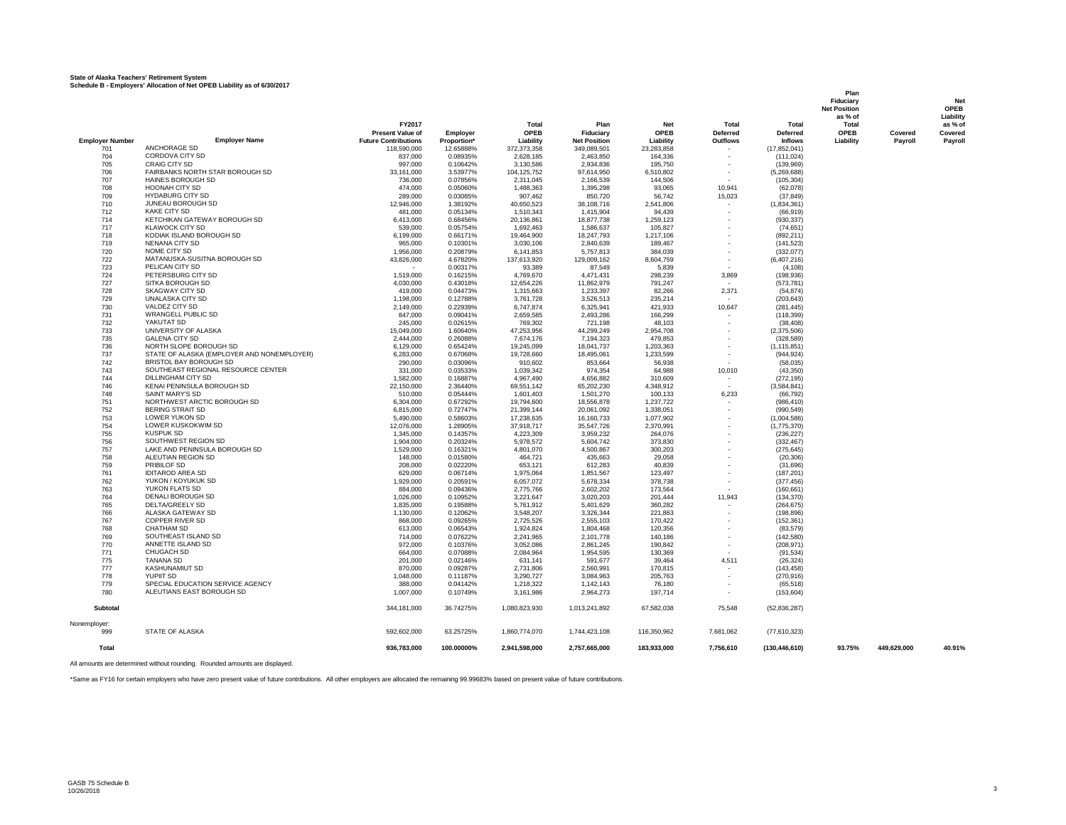**State of Alaska Teachers' Retirement System**
**Schedule B - Employers' Allocation of Net OPEB Liability as of 6/30/2017**

| Employer Number | Employer Name | FY2017 Present Value of Future Contributions | Employer Proportion* | Total OPEB Liability | Plan Fiduciary Net Position | Net OPEB Liability | Total Deferred Outflows | Total Deferred Inflows | Plan Fiduciary Net Position as % of Total OPEB Liability | Covered Payroll | Net OPEB Liability as % of Covered Payroll |
|---|---|---|---|---|---|---|---|---|---|---|---|
| 701 | ANCHORAGE SD | 118,590,000 | 12.65888% | 372,373,358 | 349,089,501 | 23,283,858 | - | (17,852,041) | | | |
| 704 | CORDOVA CITY SD | 837,000 | 0.08935% | 2,628,185 | 2,463,850 | 164,336 | - | (111,024) | | | |
| 705 | CRAIG CITY SD | 997,000 | 0.10642% | 3,130,586 | 2,934,836 | 195,750 | - | (139,969) | | | |
| 706 | FAIRBANKS NORTH STAR BOROUGH SD | 33,161,000 | 3.53977% | 104,125,752 | 97,614,950 | 6,510,802 | - | (5,269,688) | | | |
| 707 | HAINES BOROUGH SD | 736,000 | 0.07856% | 2,311,045 | 2,166,539 | 144,506 | - | (105,304) | | | |
| 708 | HOONAH CITY SD | 474,000 | 0.05060% | 1,488,363 | 1,395,298 | 93,065 | 10,941 | (62,078) | | | |
| 709 | HYDABURG CITY SD | 289,000 | 0.03085% | 907,462 | 850,720 | 56,742 | 15,023 | (37,849) | | | |
| 710 | JUNEAU BOROUGH SD | 12,946,000 | 1.38192% | 40,650,523 | 38,108,716 | 2,541,806 | - | (1,834,361) | | | |
| 712 | KAKE CITY SD | 481,000 | 0.05134% | 1,510,343 | 1,415,904 | 94,439 | - | (66,919) | | | |
| 714 | KETCHIKAN GATEWAY BOROUGH SD | 6,413,000 | 0.68456% | 20,136,861 | 18,877,738 | 1,259,123 | - | (930,337) | | | |
| 717 | KLAWOCK CITY SD | 539,000 | 0.05754% | 1,692,463 | 1,586,637 | 105,827 | - | (74,651) | | | |
| 718 | KODIAK ISLAND BOROUGH SD | 6,199,000 | 0.66171% | 19,464,900 | 18,247,793 | 1,217,106 | - | (892,211) | | | |
| 719 | NENANA CITY SD | 965,000 | 0.10301% | 3,030,106 | 2,840,639 | 189,467 | - | (141,523) | | | |
| 720 | NOME CITY SD | 1,956,000 | 0.20879% | 6,141,853 | 5,757,813 | 384,039 | - | (332,077) | | | |
| 722 | MATANUSKA-SUSITNA BOROUGH SD | 43,826,000 | 4.67820% | 137,613,920 | 129,009,162 | 8,604,759 | - | (6,407,216) | | | |
| 723 | PELICAN CITY SD | - | 0.00317% | 93,389 | 87,549 | 5,839 | - | (4,108) | | | |
| 724 | PETERSBURG CITY SD | 1,519,000 | 0.16215% | 4,769,670 | 4,471,431 | 298,239 | 3,869 | (198,936) | | | |
| 727 | SITKA BOROUGH SD | 4,030,000 | 0.43018% | 12,654,226 | 11,862,979 | 791,247 | - | (573,781) | | | |
| 728 | SKAGWAY CITY SD | 419,000 | 0.04473% | 1,315,663 | 1,233,397 | 82,266 | 2,371 | (54,874) | | | |
| 729 | UNALASKA CITY SD | 1,198,000 | 0.12788% | 3,761,728 | 3,526,513 | 235,214 | - | (203,643) | | | |
| 730 | VALDEZ CITY SD | 2,149,000 | 0.22939% | 6,747,874 | 6,325,941 | 421,933 | 10,647 | (281,445) | | | |
| 731 | WRANGELL PUBLIC SD | 847,000 | 0.09041% | 2,659,585 | 2,493,286 | 166,299 | - | (118,399) | | | |
| 732 | YAKUTAT SD | 245,000 | 0.02615% | 769,302 | 721,198 | 48,103 | - | (38,408) | | | |
| 733 | UNIVERSITY OF ALASKA | 15,049,000 | 1.60640% | 47,253,956 | 44,299,249 | 2,954,708 | - | (2,375,506) | | | |
| 735 | GALENA CITY SD | 2,444,000 | 0.26088% | 7,674,176 | 7,194,323 | 479,853 | - | (328,589) | | | |
| 736 | NORTH SLOPE BOROUGH SD | 6,129,000 | 0.65424% | 19,245,099 | 18,041,737 | 1,203,363 | - | (1,115,851) | | | |
| 737 | STATE OF ALASKA (EMPLOYER AND NONEMPLOYER) | 6,283,000 | 0.67068% | 19,728,660 | 18,495,061 | 1,233,599 | - | (944,924) | | | |
| 742 | BRISTOL BAY BOROUGH SD | 290,000 | 0.03096% | 910,602 | 853,664 | 56,938 | - | (58,035) | | | |
| 743 | SOUTHEAST REGIONAL RESOURCE CENTER | 331,000 | 0.03533% | 1,039,342 | 974,354 | 64,988 | 10,010 | (43,350) | | | |
| 744 | DILLINGHAM CITY SD | 1,582,000 | 0.16887% | 4,967,490 | 4,656,882 | 310,609 | - | (272,195) | | | |
| 746 | KENAI PENINSULA BOROUGH SD | 22,150,000 | 2.36440% | 69,551,142 | 65,202,230 | 4,348,912 | - | (3,584,841) | | | |
| 748 | SAINT MARY'S SD | 510,000 | 0.05444% | 1,601,403 | 1,501,270 | 100,133 | 6,233 | (66,792) | | | |
| 751 | NORTHWEST ARCTIC BOROUGH SD | 6,304,000 | 0.67292% | 19,794,600 | 18,556,878 | 1,237,722 | - | (986,410) | | | |
| 752 | BERING STRAIT SD | 6,815,000 | 0.72747% | 21,399,144 | 20,061,092 | 1,338,051 | - | (990,549) | | | |
| 753 | LOWER YUKON SD | 5,490,000 | 0.58603% | 17,238,635 | 16,160,733 | 1,077,902 | - | (1,004,586) | | | |
| 754 | LOWER KUSKOKWIM SD | 12,076,000 | 1.28905% | 37,918,717 | 35,547,726 | 2,370,991 | - | (1,775,370) | | | |
| 755 | KUSPUK SD | 1,345,000 | 0.14357% | 4,223,309 | 3,959,232 | 264,076 | - | (236,227) | | | |
| 756 | SOUTHWEST REGION SD | 1,904,000 | 0.20324% | 5,978,572 | 5,604,742 | 373,830 | - | (332,467) | | | |
| 757 | LAKE AND PENINSULA BOROUGH SD | 1,529,000 | 0.16321% | 4,801,070 | 4,500,867 | 300,203 | - | (275,645) | | | |
| 758 | ALEUTIAN REGION SD | 148,000 | 0.01580% | 464,721 | 435,663 | 29,058 | - | (20,306) | | | |
| 759 | PRIBILOF SD | 208,000 | 0.02220% | 653,121 | 612,283 | 40,839 | - | (31,696) | | | |
| 761 | IDITAROD AREA SD | 629,000 | 0.06714% | 1,975,064 | 1,851,567 | 123,497 | - | (187,201) | | | |
| 762 | YUKON / KOYUKUK SD | 1,929,000 | 0.20591% | 6,057,072 | 5,678,334 | 378,738 | - | (377,456) | | | |
| 763 | YUKON FLATS SD | 884,000 | 0.09436% | 2,775,766 | 2,602,202 | 173,564 | - | (160,661) | | | |
| 764 | DENALI BOROUGH SD | 1,026,000 | 0.10952% | 3,221,647 | 3,020,203 | 201,444 | 11,943 | (134,370) | | | |
| 765 | DELTA/GREELY SD | 1,835,000 | 0.19588% | 5,761,912 | 5,401,629 | 360,282 | - | (264,675) | | | |
| 766 | ALASKA GATEWAY SD | 1,130,000 | 0.12062% | 3,548,207 | 3,326,344 | 221,863 | - | (198,896) | | | |
| 767 | COPPER RIVER SD | 868,000 | 0.09265% | 2,725,526 | 2,555,103 | 170,422 | - | (152,361) | | | |
| 768 | CHATHAM SD | 613,000 | 0.06543% | 1,924,824 | 1,804,468 | 120,356 | - | (83,579) | | | |
| 769 | SOUTHEAST ISLAND SD | 714,000 | 0.07622% | 2,241,965 | 2,101,778 | 140,186 | - | (142,580) | | | |
| 770 | ANNETTE ISLAND SD | 972,000 | 0.10376% | 3,052,086 | 2,861,245 | 190,842 | - | (208,971) | | | |
| 771 | CHUGACH SD | 664,000 | 0.07088% | 2,084,964 | 1,954,595 | 130,369 | - | (91,534) | | | |
| 775 | TANANA SD | 201,000 | 0.02146% | 631,141 | 591,677 | 39,464 | 4,511 | (26,324) | | | |
| 777 | KASHUNAMIUT SD | 870,000 | 0.09287% | 2,731,806 | 2,560,991 | 170,815 | - | (143,458) | | | |
| 778 | YUPIIT SD | 1,048,000 | 0.11187% | 3,290,727 | 3,084,963 | 205,763 | - | (270,916) | | | |
| 779 | SPECIAL EDUCATION SERVICE AGENCY | 388,000 | 0.04142% | 1,218,322 | 1,142,143 | 76,180 | - | (65,518) | | | |
| 780 | ALEUTIANS EAST BOROUGH SD | 1,007,000 | 0.10749% | 3,161,986 | 2,964,273 | 197,714 | - | (153,604) | | | |
| **Subtotal** | | 344,181,000 | 36.74275% | 1,080,823,930 | 1,013,241,892 | 67,582,038 | 75,548 | (52,836,287) | | | |
| Nonemployer: | | | | | | | | | | | |
| 999 | STATE OF ALASKA | 592,602,000 | 63.25725% | 1,860,774,070 | 1,744,423,108 | 116,350,962 | 7,681,062 | (77,610,323) | | | |
| **Total** | | 936,783,000 | 100.00000% | 2,941,598,000 | 2,757,665,000 | 183,933,000 | 7,756,610 | (130,446,610) | 93.75% | 449,629,000 | 40.91% |

All amounts are determined without rounding. Rounded amounts are displayed.

*Same as FY16 for certain employers who have zero present value of future contributions. All other employers are allocated the remaining 99.99683% based on present value of future contributions.

GASB 75 Schedule B
10/26/2018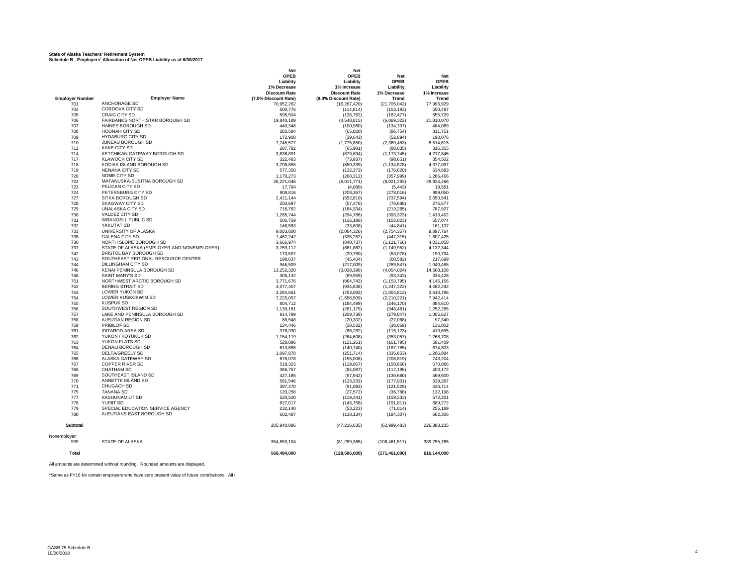**State of Alaska Teachers' Retirement System**
**Schedule B - Employers' Allocation of Net OPEB Liability as of 6/30/2017**

| Employer Number | Employer Name | Net OPEB Liability 1% Decrease Discount Rate (7.0% Discount Rate) | Net OPEB Liability 1% Increase Discount Rate (9.0% Discount Rate) | Net OPEB Liability 1% Decrease Trend | Net OPEB Liability 1% Increase Trend |
|---|---|---|---|---|---|
| 701 | ANCHORAGE SD | 70,952,262 | (16,267,420) | (21,705,042) | 77,996,929 |
| 704 | CORDOVA CITY SD | 500,776 | (114,814) | (153,193) | 550,497 |
| 705 | CRAIG CITY SD | 596,504 | (136,762) | (182,477) | 655,729 |
| 706 | FAIRBANKS NORTH STAR BOROUGH SD | 19,840,189 | (4,548,815) | (6,069,322) | 21,810,070 |
| 707 | HAINES BOROUGH SD | 440,348 | (100,960) | (134,707) | 484,069 |
| 708 | HOONAH CITY SD | 283,594 | (65,020) | (86,754) | 311,751 |
| 709 | HYDABURG CITY SD | 172,908 | (39,643) | (52,894) | 190,076 |
| 710 | JUNEAU BOROUGH SD | 7,745,577 | (1,775,850) | (2,369,453) | 8,514,615 |
| 712 | KAKE CITY SD | 287,782 | (65,981) | (88,035) | 316,355 |
| 714 | KETCHIKAN GATEWAY BOROUGH SD | 3,836,891 | (879,694) | (1,173,745) | 4,217,846 |
| 717 | KLAWOCK CITY SD | 322,483 | (73,937) | (98,651) | 354,502 |
| 718 | KODIAK ISLAND BOROUGH SD | 3,708,855 | (850,339) | (1,134,578) | 4,077,097 |
| 719 | NENANA CITY SD | 577,358 | (132,373) | (176,620) | 634,683 |
| 720 | NOME CITY SD | 1,170,273 | (268,312) | (357,999) | 1,286,466 |
| 722 | MATANUSKA-SUSITNA BOROUGH SD | 26,221,046 | (6,011,771) | (8,021,293) | 28,824,466 |
| 723 | PELICAN CITY SD | 17,794 | (4,080) | (5,443) | 19,561 |
| 724 | PETERSBURG CITY SD | 908,816 | (208,367) | (278,016) | 999,050 |
| 727 | SITKA BOROUGH SD | 2,411,144 | (552,810) | (737,594) | 2,650,541 |
| 728 | SKAGWAY CITY SD | 250,687 | (57,476) | (76,688) | 275,577 |
| 729 | UNALASKA CITY SD | 716,762 | (164,334) | (219,265) | 787,927 |
| 730 | VALDEZ CITY SD | 1,285,744 | (294,786) | (393,323) | 1,413,402 |
| 731 | WRANGELL PUBLIC SD | 506,759 | (116,186) | (155,023) | 557,074 |
| 732 | YAKUTAT SD | 146,583 | (33,608) | (44,841) | 161,137 |
| 733 | UNIVERSITY OF ALASKA | 9,003,800 | (2,064,326) | (2,754,357) | 9,897,764 |
| 735 | GALENA CITY SD | 1,462,242 | (335,252) | (447,315) | 1,607,425 |
| 736 | NORTH SLOPE BOROUGH SD | 3,666,974 | (840,737) | (1,121,766) | 4,031,058 |
| 737 | STATE OF ALASKA (EMPLOYER AND NONEMPLOYER) | 3,759,112 | (861,862) | (1,149,952) | 4,132,344 |
| 742 | BRISTOL BAY BOROUGH SD | 173,507 | (39,780) | (53,078) | 190,734 |
| 743 | SOUTHEAST REGIONAL RESOURCE CENTER | 198,037 | (45,404) | (60,582) | 217,699 |
| 744 | DILLINGHAM CITY SD | 946,509 | (217,009) | (289,547) | 1,040,485 |
| 746 | KENAI PENINSULA BOROUGH SD | 13,252,320 | (3,038,396) | (4,054,024) | 14,568,108 |
| 748 | SAINT MARY'S SD | 305,132 | (69,959) | (93,343) | 335,428 |
| 751 | NORTHWEST ARCTIC BOROUGH SD | 3,771,676 | (864,743) | (1,153,795) | 4,146,156 |
| 752 | BERING STRAIT SD | 4,077,407 | (934,838) | (1,247,322) | 4,482,242 |
| 753 | LOWER YUKON SD | 3,284,661 | (753,083) | (1,004,812) | 3,610,786 |
| 754 | LOWER KUSKOKWIM SD | 7,225,057 | (1,656,509) | (2,210,221) | 7,942,414 |
| 755 | KUSPUK SD | 804,712 | (184,499) | (246,170) | 884,610 |
| 756 | SOUTHWEST REGION SD | 1,139,161 | (261,179) | (348,481) | 1,252,265 |
| 757 | LAKE AND PENINSULA BOROUGH SD | 914,799 | (209,738) | (279,847) | 1,005,627 |
| 758 | ALEUTIAN REGION SD | 88,548 | (20,302) | (27,088) | 97,340 |
| 759 | PRIBILOF SD | 124,446 | (28,532) | (38,069) | 136,802 |
| 761 | IDITAROD AREA SD | 376,330 | (86,282) | (115,123) | 413,695 |
| 762 | YUKON / KOYUKUK SD | 1,154,119 | (264,608) | (353,057) | 1,268,708 |
| 763 | YUKON FLATS SD | 528,896 | (121,261) | (161,795) | 581,409 |
| 764 | DENALI BOROUGH SD | 613,855 | (140,740) | (187,785) | 674,803 |
| 765 | DELTA/GREELY SD | 1,097,878 | (251,714) | (335,853) | 1,206,884 |
| 766 | ALASKA GATEWAY SD | 676,078 | (155,006) | (206,819) | 743,204 |
| 767 | COPPER RIVER SD | 519,323 | (119,067) | (158,866) | 570,886 |
| 768 | CHATHAM SD | 366,757 | (84,087) | (112,195) | 403,172 |
| 769 | SOUTHEAST ISLAND SD | 427,185 | (97,942) | (130,680) | 469,600 |
| 770 | ANNETTE ISLAND SD | 581,546 | (133,333) | (177,901) | 639,287 |
| 771 | CHUGACH SD | 397,270 | (91,083) | (121,529) | 436,714 |
| 775 | TANANA SD | 120,258 | (27,572) | (36,788) | 132,198 |
| 777 | KASHUNAMIUT SD | 520,520 | (119,341) | (159,233) | 572,201 |
| 778 | YUPIIT SD | 627,017 | (143,758) | (191,811) | 689,272 |
| 779 | SPECIAL EDUCATION SERVICE AGENCY | 232,140 | (53,223) | (71,014) | 255,189 |
| 780 | ALEUTIANS EAST BOROUGH SD | 602,487 | (138,134) | (184,307) | 662,306 |
| **Subtotal** | | 205,940,896 | (47,216,635) | (62,999,483) | 226,388,235 |
| Nonemployer: | | | | | |
| 999 | STATE OF ALASKA | 354,553,104 | (81,289,365) | (108,461,517) | 389,755,765 |
| **Total** | | **560,494,000** | **(128,506,000)** | **(171,461,000)** | **616,144,000** |

All amounts are determined without rounding. Rounded amounts are displayed.

*Same as FY16 for certain employers who have zero present value of future contributions. All c

GASB 75 Schedule B
10/26/2018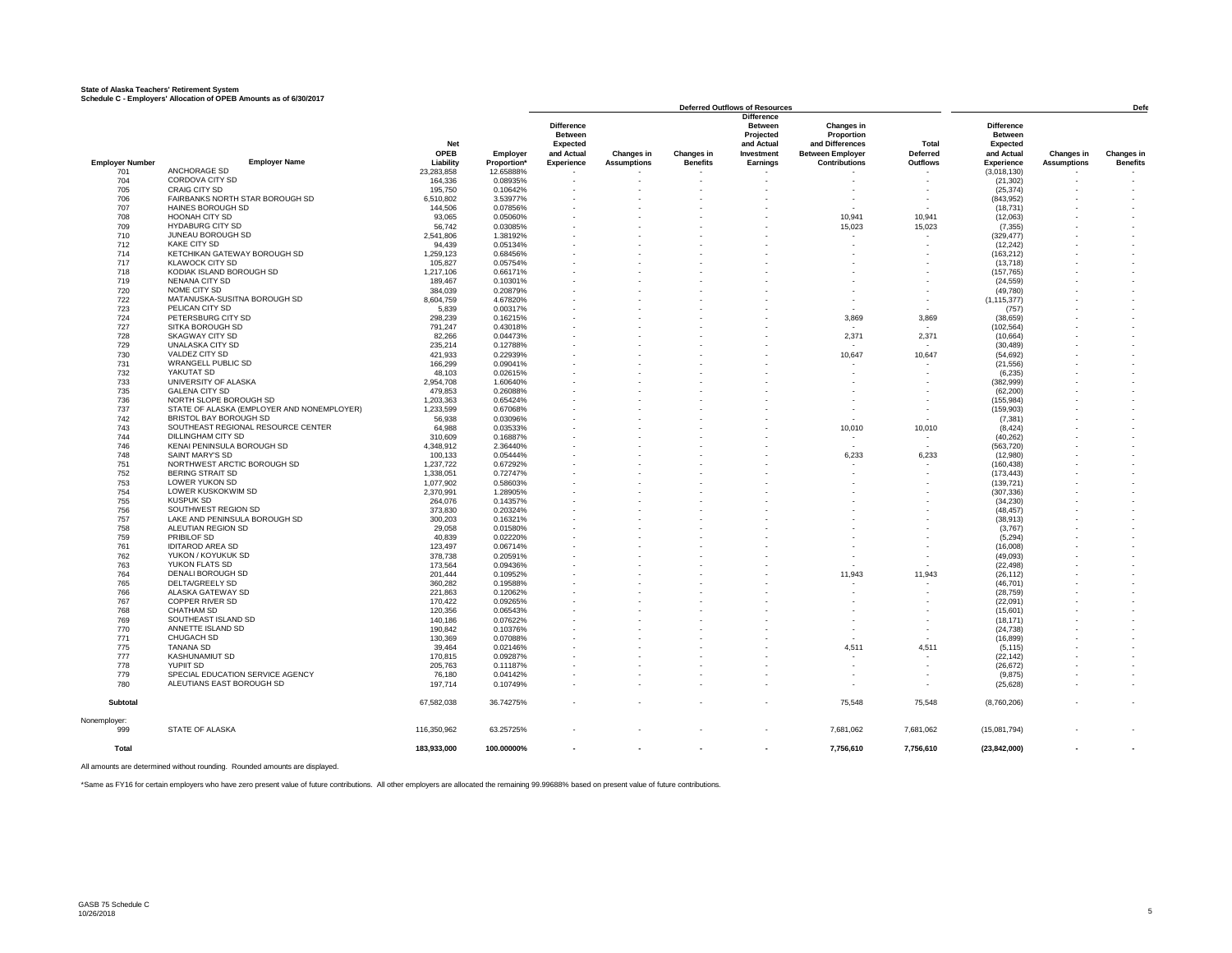**State of Alaska Teachers' Retirement System**
**Schedule C - Employers' Allocation of OPEB Amounts as of 6/30/2017**

| | | | | Deferred Outflows of Resources | | | | | | Defe | | |
|---|---|---|---|---|---|---|---|---|---|---|---|---|
| Employer Number | Employer Name | Net OPEB Liability | Employer Proportion* | Difference Between Expected and Actual Experience | Changes in Assumptions | Changes in Benefits | Difference Between Projected and Actual Investment Earnings | Changes in Proportion and Differences Between Employer Contributions | Total Deferred Outflows | Difference Between Expected and Actual Experience | Changes in Assumptions | Changes in Benefits |
| 701 | ANCHORAGE SD | 23,283,858 | 12.65888% | - | - | - | - | - | - | (3,018,130) | - | - |
| 704 | CORDOVA CITY SD | 164,336 | 0.08935% | - | - | - | - | - | - | (21,302) | - | - |
| 705 | CRAIG CITY SD | 195,750 | 0.10642% | - | - | - | - | - | - | (25,374) | - | - |
| 706 | FAIRBANKS NORTH STAR BOROUGH SD | 6,510,802 | 3.53977% | - | - | - | - | - | - | (843,952) | - | - |
| 707 | HAINES BOROUGH SD | 144,506 | 0.07856% | - | - | - | - | - | - | (18,731) | - | - |
| 708 | HOONAH CITY SD | 93,065 | 0.05060% | - | - | - | - | 10,941 | 10,941 | (12,063) | - | - |
| 709 | HYDABURG CITY SD | 56,742 | 0.03085% | - | - | - | - | 15,023 | 15,023 | (7,355) | - | - |
| 710 | JUNEAU BOROUGH SD | 2,541,806 | 1.38192% | - | - | - | - | - | - | (329,477) | - | - |
| 712 | KAKE CITY SD | 94,439 | 0.05134% | - | - | - | - | - | - | (12,242) | - | - |
| 714 | KETCHIKAN GATEWAY BOROUGH SD | 1,259,123 | 0.68456% | - | - | - | - | - | - | (163,212) | - | - |
| 717 | KLAWOCK CITY SD | 105,827 | 0.05754% | - | - | - | - | - | - | (13,718) | - | - |
| 718 | KODIAK ISLAND BOROUGH SD | 1,217,106 | 0.66171% | - | - | - | - | - | - | (157,765) | - | - |
| 719 | NENANA CITY SD | 189,467 | 0.10301% | - | - | - | - | - | - | (24,559) | - | - |
| 720 | NOME CITY SD | 384,039 | 0.20879% | - | - | - | - | - | - | (49,780) | - | - |
| 722 | MATANUSKA-SUSITNA BOROUGH SD | 8,604,759 | 4.67820% | - | - | - | - | - | - | (1,115,377) | - | - |
| 723 | PELICAN CITY SD | 5,839 | 0.00317% | - | - | - | - | - | - | (757) | - | - |
| 724 | PETERSBURG CITY SD | 298,239 | 0.16215% | - | - | - | - | 3,869 | 3,869 | (38,659) | - | - |
| 727 | SITKA BOROUGH SD | 791,247 | 0.43018% | - | - | - | - | - | - | (102,564) | - | - |
| 728 | SKAGWAY CITY SD | 82,266 | 0.04473% | - | - | - | - | 2,371 | 2,371 | (10,664) | - | - |
| 729 | UNALASKA CITY SD | 235,214 | 0.12788% | - | - | - | - | - | - | (30,489) | - | - |
| 730 | VALDEZ CITY SD | 421,933 | 0.22939% | - | - | - | - | 10,647 | 10,647 | (54,692) | - | - |
| 731 | WRANGELL PUBLIC SD | 166,299 | 0.09041% | - | - | - | - | - | - | (21,556) | - | - |
| 732 | YAKUTAT SD | 48,103 | 0.02615% | - | - | - | - | - | - | (6,235) | - | - |
| 733 | UNIVERSITY OF ALASKA | 2,954,708 | 1.60640% | - | - | - | - | - | - | (382,999) | - | - |
| 735 | GALENA CITY SD | 479,853 | 0.26088% | - | - | - | - | - | - | (62,200) | - | - |
| 736 | NORTH SLOPE BOROUGH SD | 1,203,363 | 0.65424% | - | - | - | - | - | - | (155,984) | - | - |
| 737 | STATE OF ALASKA (EMPLOYER AND NONEMPLOYER) | 1,233,599 | 0.67068% | - | - | - | - | - | - | (159,903) | - | - |
| 742 | BRISTOL BAY BOROUGH SD | 56,938 | 0.03096% | - | - | - | - | - | - | (7,381) | - | - |
| 743 | SOUTHEAST REGIONAL RESOURCE CENTER | 64,988 | 0.03533% | - | - | - | - | 10,010 | 10,010 | (8,424) | - | - |
| 744 | DILLINGHAM CITY SD | 310,609 | 0.16887% | - | - | - | - | - | - | (40,262) | - | - |
| 746 | KENAI PENINSULA BOROUGH SD | 4,348,912 | 2.36440% | - | - | - | - | - | - | (563,720) | - | - |
| 748 | SAINT MARY'S SD | 100,133 | 0.05444% | - | - | - | - | 6,233 | 6,233 | (12,980) | - | - |
| 751 | NORTHWEST ARCTIC BOROUGH SD | 1,237,722 | 0.67292% | - | - | - | - | - | - | (160,438) | - | - |
| 752 | BERING STRAIT SD | 1,338,051 | 0.72747% | - | - | - | - | - | - | (173,443) | - | - |
| 753 | LOWER YUKON SD | 1,077,902 | 0.58603% | - | - | - | - | - | - | (139,721) | - | - |
| 754 | LOWER KUSKOKWIM SD | 2,370,991 | 1.28905% | - | - | - | - | - | - | (307,336) | - | - |
| 755 | KUSPUK SD | 264,076 | 0.14357% | - | - | - | - | - | - | (34,230) | - | - |
| 756 | SOUTHWEST REGION SD | 373,830 | 0.20324% | - | - | - | - | - | - | (48,457) | - | - |
| 757 | LAKE AND PENINSULA BOROUGH SD | 300,203 | 0.16321% | - | - | - | - | - | - | (38,913) | - | - |
| 758 | ALEUTIAN REGION SD | 29,058 | 0.01580% | - | - | - | - | - | - | (3,767) | - | - |
| 759 | PRIBILOF SD | 40,839 | 0.02220% | - | - | - | - | - | - | (5,294) | - | - |
| 761 | IDITAROD AREA SD | 123,497 | 0.06714% | - | - | - | - | - | - | (16,008) | - | - |
| 762 | YUKON / KOYUKUK SD | 378,738 | 0.20591% | - | - | - | - | - | - | (49,093) | - | - |
| 763 | YUKON FLATS SD | 173,564 | 0.09436% | - | - | - | - | - | - | (22,498) | - | - |
| 764 | DENALI BOROUGH SD | 201,444 | 0.10952% | - | - | - | - | 11,943 | 11,943 | (26,112) | - | - |
| 765 | DELTA/GREELY SD | 360,282 | 0.19588% | - | - | - | - | - | - | (46,701) | - | - |
| 766 | ALASKA GATEWAY SD | 221,863 | 0.12062% | - | - | - | - | - | - | (28,759) | - | - |
| 767 | COPPER RIVER SD | 170,422 | 0.09265% | - | - | - | - | - | - | (22,091) | - | - |
| 768 | CHATHAM SD | 120,356 | 0.06543% | - | - | - | - | - | - | (15,601) | - | - |
| 769 | SOUTHEAST ISLAND SD | 140,186 | 0.07622% | - | - | - | - | - | - | (18,171) | - | - |
| 770 | ANNETTE ISLAND SD | 190,842 | 0.10376% | - | - | - | - | - | - | (24,738) | - | - |
| 771 | CHUGACH SD | 130,369 | 0.07088% | - | - | - | - | - | - | (16,899) | - | - |
| 775 | TANANA SD | 39,464 | 0.02146% | - | - | - | - | 4,511 | 4,511 | (5,115) | - | - |
| 777 | KASHUNAMIUT SD | 170,815 | 0.09287% | - | - | - | - | - | - | (22,142) | - | - |
| 778 | YUPIIT SD | 205,763 | 0.11187% | - | - | - | - | - | - | (26,672) | - | - |
| 779 | SPECIAL EDUCATION SERVICE AGENCY | 76,180 | 0.04142% | - | - | - | - | - | - | (9,875) | - | - |
| 780 | ALEUTIANS EAST BOROUGH SD | 197,714 | 0.10749% | - | - | - | - | - | - | (25,628) | - | - |
| **Subtotal** | | 67,582,038 | 36.74275% | - | - | - | - | 75,548 | 75,548 | (8,760,206) | - | - |
| Nonemployer: | | | | | | | | | | | | |
| 999 | STATE OF ALASKA | 116,350,962 | 63.25725% | - | - | - | - | 7,681,062 | 7,681,062 | (15,081,794) | - | - |
| **Total** | | **183,933,000** | **100.00000%** | **-** | **-** | **-** | **-** | **7,756,610** | **7,756,610** | **(23,842,000)** | **-** | **-** |

All amounts are determined without rounding. Rounded amounts are displayed.

*Same as FY16 for certain employers who have zero present value of future contributions. All other employers are allocated the remaining 99.99688% based on present value of future contributions.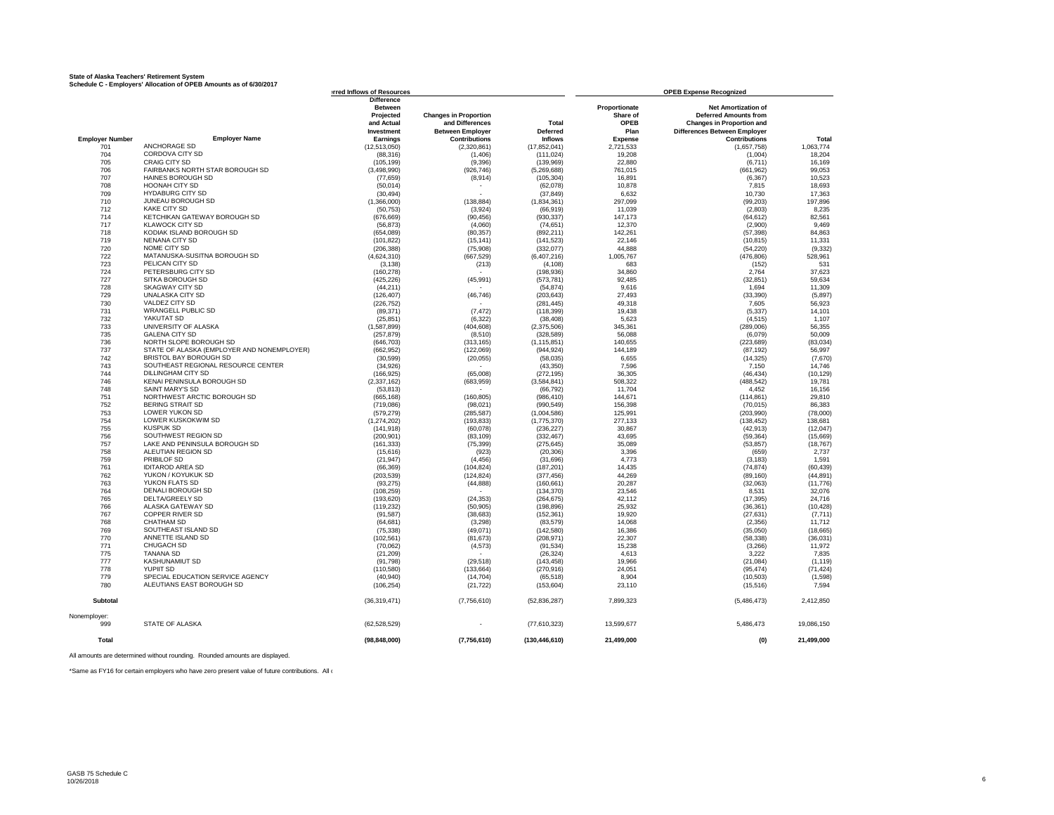**State of Alaska Teachers' Retirement System**
**Schedule C - Employers' Allocation of OPEB Amounts as of 6/30/2017**

| Employer Number | Employer Name | Deferred Inflows of Resources: Difference Between Projected and Actual Investment Earnings | Changes in Proportion and Differences Between Employer Contributions | Total Deferred Inflows | OPEB Expense Recognized: Proportionate Share of OPEB Plan Expense | Net Amortization of Deferred Amounts from Changes in Proportion and Differences Between Employer Contributions | Total |
|---|---|---|---|---|---|---|---|
| 701 | ANCHORAGE SD | (12,513,050) | (2,320,861) | (17,852,041) | 2,721,533 | (1,657,758) | 1,063,774 |
| 704 | CORDOVA CITY SD | (88,316) | (1,406) | (111,024) | 19,208 | (1,004) | 18,204 |
| 705 | CRAIG CITY SD | (105,199) | (9,396) | (139,969) | 22,880 | (6,711) | 16,169 |
| 706 | FAIRBANKS NORTH STAR BOROUGH SD | (3,498,990) | (926,746) | (5,269,688) | 761,015 | (661,962) | 99,053 |
| 707 | HAINES BOROUGH SD | (77,659) | (8,914) | (105,304) | 16,891 | (6,367) | 10,523 |
| 708 | HOONAH CITY SD | (50,014) | - | (62,078) | 10,878 | 7,815 | 18,693 |
| 709 | HYDABURG CITY SD | (30,494) | - | (37,849) | 6,632 | 10,730 | 17,363 |
| 710 | JUNEAU BOROUGH SD | (1,366,000) | (138,884) | (1,834,361) | 297,099 | (99,203) | 197,896 |
| 712 | KAKE CITY SD | (50,753) | (3,924) | (66,919) | 11,039 | (2,803) | 8,235 |
| 714 | KETCHIKAN GATEWAY BOROUGH SD | (676,669) | (90,456) | (930,337) | 147,173 | (64,612) | 82,561 |
| 717 | KLAWOCK CITY SD | (56,873) | (4,060) | (74,651) | 12,370 | (2,900) | 9,469 |
| 718 | KODIAK ISLAND BOROUGH SD | (654,089) | (80,357) | (892,211) | 142,261 | (57,398) | 84,863 |
| 719 | NENANA CITY SD | (101,822) | (15,141) | (141,523) | 22,146 | (10,815) | 11,331 |
| 720 | NOME CITY SD | (206,388) | (75,908) | (332,077) | 44,888 | (54,220) | (9,332) |
| 722 | MATANUSKA-SUSITNA BOROUGH SD | (4,624,310) | (667,529) | (6,407,216) | 1,005,767 | (476,806) | 528,961 |
| 723 | PELICAN CITY SD | (3,138) | (213) | (4,108) | 683 | (152) | 531 |
| 724 | PETERSBURG CITY SD | (160,278) | - | (198,936) | 34,860 | 2,764 | 37,623 |
| 727 | SITKA BOROUGH SD | (425,226) | (45,991) | (573,781) | 92,485 | (32,851) | 59,634 |
| 728 | SKAGWAY CITY SD | (44,211) | - | (54,874) | 9,616 | 1,694 | 11,309 |
| 729 | UNALASKA CITY SD | (126,407) | (46,746) | (203,643) | 27,493 | (33,390) | (5,897) |
| 730 | VALDEZ CITY SD | (226,752) | - | (281,445) | 49,318 | 7,605 | 56,923 |
| 731 | WRANGELL PUBLIC SD | (89,371) | (7,472) | (118,399) | 19,438 | (5,337) | 14,101 |
| 732 | YAKUTAT SD | (25,851) | (6,322) | (38,408) | 5,623 | (4,515) | 1,107 |
| 733 | UNIVERSITY OF ALASKA | (1,587,899) | (404,608) | (2,375,506) | 345,361 | (289,006) | 56,355 |
| 735 | GALENA CITY SD | (257,879) | (8,510) | (328,589) | 56,088 | (6,079) | 50,009 |
| 736 | NORTH SLOPE BOROUGH SD | (646,703) | (313,165) | (1,115,851) | 140,655 | (223,689) | (83,034) |
| 737 | STATE OF ALASKA (EMPLOYER AND NONEMPLOYER) | (662,952) | (122,069) | (944,924) | 144,189 | (87,192) | 56,997 |
| 742 | BRISTOL BAY BOROUGH SD | (30,599) | (20,055) | (58,035) | 6,655 | (14,325) | (7,670) |
| 743 | SOUTHEAST REGIONAL RESOURCE CENTER | (34,926) | - | (43,350) | 7,596 | 7,150 | 14,746 |
| 744 | DILLINGHAM CITY SD | (166,925) | (65,008) | (272,195) | 36,305 | (46,434) | (10,129) |
| 746 | KENAI PENINSULA BOROUGH SD | (2,337,162) | (683,959) | (3,584,841) | 508,322 | (488,542) | 19,781 |
| 748 | SAINT MARY'S SD | (53,813) | - | (66,792) | 11,704 | 4,452 | 16,156 |
| 751 | NORTHWEST ARCTIC BOROUGH SD | (665,168) | (160,805) | (986,410) | 144,671 | (114,861) | 29,810 |
| 752 | BERING STRAIT SD | (719,086) | (98,021) | (990,549) | 156,398 | (70,015) | 86,383 |
| 753 | LOWER YUKON SD | (579,279) | (285,587) | (1,004,586) | 125,991 | (203,990) | (78,000) |
| 754 | LOWER KUSKOKWIM SD | (1,274,202) | (193,833) | (1,775,370) | 277,133 | (138,452) | 138,681 |
| 755 | KUSPUK SD | (141,918) | (60,078) | (236,227) | 30,867 | (42,913) | (12,047) |
| 756 | SOUTHWEST REGION SD | (200,901) | (83,109) | (332,467) | 43,695 | (59,364) | (15,669) |
| 757 | LAKE AND PENINSULA BOROUGH SD | (161,333) | (75,399) | (275,645) | 35,089 | (53,857) | (18,767) |
| 758 | ALEUTIAN REGION SD | (15,616) | (923) | (20,306) | 3,396 | (659) | 2,737 |
| 759 | PRIBILOF SD | (21,947) | (4,456) | (31,696) | 4,773 | (3,183) | 1,591 |
| 761 | IDITAROD AREA SD | (66,369) | (104,824) | (187,201) | 14,435 | (74,874) | (60,439) |
| 762 | YUKON / KOYUKUK SD | (203,539) | (124,824) | (377,456) | 44,269 | (89,160) | (44,891) |
| 763 | YUKON FLATS SD | (93,275) | (44,888) | (160,661) | 20,287 | (32,063) | (11,776) |
| 764 | DENALI BOROUGH SD | (108,259) | - | (134,370) | 23,546 | 8,531 | 32,076 |
| 765 | DELTA/GREELY SD | (193,620) | (24,353) | (264,675) | 42,112 | (17,395) | 24,716 |
| 766 | ALASKA GATEWAY SD | (119,232) | (50,905) | (198,896) | 25,932 | (36,361) | (10,428) |
| 767 | COPPER RIVER SD | (91,587) | (38,683) | (152,361) | 19,920 | (27,631) | (7,711) |
| 768 | CHATHAM SD | (64,681) | (3,298) | (83,579) | 14,068 | (2,356) | 11,712 |
| 769 | SOUTHEAST ISLAND SD | (75,338) | (49,071) | (142,580) | 16,386 | (35,050) | (18,665) |
| 770 | ANNETTE ISLAND SD | (102,561) | (81,673) | (208,971) | 22,307 | (58,338) | (36,031) |
| 771 | CHUGACH SD | (70,062) | (4,573) | (91,534) | 15,238 | (3,266) | 11,972 |
| 775 | TANANA SD | (21,209) | - | (26,324) | 4,613 | 3,222 | 7,835 |
| 777 | KASHUNAMIUT SD | (91,798) | (29,518) | (143,458) | 19,966 | (21,084) | (1,119) |
| 778 | YUPIIT SD | (110,580) | (133,664) | (270,916) | 24,051 | (95,474) | (71,424) |
| 779 | SPECIAL EDUCATION SERVICE AGENCY | (40,940) | (14,704) | (65,518) | 8,904 | (10,503) | (1,598) |
| 780 | ALEUTIANS EAST BOROUGH SD | (106,254) | (21,722) | (153,604) | 23,110 | (15,516) | 7,594 |
| **Subtotal** | | (36,319,471) | (7,756,610) | (52,836,287) | 7,899,323 | (5,486,473) | 2,412,850 |
| Nonemployer: | | | | | | | |
| 999 | STATE OF ALASKA | (62,528,529) | - | (77,610,323) | 13,599,677 | 5,486,473 | 19,086,150 |
| **Total** | | (98,848,000) | (7,756,610) | (130,446,610) | 21,499,000 | (0) | 21,499,000 |

All amounts are determined without rounding. Rounded amounts are displayed.

*Same as FY16 for certain employers who have zero present value of future contributions. All (

GASB 75 Schedule C
10/26/2018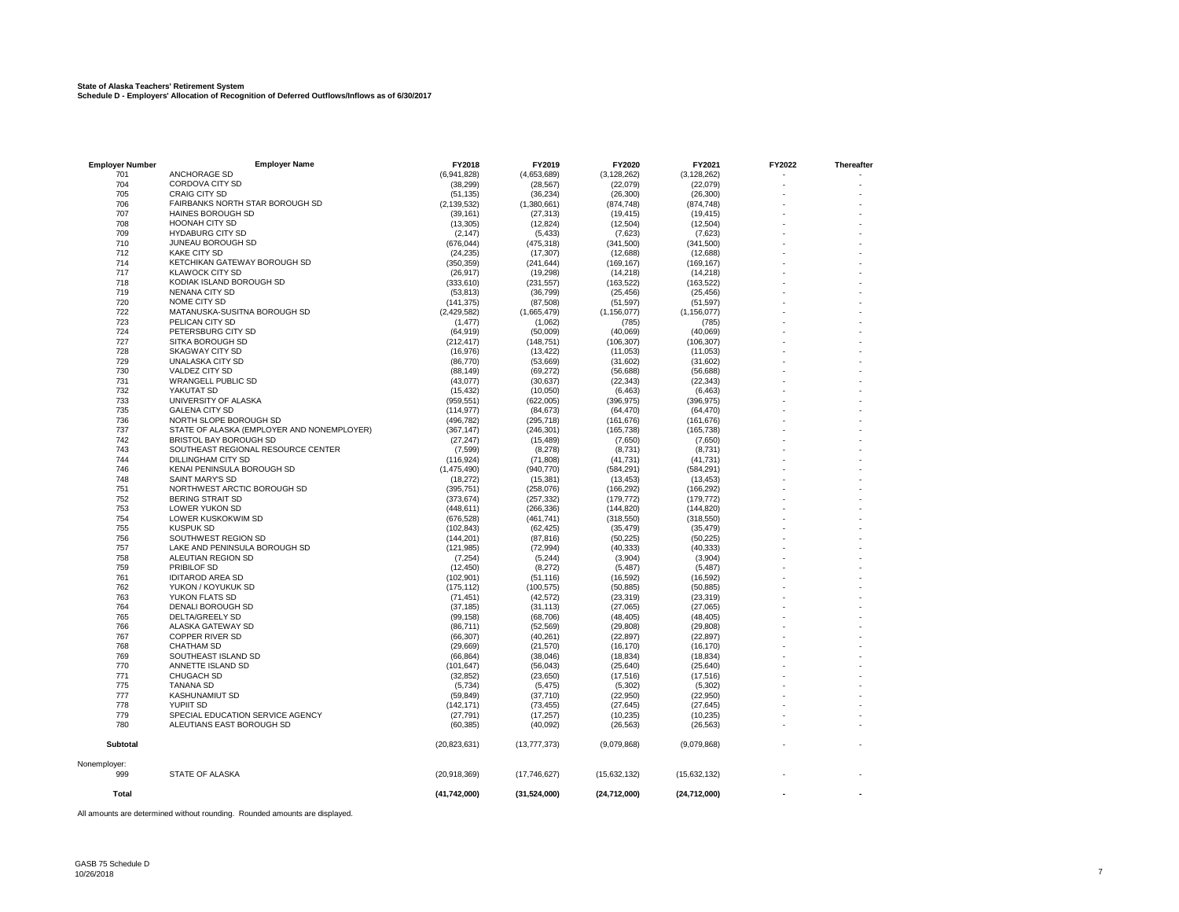**State of Alaska Teachers' Retirement System**
**Schedule D - Employers' Allocation of Recognition of Deferred Outflows/Inflows as of 6/30/2017**

| Employer Number | Employer Name | FY2018 | FY2019 | FY2020 | FY2021 | FY2022 | Thereafter |
|---|---|---|---|---|---|---|---|
| 701 | ANCHORAGE SD | (6,941,828) | (4,653,689) | (3,128,262) | (3,128,262) | - | - |
| 704 | CORDOVA CITY SD | (38,299) | (28,567) | (22,079) | (22,079) | - | - |
| 705 | CRAIG CITY SD | (51,135) | (36,234) | (26,300) | (26,300) | - | - |
| 706 | FAIRBANKS NORTH STAR BOROUGH SD | (2,139,532) | (1,380,661) | (874,748) | (874,748) | - | - |
| 707 | HAINES BOROUGH SD | (39,161) | (27,313) | (19,415) | (19,415) | - | - |
| 708 | HOONAH CITY SD | (13,305) | (12,824) | (12,504) | (12,504) | - | - |
| 709 | HYDABURG CITY SD | (2,147) | (5,433) | (7,623) | (7,623) | - | - |
| 710 | JUNEAU BOROUGH SD | (676,044) | (475,318) | (341,500) | (341,500) | - | - |
| 712 | KAKE CITY SD | (24,235) | (17,307) | (12,688) | (12,688) | - | - |
| 714 | KETCHIKAN GATEWAY BOROUGH SD | (350,359) | (241,644) | (169,167) | (169,167) | - | - |
| 717 | KLAWOCK CITY SD | (26,917) | (19,298) | (14,218) | (14,218) | - | - |
| 718 | KODIAK ISLAND BOROUGH SD | (333,610) | (231,557) | (163,522) | (163,522) | - | - |
| 719 | NENANA CITY SD | (53,813) | (36,799) | (25,456) | (25,456) | - | - |
| 720 | NOME CITY SD | (141,375) | (87,508) | (51,597) | (51,597) | - | - |
| 722 | MATANUSKA-SUSITNA BOROUGH SD | (2,429,582) | (1,665,479) | (1,156,077) | (1,156,077) | - | - |
| 723 | PELICAN CITY SD | (1,477) | (1,062) | (785) | (785) | - | - |
| 724 | PETERSBURG CITY SD | (64,919) | (50,009) | (40,069) | (40,069) | - | - |
| 727 | SITKA BOROUGH SD | (212,417) | (148,751) | (106,307) | (106,307) | - | - |
| 728 | SKAGWAY CITY SD | (16,976) | (13,422) | (11,053) | (11,053) | - | - |
| 729 | UNALASKA CITY SD | (86,770) | (53,669) | (31,602) | (31,602) | - | - |
| 730 | VALDEZ CITY SD | (88,149) | (69,272) | (56,688) | (56,688) | - | - |
| 731 | WRANGELL PUBLIC SD | (43,077) | (30,637) | (22,343) | (22,343) | - | - |
| 732 | YAKUTAT SD | (15,432) | (10,050) | (6,463) | (6,463) | - | - |
| 733 | UNIVERSITY OF ALASKA | (959,551) | (622,005) | (396,975) | (396,975) | - | - |
| 735 | GALENA CITY SD | (114,977) | (84,673) | (64,470) | (64,470) | - | - |
| 736 | NORTH SLOPE BOROUGH SD | (496,782) | (295,718) | (161,676) | (161,676) | - | - |
| 737 | STATE OF ALASKA (EMPLOYER AND NONEMPLOYER) | (367,147) | (246,301) | (165,738) | (165,738) | - | - |
| 742 | BRISTOL BAY BOROUGH SD | (27,247) | (15,489) | (7,650) | (7,650) | - | - |
| 743 | SOUTHEAST REGIONAL RESOURCE CENTER | (7,599) | (8,278) | (8,731) | (8,731) | - | - |
| 744 | DILLINGHAM CITY SD | (116,924) | (71,808) | (41,731) | (41,731) | - | - |
| 746 | KENAI PENINSULA BOROUGH SD | (1,475,490) | (940,770) | (584,291) | (584,291) | - | - |
| 748 | SAINT MARY'S SD | (18,272) | (15,381) | (13,453) | (13,453) | - | - |
| 751 | NORTHWEST ARCTIC BOROUGH SD | (395,751) | (258,076) | (166,292) | (166,292) | - | - |
| 752 | BERING STRAIT SD | (373,674) | (257,332) | (179,772) | (179,772) | - | - |
| 753 | LOWER YUKON SD | (448,611) | (266,336) | (144,820) | (144,820) | - | - |
| 754 | LOWER KUSKOKWIM SD | (676,528) | (461,741) | (318,550) | (318,550) | - | - |
| 755 | KUSPUK SD | (102,843) | (62,425) | (35,479) | (35,479) | - | - |
| 756 | SOUTHWEST REGION SD | (144,201) | (87,816) | (50,225) | (50,225) | - | - |
| 757 | LAKE AND PENINSULA BOROUGH SD | (121,985) | (72,994) | (40,333) | (40,333) | - | - |
| 758 | ALEUTIAN REGION SD | (7,254) | (5,244) | (3,904) | (3,904) | - | - |
| 759 | PRIBILOF SD | (12,450) | (8,272) | (5,487) | (5,487) | - | - |
| 761 | IDITAROD AREA SD | (102,901) | (51,116) | (16,592) | (16,592) | - | - |
| 762 | YUKON / KOYUKUK SD | (175,112) | (100,575) | (50,885) | (50,885) | - | - |
| 763 | YUKON FLATS SD | (71,451) | (42,572) | (23,319) | (23,319) | - | - |
| 764 | DENALI BOROUGH SD | (37,185) | (31,113) | (27,065) | (27,065) | - | - |
| 765 | DELTA/GREELY SD | (99,158) | (68,706) | (48,405) | (48,405) | - | - |
| 766 | ALASKA GATEWAY SD | (86,711) | (52,569) | (29,808) | (29,808) | - | - |
| 767 | COPPER RIVER SD | (66,307) | (40,261) | (22,897) | (22,897) | - | - |
| 768 | CHATHAM SD | (29,669) | (21,570) | (16,170) | (16,170) | - | - |
| 769 | SOUTHEAST ISLAND SD | (66,864) | (38,046) | (18,834) | (18,834) | - | - |
| 770 | ANNETTE ISLAND SD | (101,647) | (56,043) | (25,640) | (25,640) | - | - |
| 771 | CHUGACH SD | (32,852) | (23,650) | (17,516) | (17,516) | - | - |
| 775 | TANANA SD | (5,734) | (5,475) | (5,302) | (5,302) | - | - |
| 777 | KASHUNAMIUT SD | (59,849) | (37,710) | (22,950) | (22,950) | - | - |
| 778 | YUPIIT SD | (142,171) | (73,455) | (27,645) | (27,645) | - | - |
| 779 | SPECIAL EDUCATION SERVICE AGENCY | (27,791) | (17,257) | (10,235) | (10,235) | - | - |
| 780 | ALEUTIANS EAST BOROUGH SD | (60,385) | (40,092) | (26,563) | (26,563) | - | - |
| **Subtotal** | | (20,823,631) | (13,777,373) | (9,079,868) | (9,079,868) | - | - |
| Nonemployer: | | | | | | | |
| 999 | STATE OF ALASKA | (20,918,369) | (17,746,627) | (15,632,132) | (15,632,132) | - | - |
| **Total** | | **(41,742,000)** | **(31,524,000)** | **(24,712,000)** | **(24,712,000)** | **-** | **-** |

All amounts are determined without rounding. Rounded amounts are displayed.

GASB 75 Schedule D
10/26/2018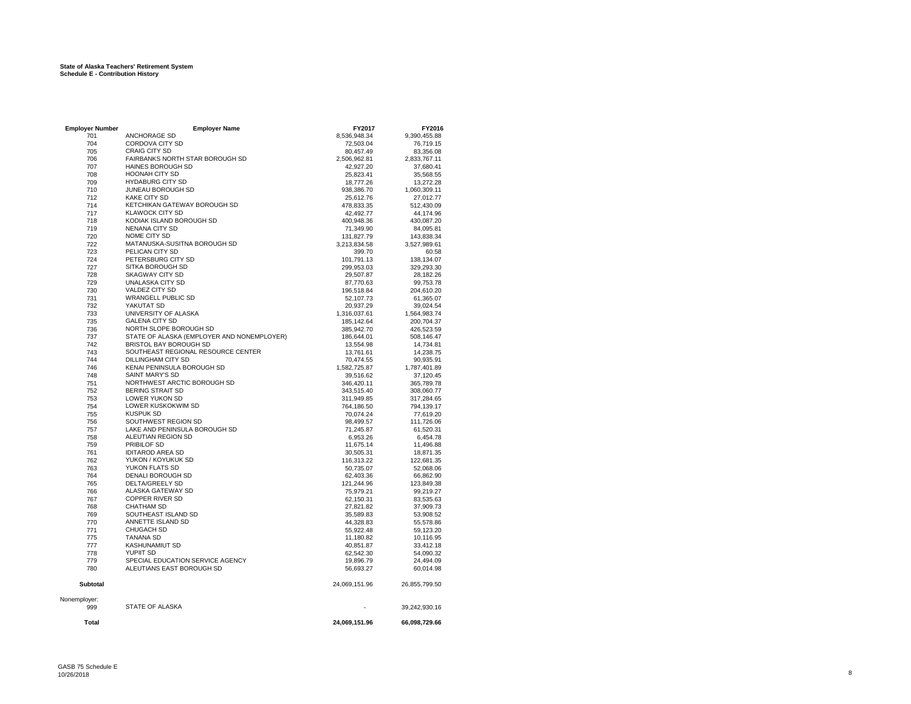**State of Alaska Teachers' Retirement System**
**Schedule E - Contribution History**

| Employer Number | Employer Name | FY2017 | FY2016 |
|---|---|---|---|
| 701 | ANCHORAGE SD | 8,536,948.34 | 9,390,455.88 |
| 704 | CORDOVA CITY SD | 72,503.04 | 76,719.15 |
| 705 | CRAIG CITY SD | 80,457.49 | 83,356.08 |
| 706 | FAIRBANKS NORTH STAR BOROUGH SD | 2,506,962.81 | 2,833,767.11 |
| 707 | HAINES BOROUGH SD | 42,927.20 | 37,680.41 |
| 708 | HOONAH CITY SD | 25,823.41 | 35,568.55 |
| 709 | HYDABURG CITY SD | 18,777.26 | 13,272.28 |
| 710 | JUNEAU BOROUGH SD | 938,386.70 | 1,060,309.11 |
| 712 | KAKE CITY SD | 25,612.76 | 27,012.77 |
| 714 | KETCHIKAN GATEWAY BOROUGH SD | 478,833.35 | 512,430.09 |
| 717 | KLAWOCK CITY SD | 42,492.77 | 44,174.96 |
| 718 | KODIAK ISLAND BOROUGH SD | 400,948.36 | 430,087.20 |
| 719 | NENANA CITY SD | 71,349.90 | 84,095.81 |
| 720 | NOME CITY SD | 131,827.79 | 143,838.34 |
| 722 | MATANUSKA-SUSITNA BOROUGH SD | 3,213,834.58 | 3,527,989.61 |
| 723 | PELICAN CITY SD | 399.70 | 60.58 |
| 724 | PETERSBURG CITY SD | 101,791.13 | 138,134.07 |
| 727 | SITKA BOROUGH SD | 299,953.03 | 329,293.30 |
| 728 | SKAGWAY CITY SD | 29,507.87 | 28,182.26 |
| 729 | UNALASKA CITY SD | 87,770.63 | 99,753.78 |
| 730 | VALDEZ CITY SD | 196,518.84 | 204,610.20 |
| 731 | WRANGELL PUBLIC SD | 52,107.73 | 61,365.07 |
| 732 | YAKUTAT SD | 20,937.29 | 39,024.54 |
| 733 | UNIVERSITY OF ALASKA | 1,316,037.61 | 1,564,983.74 |
| 735 | GALENA CITY SD | 185,142.64 | 200,704.37 |
| 736 | NORTH SLOPE BOROUGH SD | 385,942.70 | 426,523.59 |
| 737 | STATE OF ALASKA (EMPLOYER AND NONEMPLOYER) | 186,644.01 | 508,146.47 |
| 742 | BRISTOL BAY BOROUGH SD | 13,554.98 | 14,734.81 |
| 743 | SOUTHEAST REGIONAL RESOURCE CENTER | 13,761.61 | 14,238.75 |
| 744 | DILLINGHAM CITY SD | 70,474.55 | 90,935.91 |
| 746 | KENAI PENINSULA BOROUGH SD | 1,582,725.87 | 1,787,401.89 |
| 748 | SAINT MARY'S SD | 39,516.62 | 37,120.45 |
| 751 | NORTHWEST ARCTIC BOROUGH SD | 346,420.11 | 365,789.78 |
| 752 | BERING STRAIT SD | 343,515.40 | 308,060.77 |
| 753 | LOWER YUKON SD | 311,949.85 | 317,284.65 |
| 754 | LOWER KUSKOKWIM SD | 764,186.50 | 794,139.17 |
| 755 | KUSPUK SD | 70,074.24 | 77,619.20 |
| 756 | SOUTHWEST REGION SD | 98,499.57 | 111,726.06 |
| 757 | LAKE AND PENINSULA BOROUGH SD | 71,245.87 | 61,520.31 |
| 758 | ALEUTIAN REGION SD | 6,953.26 | 6,454.78 |
| 759 | PRIBILOF SD | 11,675.14 | 11,496.88 |
| 761 | IDITAROD AREA SD | 30,505.31 | 18,871.35 |
| 762 | YUKON / KOYUKUK SD | 116,313.22 | 122,681.35 |
| 763 | YUKON FLATS SD | 50,735.07 | 52,068.06 |
| 764 | DENALI BOROUGH SD | 62,403.36 | 66,862.90 |
| 765 | DELTA/GREELY SD | 121,244.96 | 123,849.38 |
| 766 | ALASKA GATEWAY SD | 75,979.21 | 99,219.27 |
| 767 | COPPER RIVER SD | 62,150.31 | 83,535.63 |
| 768 | CHATHAM SD | 27,821.82 | 37,909.73 |
| 769 | SOUTHEAST ISLAND SD | 35,589.83 | 53,908.52 |
| 770 | ANNETTE ISLAND SD | 44,328.83 | 55,578.86 |
| 771 | CHUGACH SD | 55,922.48 | 59,123.20 |
| 775 | TANANA SD | 11,180.82 | 10,116.95 |
| 777 | KASHUNAMIUT SD | 40,851.87 | 33,412.18 |
| 778 | YUPIIT SD | 62,542.30 | 54,090.32 |
| 779 | SPECIAL EDUCATION SERVICE AGENCY | 19,896.79 | 24,494.09 |
| 780 | ALEUTIANS EAST BOROUGH SD | 56,693.27 | 60,014.98 |
| **Subtotal** | | 24,069,151.96 | 26,855,799.50 |
| Nonemployer: | | | |
| 999 | STATE OF ALASKA | - | 39,242,930.16 |
| **Total** | | **24,069,151.96** | **66,098,729.66** |

GASB 75 Schedule E
10/26/2018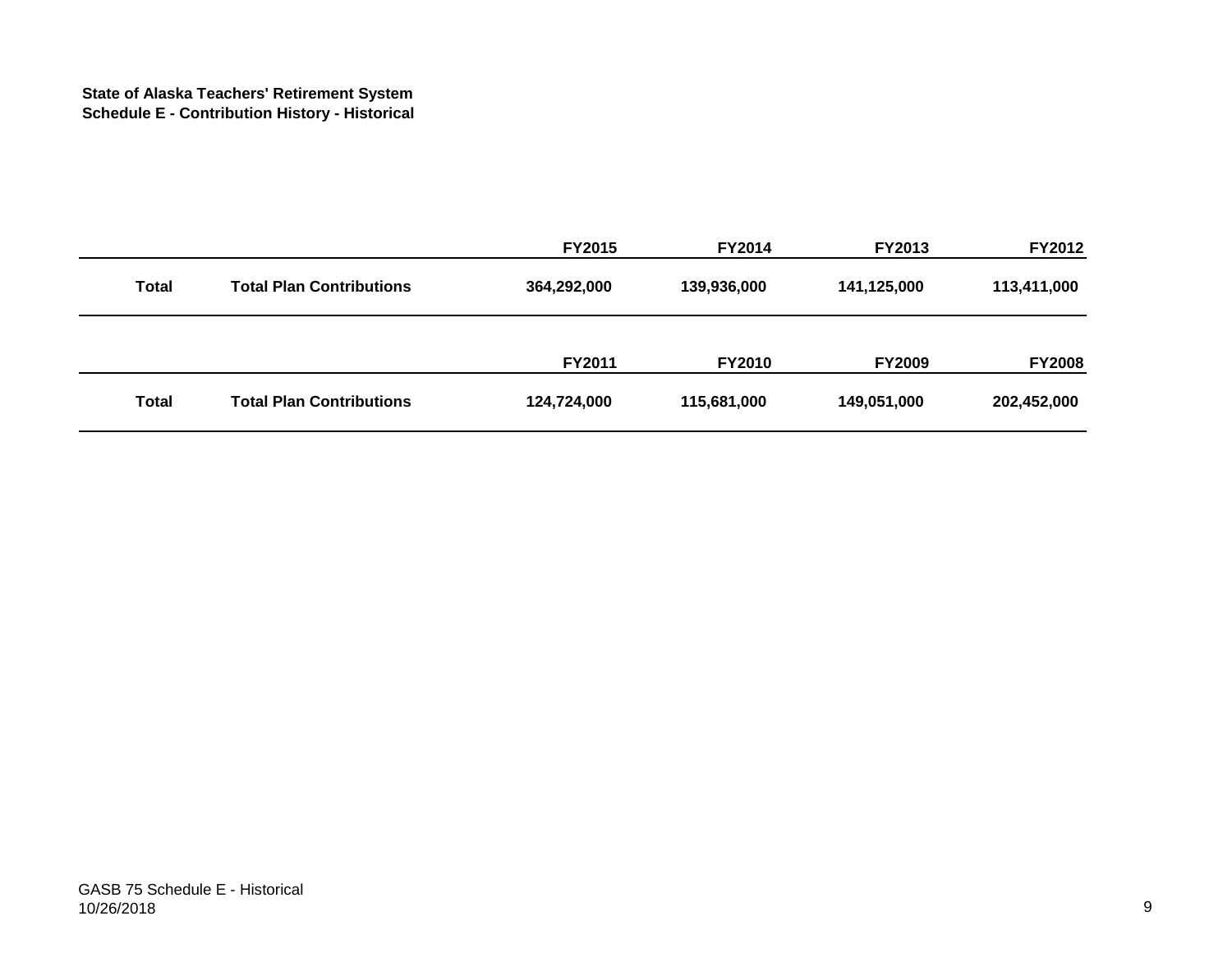**State of Alaska Teachers' Retirement System**
**Schedule E - Contribution History - Historical**

| | | FY2015 | FY2014 | FY2013 | FY2012 |
|---|---|---|---|---|---|
| **Total** | **Total Plan Contributions** | **364,292,000** | **139,936,000** | **141,125,000** | **113,411,000** |

| | | FY2011 | FY2010 | FY2009 | FY2008 |
|---|---|---|---|---|---|
| **Total** | **Total Plan Contributions** | **124,724,000** | **115,681,000** | **149,051,000** | **202,452,000** |

GASB 75 Schedule E - Historical
10/26/2018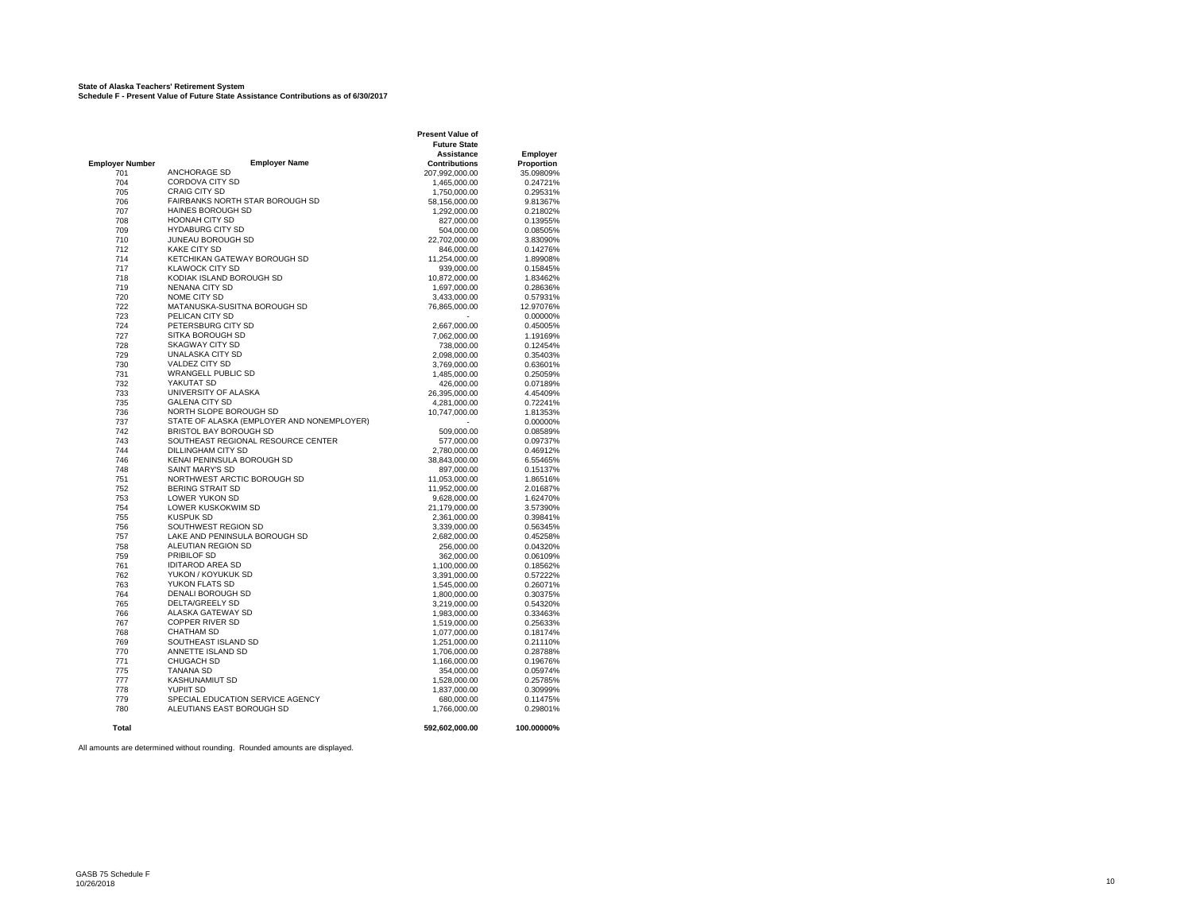**State of Alaska Teachers' Retirement System**
**Schedule F - Present Value of Future State Assistance Contributions as of 6/30/2017**

| Employer Number | Employer Name | Present Value of Future State Assistance Contributions | Employer Proportion |
|---|---|---|---|
| 701 | ANCHORAGE SD | 207,992,000.00 | 35.09809% |
| 704 | CORDOVA CITY SD | 1,465,000.00 | 0.24721% |
| 705 | CRAIG CITY SD | 1,750,000.00 | 0.29531% |
| 706 | FAIRBANKS NORTH STAR BOROUGH SD | 58,156,000.00 | 9.81367% |
| 707 | HAINES BOROUGH SD | 1,292,000.00 | 0.21802% |
| 708 | HOONAH CITY SD | 827,000.00 | 0.13955% |
| 709 | HYDABURG CITY SD | 504,000.00 | 0.08505% |
| 710 | JUNEAU BOROUGH SD | 22,702,000.00 | 3.83090% |
| 712 | KAKE CITY SD | 846,000.00 | 0.14276% |
| 714 | KETCHIKAN GATEWAY BOROUGH SD | 11,254,000.00 | 1.89908% |
| 717 | KLAWOCK CITY SD | 939,000.00 | 0.15845% |
| 718 | KODIAK ISLAND BOROUGH SD | 10,872,000.00 | 1.83462% |
| 719 | NENANA CITY SD | 1,697,000.00 | 0.28636% |
| 720 | NOME CITY SD | 3,433,000.00 | 0.57931% |
| 722 | MATANUSKA-SUSITNA BOROUGH SD | 76,865,000.00 | 12.97076% |
| 723 | PELICAN CITY SD | - | 0.00000% |
| 724 | PETERSBURG CITY SD | 2,667,000.00 | 0.45005% |
| 727 | SITKA BOROUGH SD | 7,062,000.00 | 1.19169% |
| 728 | SKAGWAY CITY SD | 738,000.00 | 0.12454% |
| 729 | UNALASKA CITY SD | 2,098,000.00 | 0.35403% |
| 730 | VALDEZ CITY SD | 3,769,000.00 | 0.63601% |
| 731 | WRANGELL PUBLIC SD | 1,485,000.00 | 0.25059% |
| 732 | YAKUTAT SD | 426,000.00 | 0.07189% |
| 733 | UNIVERSITY OF ALASKA | 26,395,000.00 | 4.45409% |
| 735 | GALENA CITY SD | 4,281,000.00 | 0.72241% |
| 736 | NORTH SLOPE BOROUGH SD | 10,747,000.00 | 1.81353% |
| 737 | STATE OF ALASKA (EMPLOYER AND NONEMPLOYER) | - | 0.00000% |
| 742 | BRISTOL BAY BOROUGH SD | 509,000.00 | 0.08589% |
| 743 | SOUTHEAST REGIONAL RESOURCE CENTER | 577,000.00 | 0.09737% |
| 744 | DILLINGHAM CITY SD | 2,780,000.00 | 0.46912% |
| 746 | KENAI PENINSULA BOROUGH SD | 38,843,000.00 | 6.55465% |
| 748 | SAINT MARY'S SD | 897,000.00 | 0.15137% |
| 751 | NORTHWEST ARCTIC BOROUGH SD | 11,053,000.00 | 1.86516% |
| 752 | BERING STRAIT SD | 11,952,000.00 | 2.01687% |
| 753 | LOWER YUKON SD | 9,628,000.00 | 1.62470% |
| 754 | LOWER KUSKOKWIM SD | 21,179,000.00 | 3.57390% |
| 755 | KUSPUK SD | 2,361,000.00 | 0.39841% |
| 756 | SOUTHWEST REGION SD | 3,339,000.00 | 0.56345% |
| 757 | LAKE AND PENINSULA BOROUGH SD | 2,682,000.00 | 0.45258% |
| 758 | ALEUTIAN REGION SD | 256,000.00 | 0.04320% |
| 759 | PRIBILOF SD | 362,000.00 | 0.06109% |
| 761 | IDITAROD AREA SD | 1,100,000.00 | 0.18562% |
| 762 | YUKON / KOYUKUK SD | 3,391,000.00 | 0.57222% |
| 763 | YUKON FLATS SD | 1,545,000.00 | 0.26071% |
| 764 | DENALI BOROUGH SD | 1,800,000.00 | 0.30375% |
| 765 | DELTA/GREELY SD | 3,219,000.00 | 0.54320% |
| 766 | ALASKA GATEWAY SD | 1,983,000.00 | 0.33463% |
| 767 | COPPER RIVER SD | 1,519,000.00 | 0.25633% |
| 768 | CHATHAM SD | 1,077,000.00 | 0.18174% |
| 769 | SOUTHEAST ISLAND SD | 1,251,000.00 | 0.21110% |
| 770 | ANNETTE ISLAND SD | 1,706,000.00 | 0.28788% |
| 771 | CHUGACH SD | 1,166,000.00 | 0.19676% |
| 775 | TANANA SD | 354,000.00 | 0.05974% |
| 777 | KASHUNAMIUT SD | 1,528,000.00 | 0.25785% |
| 778 | YUPIIT SD | 1,837,000.00 | 0.30999% |
| 779 | SPECIAL EDUCATION SERVICE AGENCY | 680,000.00 | 0.11475% |
| 780 | ALEUTIANS EAST BOROUGH SD | 1,766,000.00 | 0.29801% |
| **Total** | | **592,602,000.00** | **100.00000%** |

All amounts are determined without rounding. Rounded amounts are displayed.

GASB 75 Schedule F
10/26/2018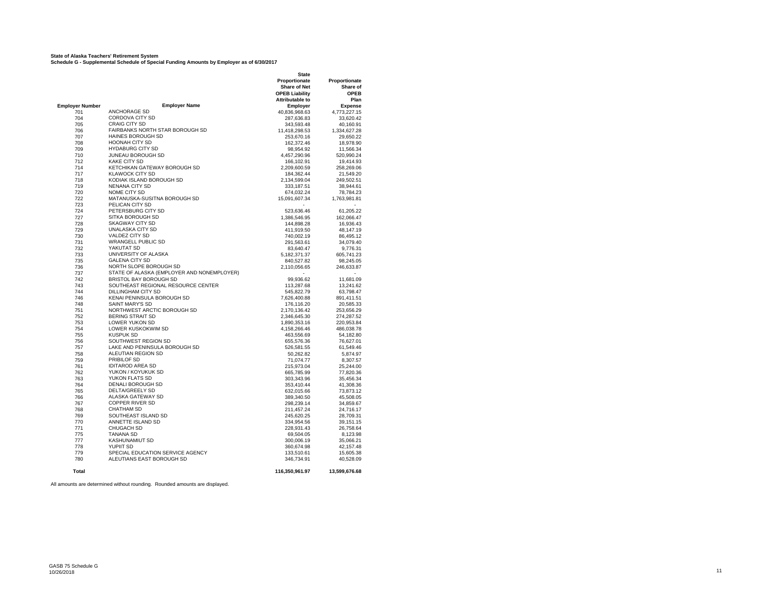**State of Alaska Teachers' Retirement System**
**Schedule G - Supplemental Schedule of Special Funding Amounts by Employer as of 6/30/2017**

| Employer Number | Employer Name | State Proportionate Share of Net OPEB Liability Attributable to Employer | Proportionate Share of OPEB Plan Expense |
|---|---|---|---|
| 701 | ANCHORAGE SD | 40,836,968.63 | 4,773,227.15 |
| 704 | CORDOVA CITY SD | 287,636.83 | 33,620.42 |
| 705 | CRAIG CITY SD | 343,593.48 | 40,160.91 |
| 706 | FAIRBANKS NORTH STAR BOROUGH SD | 11,418,298.53 | 1,334,627.28 |
| 707 | HAINES BOROUGH SD | 253,670.16 | 29,650.22 |
| 708 | HOONAH CITY SD | 162,372.46 | 18,978.90 |
| 709 | HYDABURG CITY SD | 98,954.92 | 11,566.34 |
| 710 | JUNEAU BOROUGH SD | 4,457,290.96 | 520,990.24 |
| 712 | KAKE CITY SD | 166,102.91 | 19,414.93 |
| 714 | KETCHIKAN GATEWAY BOROUGH SD | 2,209,600.59 | 258,269.06 |
| 717 | KLAWOCK CITY SD | 184,362.44 | 21,549.20 |
| 718 | KODIAK ISLAND BOROUGH SD | 2,134,599.04 | 249,502.51 |
| 719 | NENANA CITY SD | 333,187.51 | 38,944.61 |
| 720 | NOME CITY SD | 674,032.24 | 78,784.23 |
| 722 | MATANUSKA-SUSITNA BOROUGH SD | 15,091,607.34 | 1,763,981.81 |
| 723 | PELICAN CITY SD | - | - |
| 724 | PETERSBURG CITY SD | 523,636.46 | 61,205.22 |
| 727 | SITKA BOROUGH SD | 1,386,546.95 | 162,066.47 |
| 728 | SKAGWAY CITY SD | 144,898.28 | 16,936.43 |
| 729 | UNALASKA CITY SD | 411,919.50 | 48,147.19 |
| 730 | VALDEZ CITY SD | 740,002.19 | 86,495.12 |
| 731 | WRANGELL PUBLIC SD | 291,563.61 | 34,079.40 |
| 732 | YAKUTAT SD | 83,640.47 | 9,776.31 |
| 733 | UNIVERSITY OF ALASKA | 5,182,371.37 | 605,741.23 |
| 735 | GALENA CITY SD | 840,527.82 | 98,245.05 |
| 736 | NORTH SLOPE BOROUGH SD | 2,110,056.65 | 246,633.87 |
| 737 | STATE OF ALASKA (EMPLOYER AND NONEMPLOYER) | - | - |
| 742 | BRISTOL BAY BOROUGH SD | 99,936.62 | 11,681.09 |
| 743 | SOUTHEAST REGIONAL RESOURCE CENTER | 113,287.68 | 13,241.62 |
| 744 | DILLINGHAM CITY SD | 545,822.79 | 63,798.47 |
| 746 | KENAI PENINSULA BOROUGH SD | 7,626,400.88 | 891,411.51 |
| 748 | SAINT MARY'S SD | 176,116.20 | 20,585.33 |
| 751 | NORTHWEST ARCTIC BOROUGH SD | 2,170,136.42 | 253,656.29 |
| 752 | BERING STRAIT SD | 2,346,645.30 | 274,287.52 |
| 753 | LOWER YUKON SD | 1,890,353.16 | 220,953.84 |
| 754 | LOWER KUSKOKWIM SD | 4,158,266.46 | 486,038.78 |
| 755 | KUSPUK SD | 463,556.69 | 54,182.80 |
| 756 | SOUTHWEST REGION SD | 655,576.36 | 76,627.01 |
| 757 | LAKE AND PENINSULA BOROUGH SD | 526,581.55 | 61,549.46 |
| 758 | ALEUTIAN REGION SD | 50,262.82 | 5,874.97 |
| 759 | PRIBILOF SD | 71,074.77 | 8,307.57 |
| 761 | IDITAROD AREA SD | 215,973.04 | 25,244.00 |
| 762 | YUKON / KOYUKUK SD | 665,785.99 | 77,820.36 |
| 763 | YUKON FLATS SD | 303,343.96 | 35,456.34 |
| 764 | DENALI BOROUGH SD | 353,410.44 | 41,308.36 |
| 765 | DELTA/GREELY SD | 632,015.66 | 73,873.12 |
| 766 | ALASKA GATEWAY SD | 389,340.50 | 45,508.05 |
| 767 | COPPER RIVER SD | 298,239.14 | 34,859.67 |
| 768 | CHATHAM SD | 211,457.24 | 24,716.17 |
| 769 | SOUTHEAST ISLAND SD | 245,620.25 | 28,709.31 |
| 770 | ANNETTE ISLAND SD | 334,954.56 | 39,151.15 |
| 771 | CHUGACH SD | 228,931.43 | 26,758.64 |
| 775 | TANANA SD | 69,504.05 | 8,123.98 |
| 777 | KASHUNAMIUT SD | 300,006.19 | 35,066.21 |
| 778 | YUPIIT SD | 360,674.98 | 42,157.48 |
| 779 | SPECIAL EDUCATION SERVICE AGENCY | 133,510.61 | 15,605.38 |
| 780 | ALEUTIANS EAST BOROUGH SD | 346,734.91 | 40,528.09 |
| **Total** | | **116,350,961.97** | **13,599,676.68** |

All amounts are determined without rounding. Rounded amounts are displayed.

GASB 75 Schedule G
10/26/2018